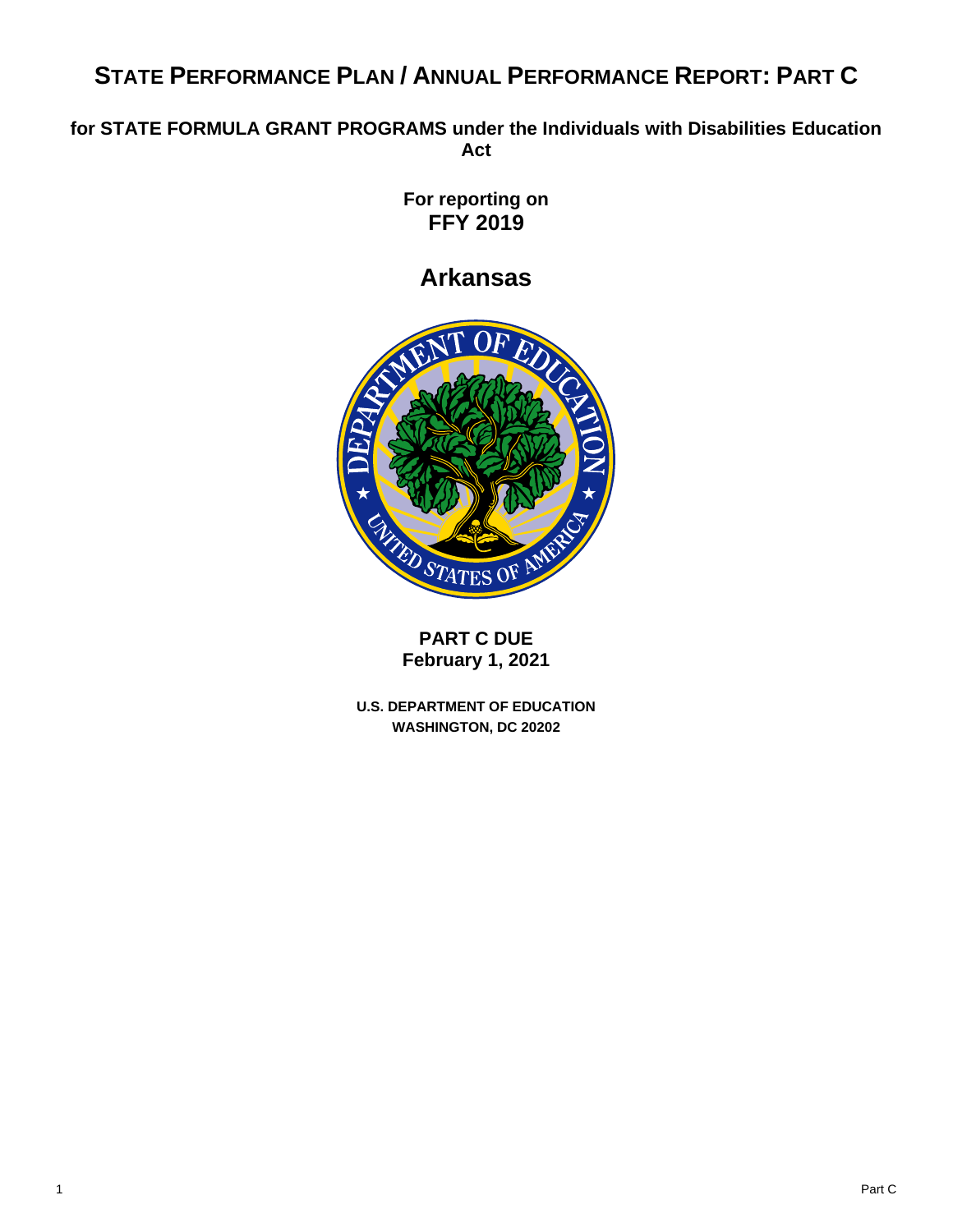# STATE PERFORMANCE PLAN / ANNUAL PERFORMANCE REPORT: PART C

**for STATE FORMULA GRANT PROGRAMS under the Individuals with Disabilities Education Act**

**For reporting on**
**FFY 2019**

## Arkansas

**PART C DUE**
**February 1, 2021**

**U.S. DEPARTMENT OF EDUCATION**
**WASHINGTON, DC 20202**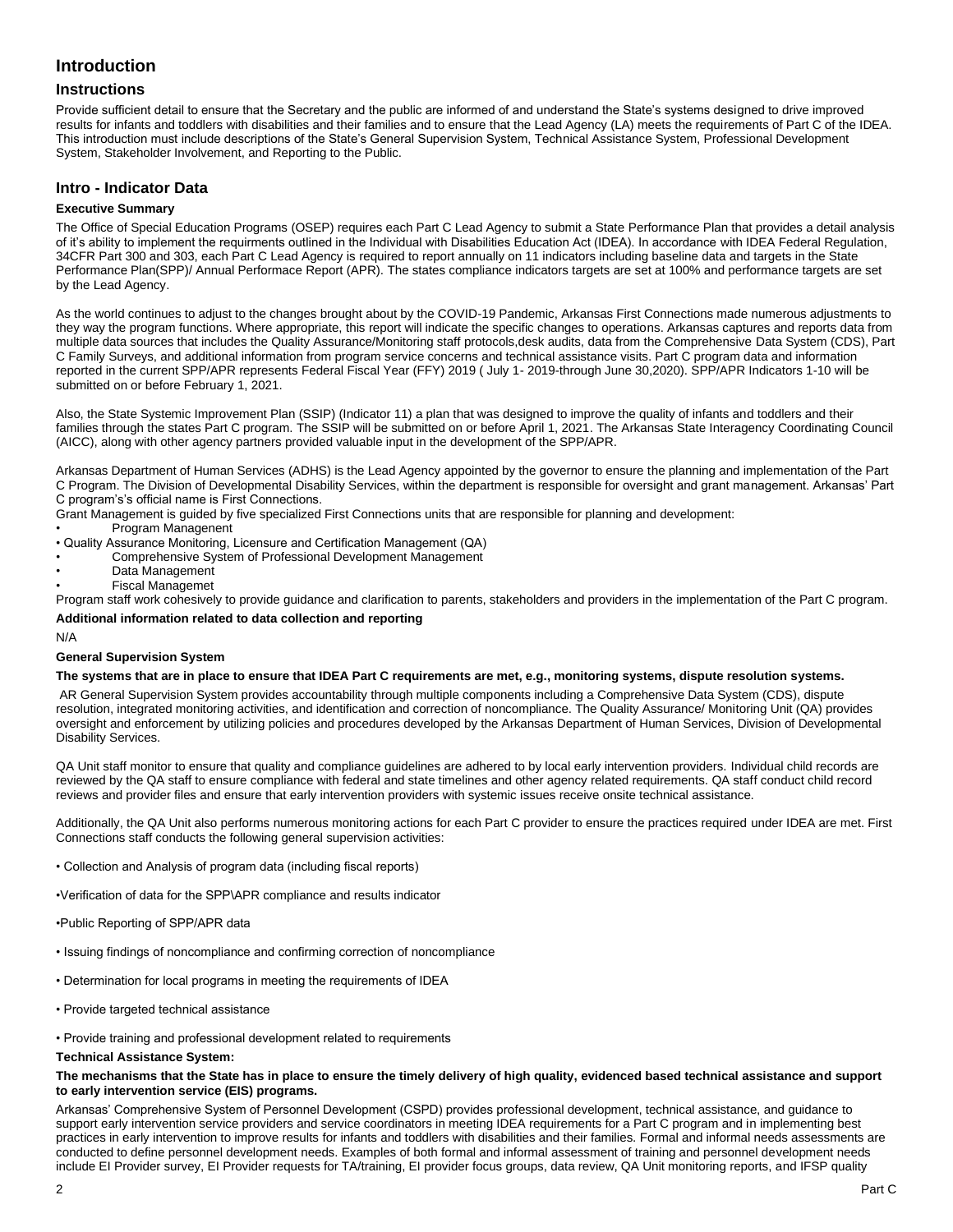# Introduction

## Instructions

Provide sufficient detail to ensure that the Secretary and the public are informed of and understand the State's systems designed to drive improved results for infants and toddlers with disabilities and their families and to ensure that the Lead Agency (LA) meets the requirements of Part C of the IDEA. This introduction must include descriptions of the State's General Supervision System, Technical Assistance System, Professional Development System, Stakeholder Involvement, and Reporting to the Public.

## Intro - Indicator Data

**Executive Summary**

The Office of Special Education Programs (OSEP) requires each Part C Lead Agency to submit a State Performance Plan that provides a detail analysis of it's ability to implement the requirments outlined in the Individual with Disabilities Education Act (IDEA). In accordance with IDEA Federal Regulation, 34CFR Part 300 and 303, each Part C Lead Agency is required to report annually on 11 indicators including baseline data and targets in the State Performance Plan(SPP)/ Annual Performace Report (APR). The states compliance indicators targets are set at 100% and performance targets are set by the Lead Agency.

As the world continues to adjust to the changes brought about by the COVID-19 Pandemic, Arkansas First Connections made numerous adjustments to they way the program functions. Where appropriate, this report will indicate the specific changes to operations. Arkansas captures and reports data from multiple data sources that includes the Quality Assurance/Monitoring staff protocols,desk audits, data from the Comprehensive Data System (CDS), Part C Family Surveys, and additional information from program service concerns and technical assistance visits. Part C program data and information reported in the current SPP/APR represents Federal Fiscal Year (FFY) 2019 ( July 1- 2019-through June 30,2020). SPP/APR Indicators 1-10 will be submitted on or before February 1, 2021.

Also, the State Systemic Improvement Plan (SSIP) (Indicator 11) a plan that was designed to improve the quality of infants and toddlers and their families through the states Part C program. The SSIP will be submitted on or before April 1, 2021. The Arkansas State Interagency Coordinating Council (AICC), along with other agency partners provided valuable input in the development of the SPP/APR.

Arkansas Department of Human Services (ADHS) is the Lead Agency appointed by the governor to ensure the planning and implementation of the Part C Program. The Division of Developmental Disability Services, within the department is responsible for oversight and grant management. Arkansas' Part C program's's official name is First Connections.

Grant Management is guided by five specialized First Connections units that are responsible for planning and development:

- Program Managenent
- Quality Assurance Monitoring, Licensure and Certification Management (QA)
- Comprehensive System of Professional Development Management
- Data Management
- Fiscal Managemet

Program staff work cohesively to provide guidance and clarification to parents, stakeholders and providers in the implementation of the Part C program.

**Additional information related to data collection and reporting**

N/A

**General Supervision System**

**The systems that are in place to ensure that IDEA Part C requirements are met, e.g., monitoring systems, dispute resolution systems.**

AR General Supervision System provides accountability through multiple components including a Comprehensive Data System (CDS), dispute resolution, integrated monitoring activities, and identification and correction of noncompliance. The Quality Assurance/ Monitoring Unit (QA) provides oversight and enforcement by utilizing policies and procedures developed by the Arkansas Department of Human Services, Division of Developmental Disability Services.

QA Unit staff monitor to ensure that quality and compliance guidelines are adhered to by local early intervention providers. Individual child records are reviewed by the QA staff to ensure compliance with federal and state timelines and other agency related requirements. QA staff conduct child record reviews and provider files and ensure that early intervention providers with systemic issues receive onsite technical assistance.

Additionally, the QA Unit also performs numerous monitoring actions for each Part C provider to ensure the practices required under IDEA are met. First Connections staff conducts the following general supervision activities:

- Collection and Analysis of program data (including fiscal reports)
- Verification of data for the SPP\APR compliance and results indicator
- Public Reporting of SPP/APR data
- Issuing findings of noncompliance and confirming correction of noncompliance
- Determination for local programs in meeting the requirements of IDEA
- Provide targeted technical assistance
- Provide training and professional development related to requirements

**Technical Assistance System:**

**The mechanisms that the State has in place to ensure the timely delivery of high quality, evidenced based technical assistance and support to early intervention service (EIS) programs.**

Arkansas' Comprehensive System of Personnel Development (CSPD) provides professional development, technical assistance, and guidance to support early intervention service providers and service coordinators in meeting IDEA requirements for a Part C program and in implementing best practices in early intervention to improve results for infants and toddlers with disabilities and their families. Formal and informal needs assessments are conducted to define personnel development needs. Examples of both formal and informal assessment of training and personnel development needs include EI Provider survey, EI Provider requests for TA/training, EI provider focus groups, data review, QA Unit monitoring reports, and IFSP quality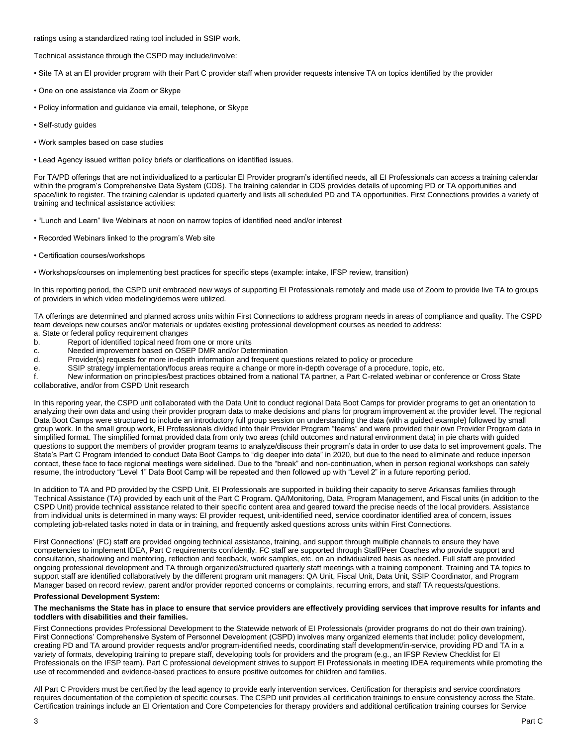ratings using a standardized rating tool included in SSIP work.

Technical assistance through the CSPD may include/involve:

- Site TA at an EI provider program with their Part C provider staff when provider requests intensive TA on topics identified by the provider
- One on one assistance via Zoom or Skype
- Policy information and guidance via email, telephone, or Skype
- Self-study guides
- Work samples based on case studies
- Lead Agency issued written policy briefs or clarifications on identified issues.

For TA/PD offerings that are not individualized to a particular EI Provider program's identified needs, all EI Professionals can access a training calendar within the program's Comprehensive Data System (CDS). The training calendar in CDS provides details of upcoming PD or TA opportunities and space/link to register. The training calendar is updated quarterly and lists all scheduled PD and TA opportunities. First Connections provides a variety of training and technical assistance activities:

- "Lunch and Learn" live Webinars at noon on narrow topics of identified need and/or interest
- Recorded Webinars linked to the program's Web site
- Certification courses/workshops
- Workshops/courses on implementing best practices for specific steps (example: intake, IFSP review, transition)

In this reporting period, the CSPD unit embraced new ways of supporting EI Professionals remotely and made use of Zoom to provide live TA to groups of providers in which video modeling/demos were utilized.

TA offerings are determined and planned across units within First Connections to address program needs in areas of compliance and quality. The CSPD team develops new courses and/or materials or updates existing professional development courses as needed to address:

a. State or federal policy requirement changes
b. Report of identified topical need from one or more units
c. Needed improvement based on OSEP DMR and/or Determination
d. Provider(s) requests for more in-depth information and frequent questions related to policy or procedure
e. SSIP strategy implementation/focus areas require a change or more in-depth coverage of a procedure, topic, etc.
f. New information on principles/best practices obtained from a national TA partner, a Part C-related webinar or conference or Cross State collaborative, and/or from CSPD Unit research

In this reporing year, the CSPD unit collaborated with the Data Unit to conduct regional Data Boot Camps for provider programs to get an orientation to analyzing their own data and using their provider program data to make decisions and plans for program improvement at the provider level. The regional Data Boot Camps were structured to include an introductory full group session on understanding the data (with a guided example) followed by small group work. In the small group work, EI Professionals divided into their Provider Program "teams" and were provided their own Provider Program data in simplified format. The simplified format provided data from only two areas (child outcomes and natural environment data) in pie charts with guided questions to support the members of provider program teams to analyze/discuss their program's data in order to use data to set improvement goals. The State's Part C Program intended to conduct Data Boot Camps to "dig deeper into data" in 2020, but due to the need to eliminate and reduce inperson contact, these face to face regional meetings were sidelined. Due to the "break" and non-continuation, when in person regional workshops can safely resume, the introductory "Level 1" Data Boot Camp will be repeated and then followed up with "Level 2" in a future reporting period.

In addition to TA and PD provided by the CSPD Unit, EI Professionals are supported in building their capacity to serve Arkansas families through Technical Assistance (TA) provided by each unit of the Part C Program. QA/Monitoring, Data, Program Management, and Fiscal units (in addition to the CSPD Unit) provide technical assistance related to their specific content area and geared toward the precise needs of the local providers. Assistance from individual units is determined in many ways: EI provider request, unit-identified need, service coordinator identified area of concern, issues completing job-related tasks noted in data or in training, and frequently asked questions across units within First Connections.

First Connections' (FC) staff are provided ongoing technical assistance, training, and support through multiple channels to ensure they have competencies to implement IDEA, Part C requirements confidently. FC staff are supported through Staff/Peer Coaches who provide support and consultation, shadowing and mentoring, reflection and feedback, work samples, etc. on an individualized basis as needed. Full staff are provided ongoing professional development and TA through organized/structured quarterly staff meetings with a training component. Training and TA topics to support staff are identified collaboratively by the different program unit managers: QA Unit, Fiscal Unit, Data Unit, SSIP Coordinator, and Program Manager based on record review, parent and/or provider reported concerns or complaints, recurring errors, and staff TA requests/questions.

**Professional Development System:**

**The mechanisms the State has in place to ensure that service providers are effectively providing services that improve results for infants and toddlers with disabilities and their families.**

First Connections provides Professional Development to the Statewide network of EI Professionals (provider programs do not do their own training). First Connections' Comprehensive System of Personnel Development (CSPD) involves many organized elements that include: policy development, creating PD and TA around provider requests and/or program-identified needs, coordinating staff development/in-service, providing PD and TA in a variety of formats, developing training to prepare staff, developing tools for providers and the program (e.g., an IFSP Review Checklist for EI Professionals on the IFSP team). Part C professional development strives to support EI Professionals in meeting IDEA requirements while promoting the use of recommended and evidence-based practices to ensure positive outcomes for children and families.

All Part C Providers must be certified by the lead agency to provide early intervention services. Certification for therapists and service coordinators requires documentation of the completion of specific courses. The CSPD unit provides all certification trainings to ensure consistency across the State. Certification trainings include an EI Orientation and Core Competencies for therapy providers and additional certification training courses for Service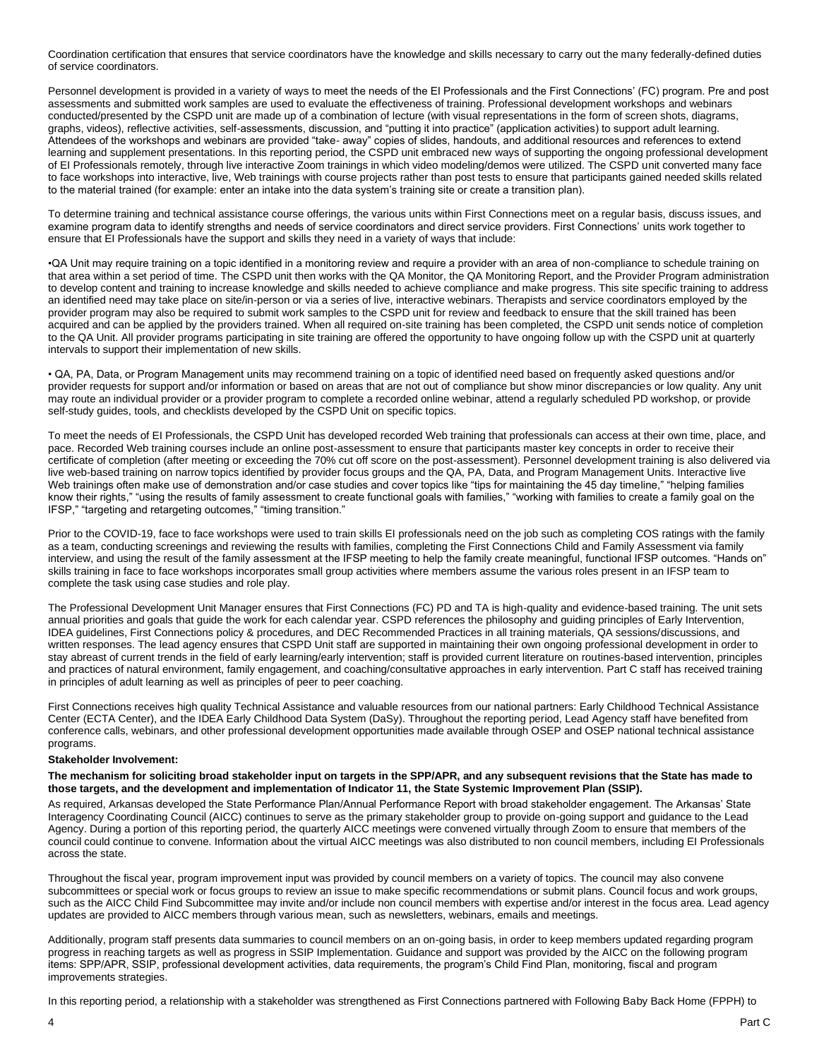Coordination certification that ensures that service coordinators have the knowledge and skills necessary to carry out the many federally-defined duties of service coordinators.

Personnel development is provided in a variety of ways to meet the needs of the EI Professionals and the First Connections' (FC) program. Pre and post assessments and submitted work samples are used to evaluate the effectiveness of training. Professional development workshops and webinars conducted/presented by the CSPD unit are made up of a combination of lecture (with visual representations in the form of screen shots, diagrams, graphs, videos), reflective activities, self-assessments, discussion, and "putting it into practice" (application activities) to support adult learning. Attendees of the workshops and webinars are provided "take- away" copies of slides, handouts, and additional resources and references to extend learning and supplement presentations. In this reporting period, the CSPD unit embraced new ways of supporting the ongoing professional development of EI Professionals remotely, through live interactive Zoom trainings in which video modeling/demos were utilized. The CSPD unit converted many face to face workshops into interactive, live, Web trainings with course projects rather than post tests to ensure that participants gained needed skills related to the material trained (for example: enter an intake into the data system's training site or create a transition plan).

To determine training and technical assistance course offerings, the various units within First Connections meet on a regular basis, discuss issues, and examine program data to identify strengths and needs of service coordinators and direct service providers. First Connections' units work together to ensure that EI Professionals have the support and skills they need in a variety of ways that include:

•QA Unit may require training on a topic identified in a monitoring review and require a provider with an area of non-compliance to schedule training on that area within a set period of time. The CSPD unit then works with the QA Monitor, the QA Monitoring Report, and the Provider Program administration to develop content and training to increase knowledge and skills needed to achieve compliance and make progress. This site specific training to address an identified need may take place on site/in-person or via a series of live, interactive webinars. Therapists and service coordinators employed by the provider program may also be required to submit work samples to the CSPD unit for review and feedback to ensure that the skill trained has been acquired and can be applied by the providers trained. When all required on-site training has been completed, the CSPD unit sends notice of completion to the QA Unit. All provider programs participating in site training are offered the opportunity to have ongoing follow up with the CSPD unit at quarterly intervals to support their implementation of new skills.

• QA, PA, Data, or Program Management units may recommend training on a topic of identified need based on frequently asked questions and/or provider requests for support and/or information or based on areas that are not out of compliance but show minor discrepancies or low quality. Any unit may route an individual provider or a provider program to complete a recorded online webinar, attend a regularly scheduled PD workshop, or provide self-study guides, tools, and checklists developed by the CSPD Unit on specific topics.

To meet the needs of EI Professionals, the CSPD Unit has developed recorded Web training that professionals can access at their own time, place, and pace. Recorded Web training courses include an online post-assessment to ensure that participants master key concepts in order to receive their certificate of completion (after meeting or exceeding the 70% cut off score on the post-assessment). Personnel development training is also delivered via live web-based training on narrow topics identified by provider focus groups and the QA, PA, Data, and Program Management Units. Interactive live Web trainings often make use of demonstration and/or case studies and cover topics like "tips for maintaining the 45 day timeline," "helping families know their rights," "using the results of family assessment to create functional goals with families," "working with families to create a family goal on the IFSP," "targeting and retargeting outcomes," "timing transition."

Prior to the COVID-19, face to face workshops were used to train skills EI professionals need on the job such as completing COS ratings with the family as a team, conducting screenings and reviewing the results with families, completing the First Connections Child and Family Assessment via family interview, and using the result of the family assessment at the IFSP meeting to help the family create meaningful, functional IFSP outcomes. "Hands on" skills training in face to face workshops incorporates small group activities where members assume the various roles present in an IFSP team to complete the task using case studies and role play.

The Professional Development Unit Manager ensures that First Connections (FC) PD and TA is high-quality and evidence-based training. The unit sets annual priorities and goals that guide the work for each calendar year. CSPD references the philosophy and guiding principles of Early Intervention, IDEA guidelines, First Connections policy & procedures, and DEC Recommended Practices in all training materials, QA sessions/discussions, and written responses. The lead agency ensures that CSPD Unit staff are supported in maintaining their own ongoing professional development in order to stay abreast of current trends in the field of early learning/early intervention; staff is provided current literature on routines-based intervention, principles and practices of natural environment, family engagement, and coaching/consultative approaches in early intervention. Part C staff has received training in principles of adult learning as well as principles of peer to peer coaching.

First Connections receives high quality Technical Assistance and valuable resources from our national partners: Early Childhood Technical Assistance Center (ECTA Center), and the IDEA Early Childhood Data System (DaSy). Throughout the reporting period, Lead Agency staff have benefited from conference calls, webinars, and other professional development opportunities made available through OSEP and OSEP national technical assistance programs.

**Stakeholder Involvement:**

**The mechanism for soliciting broad stakeholder input on targets in the SPP/APR, and any subsequent revisions that the State has made to those targets, and the development and implementation of Indicator 11, the State Systemic Improvement Plan (SSIP).**

As required, Arkansas developed the State Performance Plan/Annual Performance Report with broad stakeholder engagement. The Arkansas' State Interagency Coordinating Council (AICC) continues to serve as the primary stakeholder group to provide on-going support and guidance to the Lead Agency. During a portion of this reporting period, the quarterly AICC meetings were convened virtually through Zoom to ensure that members of the council could continue to convene. Information about the virtual AICC meetings was also distributed to non council members, including EI Professionals across the state.

Throughout the fiscal year, program improvement input was provided by council members on a variety of topics. The council may also convene subcommittees or special work or focus groups to review an issue to make specific recommendations or submit plans. Council focus and work groups, such as the AICC Child Find Subcommittee may invite and/or include non council members with expertise and/or interest in the focus area. Lead agency updates are provided to AICC members through various mean, such as newsletters, webinars, emails and meetings.

Additionally, program staff presents data summaries to council members on an on-going basis, in order to keep members updated regarding program progress in reaching targets as well as progress in SSIP Implementation. Guidance and support was provided by the AICC on the following program items: SPP/APR, SSIP, professional development activities, data requirements, the program's Child Find Plan, monitoring, fiscal and program improvements strategies.

In this reporting period, a relationship with a stakeholder was strengthened as First Connections partnered with Following Baby Back Home (FPPH) to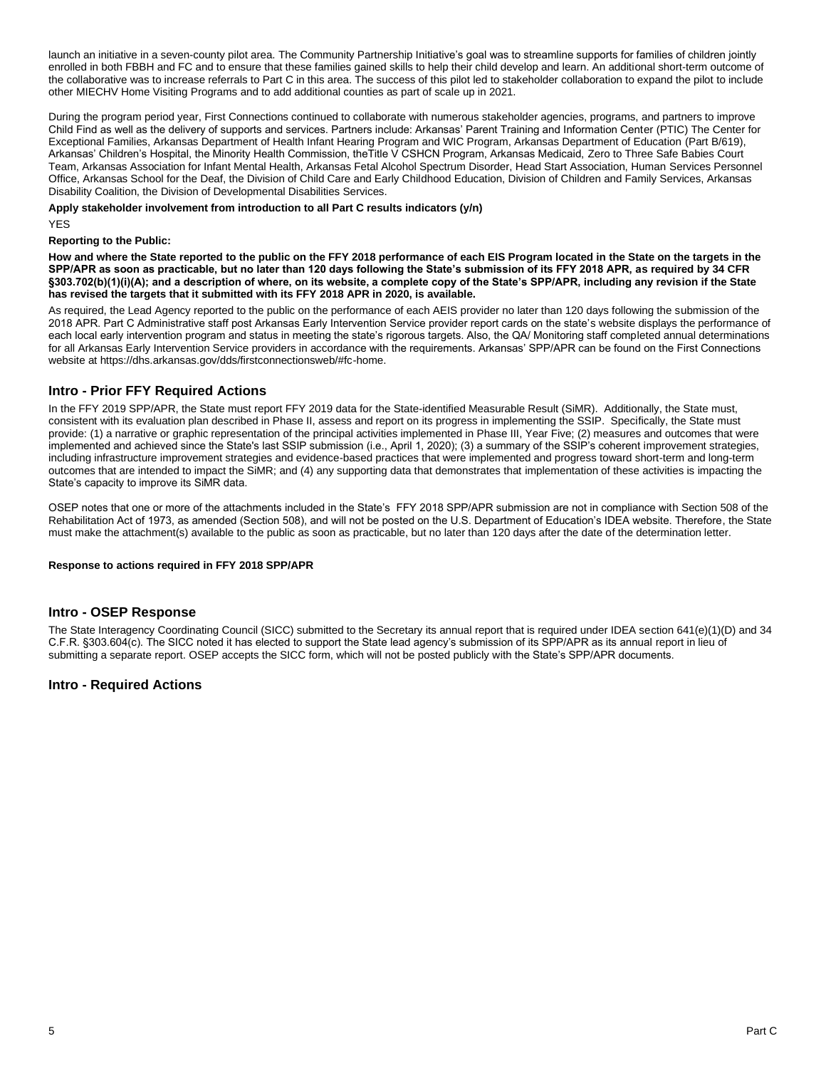launch an initiative in a seven-county pilot area. The Community Partnership Initiative's goal was to streamline supports for families of children jointly enrolled in both FBBH and FC and to ensure that these families gained skills to help their child develop and learn. An additional short-term outcome of the collaborative was to increase referrals to Part C in this area. The success of this pilot led to stakeholder collaboration to expand the pilot to include other MIECHV Home Visiting Programs and to add additional counties as part of scale up in 2021.

During the program period year, First Connections continued to collaborate with numerous stakeholder agencies, programs, and partners to improve Child Find as well as the delivery of supports and services. Partners include: Arkansas' Parent Training and Information Center (PTIC) The Center for Exceptional Families, Arkansas Department of Health Infant Hearing Program and WIC Program, Arkansas Department of Education (Part B/619), Arkansas' Children's Hospital, the Minority Health Commission, theTitle V CSHCN Program, Arkansas Medicaid, Zero to Three Safe Babies Court Team, Arkansas Association for Infant Mental Health, Arkansas Fetal Alcohol Spectrum Disorder, Head Start Association, Human Services Personnel Office, Arkansas School for the Deaf, the Division of Child Care and Early Childhood Education, Division of Children and Family Services, Arkansas Disability Coalition, the Division of Developmental Disabilities Services.

**Apply stakeholder involvement from introduction to all Part C results indicators (y/n)**

YES

**Reporting to the Public:**

**How and where the State reported to the public on the FFY 2018 performance of each EIS Program located in the State on the targets in the SPP/APR as soon as practicable, but no later than 120 days following the State's submission of its FFY 2018 APR, as required by 34 CFR §303.702(b)(1)(i)(A); and a description of where, on its website, a complete copy of the State's SPP/APR, including any revision if the State has revised the targets that it submitted with its FFY 2018 APR in 2020, is available.**

As required, the Lead Agency reported to the public on the performance of each AEIS provider no later than 120 days following the submission of the 2018 APR. Part C Administrative staff post Arkansas Early Intervention Service provider report cards on the state's website displays the performance of each local early intervention program and status in meeting the state's rigorous targets. Also, the QA/ Monitoring staff completed annual determinations for all Arkansas Early Intervention Service providers in accordance with the requirements. Arkansas' SPP/APR can be found on the First Connections website at https://dhs.arkansas.gov/dds/firstconnectionsweb/#fc-home.

## Intro - Prior FFY Required Actions

In the FFY 2019 SPP/APR, the State must report FFY 2019 data for the State-identified Measurable Result (SiMR). Additionally, the State must, consistent with its evaluation plan described in Phase II, assess and report on its progress in implementing the SSIP. Specifically, the State must provide: (1) a narrative or graphic representation of the principal activities implemented in Phase III, Year Five; (2) measures and outcomes that were implemented and achieved since the State's last SSIP submission (i.e., April 1, 2020); (3) a summary of the SSIP's coherent improvement strategies, including infrastructure improvement strategies and evidence-based practices that were implemented and progress toward short-term and long-term outcomes that are intended to impact the SiMR; and (4) any supporting data that demonstrates that implementation of these activities is impacting the State's capacity to improve its SiMR data.

OSEP notes that one or more of the attachments included in the State's FFY 2018 SPP/APR submission are not in compliance with Section 508 of the Rehabilitation Act of 1973, as amended (Section 508), and will not be posted on the U.S. Department of Education's IDEA website. Therefore, the State must make the attachment(s) available to the public as soon as practicable, but no later than 120 days after the date of the determination letter.

**Response to actions required in FFY 2018 SPP/APR**

## Intro - OSEP Response

The State Interagency Coordinating Council (SICC) submitted to the Secretary its annual report that is required under IDEA section 641(e)(1)(D) and 34 C.F.R. §303.604(c). The SICC noted it has elected to support the State lead agency's submission of its SPP/APR as its annual report in lieu of submitting a separate report. OSEP accepts the SICC form, which will not be posted publicly with the State's SPP/APR documents.

## Intro - Required Actions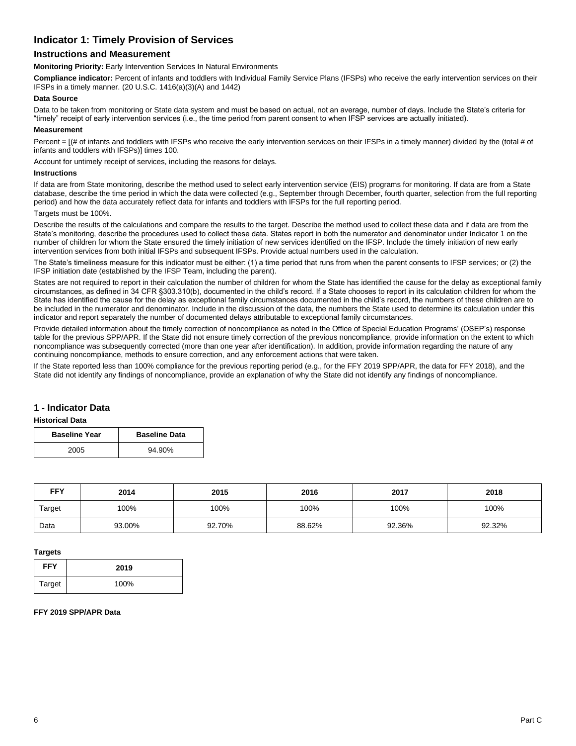# Indicator 1: Timely Provision of Services

## Instructions and Measurement

**Monitoring Priority:** Early Intervention Services In Natural Environments

**Compliance indicator:** Percent of infants and toddlers with Individual Family Service Plans (IFSPs) who receive the early intervention services on their IFSPs in a timely manner. (20 U.S.C. 1416(a)(3)(A) and 1442)

**Data Source**

Data to be taken from monitoring or State data system and must be based on actual, not an average, number of days. Include the State's criteria for "timely" receipt of early intervention services (i.e., the time period from parent consent to when IFSP services are actually initiated).

**Measurement**

Percent = [(# of infants and toddlers with IFSPs who receive the early intervention services on their IFSPs in a timely manner) divided by the (total # of infants and toddlers with IFSPs)] times 100.

Account for untimely receipt of services, including the reasons for delays.

**Instructions**

If data are from State monitoring, describe the method used to select early intervention service (EIS) programs for monitoring. If data are from a State database, describe the time period in which the data were collected (e.g., September through December, fourth quarter, selection from the full reporting period) and how the data accurately reflect data for infants and toddlers with IFSPs for the full reporting period.

Targets must be 100%.

Describe the results of the calculations and compare the results to the target. Describe the method used to collect these data and if data are from the State's monitoring, describe the procedures used to collect these data. States report in both the numerator and denominator under Indicator 1 on the number of children for whom the State ensured the timely initiation of new services identified on the IFSP. Include the timely initiation of new early intervention services from both initial IFSPs and subsequent IFSPs. Provide actual numbers used in the calculation.

The State's timeliness measure for this indicator must be either: (1) a time period that runs from when the parent consents to IFSP services; or (2) the IFSP initiation date (established by the IFSP Team, including the parent).

States are not required to report in their calculation the number of children for whom the State has identified the cause for the delay as exceptional family circumstances, as defined in 34 CFR §303.310(b), documented in the child's record. If a State chooses to report in its calculation children for whom the State has identified the cause for the delay as exceptional family circumstances documented in the child's record, the numbers of these children are to be included in the numerator and denominator. Include in the discussion of the data, the numbers the State used to determine its calculation under this indicator and report separately the number of documented delays attributable to exceptional family circumstances.

Provide detailed information about the timely correction of noncompliance as noted in the Office of Special Education Programs' (OSEP's) response table for the previous SPP/APR. If the State did not ensure timely correction of the previous noncompliance, provide information on the extent to which noncompliance was subsequently corrected (more than one year after identification). In addition, provide information regarding the nature of any continuing noncompliance, methods to ensure correction, and any enforcement actions that were taken.

If the State reported less than 100% compliance for the previous reporting period (e.g., for the FFY 2019 SPP/APR, the data for FFY 2018), and the State did not identify any findings of noncompliance, provide an explanation of why the State did not identify any findings of noncompliance.

## 1 - Indicator Data

**Historical Data**

| Baseline Year | Baseline Data |
|---|---|
| 2005 | 94.90% |

| FFY | 2014 | 2015 | 2016 | 2017 | 2018 |
|---|---|---|---|---|---|
| Target | 100% | 100% | 100% | 100% | 100% |
| Data | 93.00% | 92.70% | 88.62% | 92.36% | 92.32% |

**Targets**

| FFY | 2019 |
|---|---|
| Target | 100% |

**FFY 2019 SPP/APR Data**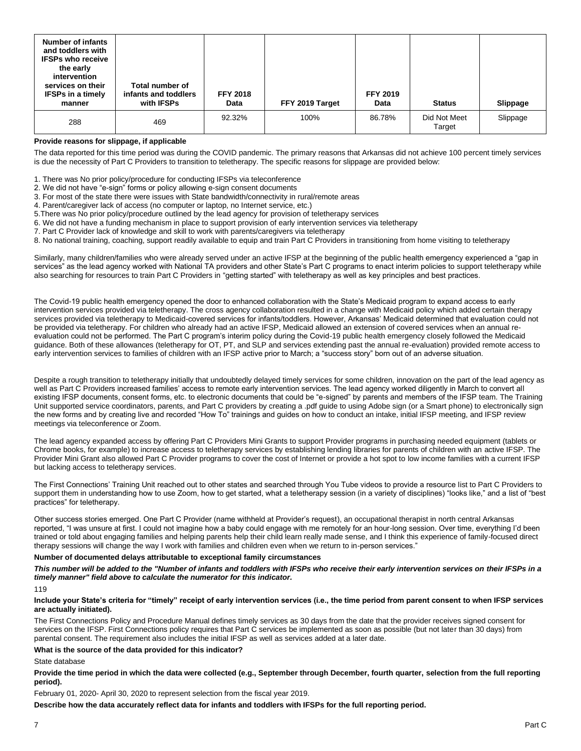| Number of infants and toddlers with IFSPs who receive the early intervention services on their IFSPs in a timely manner | Total number of infants and toddlers with IFSPs | FFY 2018 Data | FFY 2019 Target | FFY 2019 Data | Status | Slippage |
|---|---|---|---|---|---|---|
| 288 | 469 | 92.32% | 100% | 86.78% | Did Not Meet Target | Slippage |

**Provide reasons for slippage, if applicable**

The data reported for this time period was during the COVID pandemic. The primary reasons that Arkansas did not achieve 100 percent timely services is due the necessity of Part C Providers to transition to teletherapy. The specific reasons for slippage are provided below:

1. There was No prior policy/procedure for conducting IFSPs via teleconference
2. We did not have "e-sign" forms or policy allowing e-sign consent documents
3. For most of the state there were issues with State bandwidth/connectivity in rural/remote areas
4. Parent/caregiver lack of access (no computer or laptop, no Internet service, etc.)
5. There was No prior policy/procedure outlined by the lead agency for provision of teletherapy services
6. We did not have a funding mechanism in place to support provision of early intervention services via teletherapy
7. Part C Provider lack of knowledge and skill to work with parents/caregivers via teletherapy
8. No national training, coaching, support readily available to equip and train Part C Providers in transitioning from home visiting to teletherapy

Similarly, many children/families who were already served under an active IFSP at the beginning of the public health emergency experienced a "gap in services" as the lead agency worked with National TA providers and other State's Part C programs to enact interim policies to support teletherapy while also searching for resources to train Part C Providers in "getting started" with teletherapy as well as key principles and best practices.

The Covid-19 public health emergency opened the door to enhanced collaboration with the State's Medicaid program to expand access to early intervention services provided via teletherapy. The cross agency collaboration resulted in a change with Medicaid policy which added certain therapy services provided via teletherapy to Medicaid-covered services for infants/toddlers. However, Arkansas' Medicaid determined that evaluation could not be provided via teletherapy. For children who already had an active IFSP, Medicaid allowed an extension of covered services when an annual re-evaluation could not be performed. The Part C program's interim policy during the Covid-19 public health emergency closely followed the Medicaid guidance. Both of these allowances (teletherapy for OT, PT, and SLP and services extending past the annual re-evaluation) provided remote access to early intervention services to families of children with an IFSP active prior to March; a "success story" born out of an adverse situation.

Despite a rough transition to teletherapy initially that undoubtedly delayed timely services for some children, innovation on the part of the lead agency as well as Part C Providers increased families' access to remote early intervention services. The lead agency worked diligently in March to convert all existing IFSP documents, consent forms, etc. to electronic documents that could be "e-signed" by parents and members of the IFSP team. The Training Unit supported service coordinators, parents, and Part C providers by creating a .pdf guide to using Adobe sign (or a Smart phone) to electronically sign the new forms and by creating live and recorded "How To" trainings and guides on how to conduct an intake, initial IFSP meeting, and IFSP review meetings via teleconference or Zoom.

The lead agency expanded access by offering Part C Providers Mini Grants to support Provider programs in purchasing needed equipment (tablets or Chrome books, for example) to increase access to teletherapy services by establishing lending libraries for parents of children with an active IFSP. The Provider Mini Grant also allowed Part C Provider programs to cover the cost of Internet or provide a hot spot to low income families with a current IFSP but lacking access to teletherapy services.

The First Connections' Training Unit reached out to other states and searched through You Tube videos to provide a resource list to Part C Providers to support them in understanding how to use Zoom, how to get started, what a teletherapy session (in a variety of disciplines) "looks like," and a list of "best practices" for teletherapy.

Other success stories emerged. One Part C Provider (name withheld at Provider's request), an occupational therapist in north central Arkansas reported, "I was unsure at first. I could not imagine how a baby could engage with me remotely for an hour-long session. Over time, everything I'd been trained or told about engaging families and helping parents help their child learn really made sense, and I think this experience of family-focused direct therapy sessions will change the way I work with families and children even when we return to in-person services."

**Number of documented delays attributable to exceptional family circumstances**

***This number will be added to the "Number of infants and toddlers with IFSPs who receive their early intervention services on their IFSPs in a timely manner" field above to calculate the numerator for this indicator.***

119

**Include your State's criteria for "timely" receipt of early intervention services (i.e., the time period from parent consent to when IFSP services are actually initiated).**

The First Connections Policy and Procedure Manual defines timely services as 30 days from the date that the provider receives signed consent for services on the IFSP. First Connections policy requires that Part C services be implemented as soon as possible (but not later than 30 days) from parental consent. The requirement also includes the initial IFSP as well as services added at a later date.

**What is the source of the data provided for this indicator?**

State database

**Provide the time period in which the data were collected (e.g., September through December, fourth quarter, selection from the full reporting period).**

February 01, 2020- April 30, 2020 to represent selection from the fiscal year 2019.

**Describe how the data accurately reflect data for infants and toddlers with IFSPs for the full reporting period.**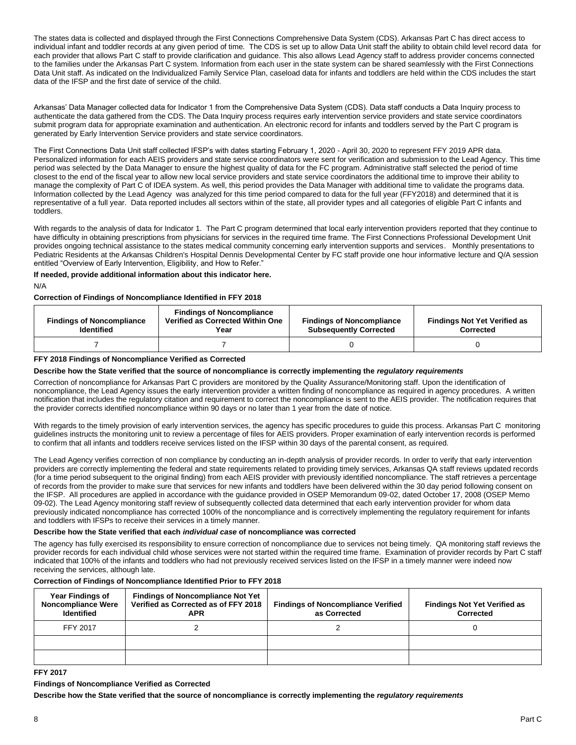The states data is collected and displayed through the First Connections Comprehensive Data System (CDS). Arkansas Part C has direct access to individual infant and toddler records at any given period of time. The CDS is set up to allow Data Unit staff the ability to obtain child level record data for each provider that allows Part C staff to provide clarification and guidance. This also allows Lead Agency staff to address provider concerns connected to the families under the Arkansas Part C system. Information from each user in the state system can be shared seamlessly with the First Connections Data Unit staff. As indicated on the Individualized Family Service Plan, caseload data for infants and toddlers are held within the CDS includes the start data of the IFSP and the first date of service of the child.

Arkansas' Data Manager collected data for Indicator 1 from the Comprehensive Data System (CDS). Data staff conducts a Data Inquiry process to authenticate the data gathered from the CDS. The Data Inquiry process requires early intervention service providers and state service coordinators submit program data for appropriate examination and authentication. An electronic record for infants and toddlers served by the Part C program is generated by Early Intervention Service providers and state service coordinators.

The First Connections Data Unit staff collected IFSP's with dates starting February 1, 2020 - April 30, 2020 to represent FFY 2019 APR data. Personalized information for each AEIS providers and state service coordinators were sent for verification and submission to the Lead Agency. This time period was selected by the Data Manager to ensure the highest quality of data for the FC program. Administrative staff selected the period of time closest to the end of the fiscal year to allow new local service providers and state service coordinators the additional time to improve their ability to manage the complexity of Part C of IDEA system. As well, this period provides the Data Manager with additional time to validate the programs data. Information collected by the Lead Agency was analyzed for this time period compared to data for the full year (FFY2018) and determined that it is representative of a full year. Data reported includes all sectors within of the state, all provider types and all categories of eligible Part C infants and toddlers.

With regards to the analysis of data for Indicator 1. The Part C program determined that local early intervention providers reported that they continue to have difficulty in obtaining prescriptions from physicians for services in the required time frame. The First Connections Professional Development Unit provides ongoing technical assistance to the states medical community concerning early intervention supports and services. Monthly presentations to Pediatric Residents at the Arkansas Children's Hospital Dennis Developmental Center by FC staff provide one hour informative lecture and Q/A session entitled "Overview of Early Intervention, Eligibility, and How to Refer."

**If needed, provide additional information about this indicator here.**

N/A

**Correction of Findings of Noncompliance Identified in FFY 2018**

| Findings of Noncompliance Identified | Findings of Noncompliance Verified as Corrected Within One Year | Findings of Noncompliance Subsequently Corrected | Findings Not Yet Verified as Corrected |
|---|---|---|---|
| 7 | 7 | 0 | 0 |

**FFY 2018 Findings of Noncompliance Verified as Corrected**

**Describe how the State verified that the source of noncompliance is correctly implementing the *regulatory requirements***

Correction of noncompliance for Arkansas Part C providers are monitored by the Quality Assurance/Monitoring staff. Upon the identification of noncompliance, the Lead Agency issues the early intervention provider a written finding of noncompliance as required in agency procedures. A written notification that includes the regulatory citation and requirement to correct the noncompliance is sent to the AEIS provider. The notification requires that the provider corrects identified noncompliance within 90 days or no later than 1 year from the date of notice.

With regards to the timely provision of early intervention services, the agency has specific procedures to guide this process. Arkansas Part C monitoring guidelines instructs the monitoring unit to review a percentage of files for AEIS providers. Proper examination of early intervention records is performed to confirm that all infants and toddlers receive services listed on the IFSP within 30 days of the parental consent, as required.

The Lead Agency verifies correction of non compliance by conducting an in-depth analysis of provider records. In order to verify that early intervention providers are correctly implementing the federal and state requirements related to providing timely services, Arkansas QA staff reviews updated records (for a time period subsequent to the original finding) from each AEIS provider with previously identified noncompliance. The staff retrieves a percentage of records from the provider to make sure that services for new infants and toddlers have been delivered within the 30 day period following consent on the IFSP. All procedures are applied in accordance with the guidance provided in OSEP Memorandum 09-02, dated October 17, 2008 (OSEP Memo 09-02). The Lead Agency monitoring staff review of subsequently collected data determined that each early intervention provider for whom data previously indicated noncompliance has corrected 100% of the noncompliance and is correctively implementing the regulatory requirement for infants and toddlers with IFSPs to receive their services in a timely manner.

**Describe how the State verified that each *individual case* of noncompliance was corrected**

The agency has fully exercised its responsibility to ensure correction of noncompliance due to services not being timely. QA monitoring staff reviews the provider records for each individual child whose services were not started within the required time frame. Examination of provider records by Part C staff indicated that 100% of the infants and toddlers who had not previously received services listed on the IFSP in a timely manner were indeed now receiving the services, although late.

**Correction of Findings of Noncompliance Identified Prior to FFY 2018**

| Year Findings of Noncompliance Were Identified | Findings of Noncompliance Not Yet Verified as Corrected as of FFY 2018 APR | Findings of Noncompliance Verified as Corrected | Findings Not Yet Verified as Corrected |
|---|---|---|---|
| FFY 2017 | 2 | 2 | 0 |
| | | | |
| | | | |

**FFY 2017**

**Findings of Noncompliance Verified as Corrected**

**Describe how the State verified that the source of noncompliance is correctly implementing the *regulatory requirements***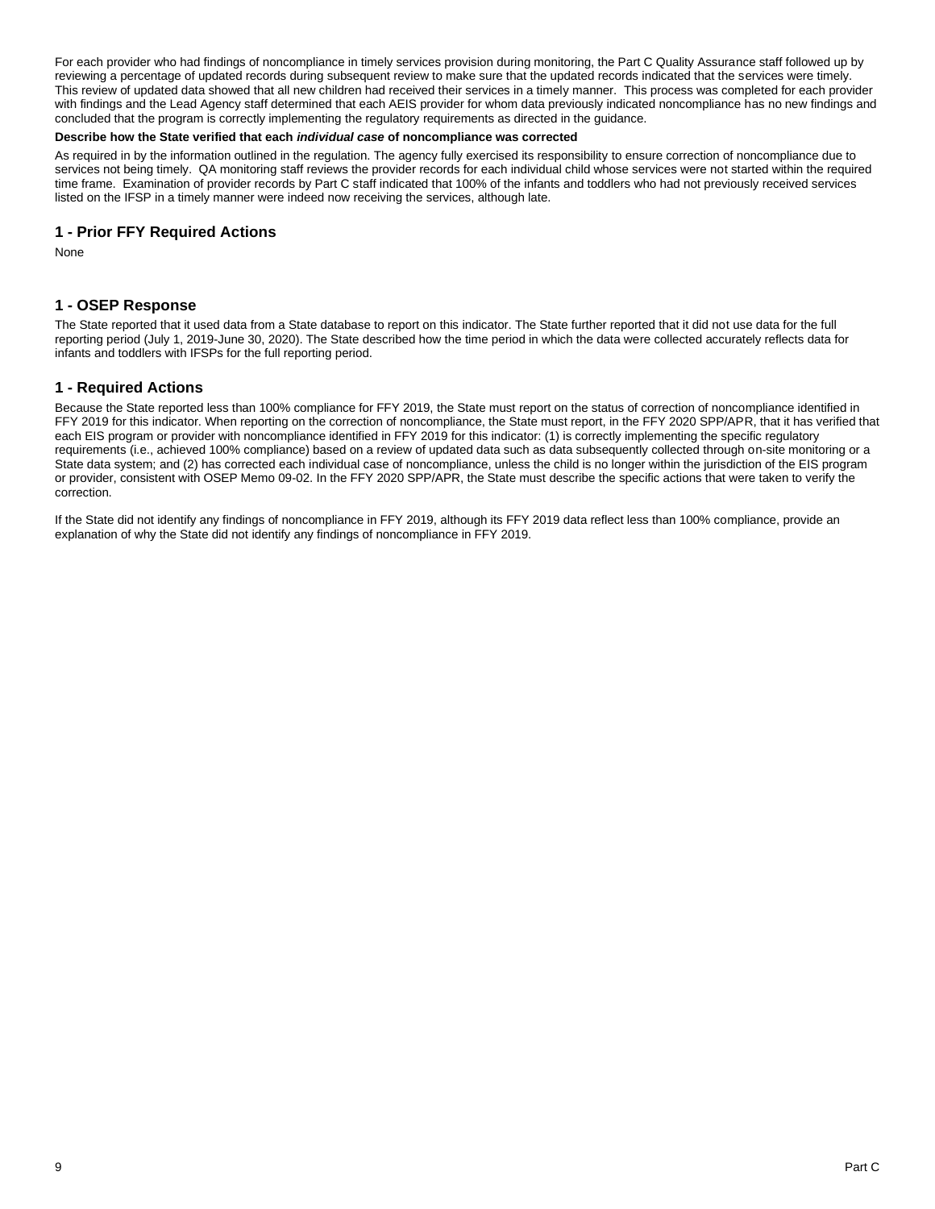For each provider who had findings of noncompliance in timely services provision during monitoring, the Part C Quality Assurance staff followed up by reviewing a percentage of updated records during subsequent review to make sure that the updated records indicated that the services were timely. This review of updated data showed that all new children had received their services in a timely manner. This process was completed for each provider with findings and the Lead Agency staff determined that each AEIS provider for whom data previously indicated noncompliance has no new findings and concluded that the program is correctly implementing the regulatory requirements as directed in the guidance.

**Describe how the State verified that each *individual case* of noncompliance was corrected**

As required in by the information outlined in the regulation. The agency fully exercised its responsibility to ensure correction of noncompliance due to services not being timely. QA monitoring staff reviews the provider records for each individual child whose services were not started within the required time frame. Examination of provider records by Part C staff indicated that 100% of the infants and toddlers who had not previously received services listed on the IFSP in a timely manner were indeed now receiving the services, although late.

## 1 - Prior FFY Required Actions

None

## 1 - OSEP Response

The State reported that it used data from a State database to report on this indicator. The State further reported that it did not use data for the full reporting period (July 1, 2019-June 30, 2020). The State described how the time period in which the data were collected accurately reflects data for infants and toddlers with IFSPs for the full reporting period.

## 1 - Required Actions

Because the State reported less than 100% compliance for FFY 2019, the State must report on the status of correction of noncompliance identified in FFY 2019 for this indicator. When reporting on the correction of noncompliance, the State must report, in the FFY 2020 SPP/APR, that it has verified that each EIS program or provider with noncompliance identified in FFY 2019 for this indicator: (1) is correctly implementing the specific regulatory requirements (i.e., achieved 100% compliance) based on a review of updated data such as data subsequently collected through on-site monitoring or a State data system; and (2) has corrected each individual case of noncompliance, unless the child is no longer within the jurisdiction of the EIS program or provider, consistent with OSEP Memo 09-02. In the FFY 2020 SPP/APR, the State must describe the specific actions that were taken to verify the correction.

If the State did not identify any findings of noncompliance in FFY 2019, although its FFY 2019 data reflect less than 100% compliance, provide an explanation of why the State did not identify any findings of noncompliance in FFY 2019.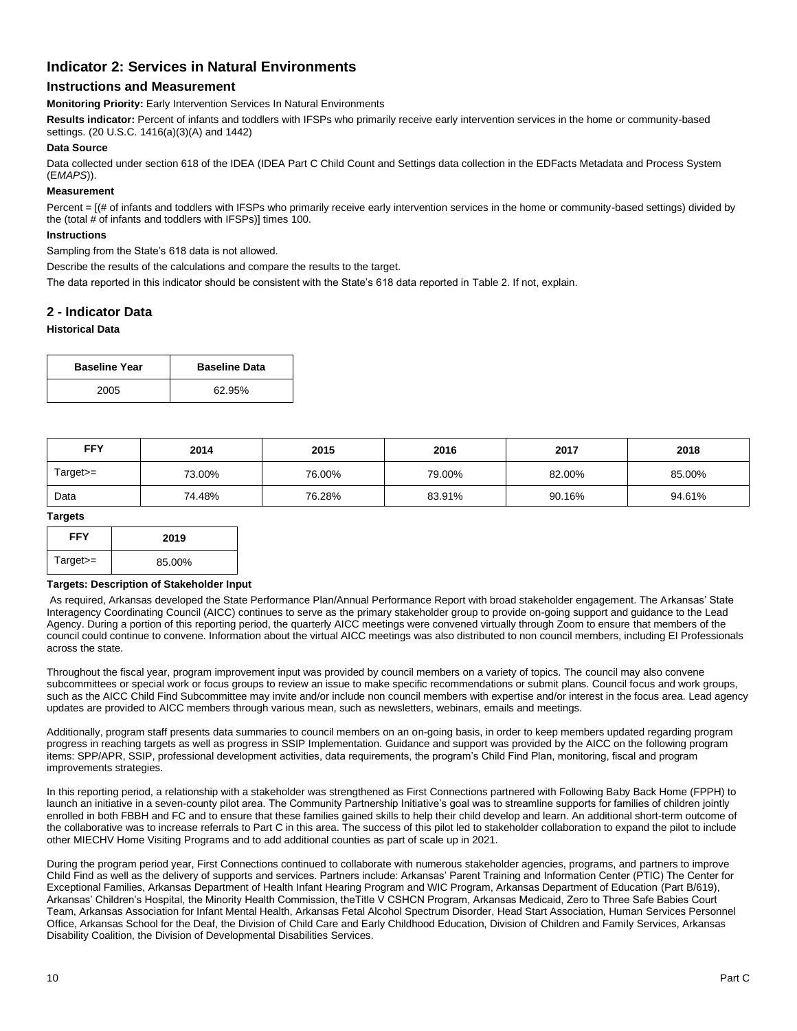## Indicator 2: Services in Natural Environments

### Instructions and Measurement

**Monitoring Priority:** Early Intervention Services In Natural Environments

**Results indicator:** Percent of infants and toddlers with IFSPs who primarily receive early intervention services in the home or community-based settings. (20 U.S.C. 1416(a)(3)(A) and 1442)

**Data Source**

Data collected under section 618 of the IDEA (IDEA Part C Child Count and Settings data collection in the EDFacts Metadata and Process System (E*MAPS*)).

**Measurement**

Percent = [(# of infants and toddlers with IFSPs who primarily receive early intervention services in the home or community-based settings) divided by the (total # of infants and toddlers with IFSPs)] times 100.

**Instructions**

Sampling from the State's 618 data is not allowed.

Describe the results of the calculations and compare the results to the target.

The data reported in this indicator should be consistent with the State's 618 data reported in Table 2. If not, explain.

### 2 - Indicator Data

**Historical Data**

| Baseline Year | Baseline Data |
|---|---|
| 2005 | 62.95% |

| FFY | 2014 | 2015 | 2016 | 2017 | 2018 |
|---|---|---|---|---|---|
| Target>= | 73.00% | 76.00% | 79.00% | 82.00% | 85.00% |
| Data | 74.48% | 76.28% | 83.91% | 90.16% | 94.61% |

**Targets**

| FFY | 2019 |
|---|---|
| Target>= | 85.00% |

**Targets: Description of Stakeholder Input**

As required, Arkansas developed the State Performance Plan/Annual Performance Report with broad stakeholder engagement. The Arkansas' State Interagency Coordinating Council (AICC) continues to serve as the primary stakeholder group to provide on-going support and guidance to the Lead Agency. During a portion of this reporting period, the quarterly AICC meetings were convened virtually through Zoom to ensure that members of the council could continue to convene. Information about the virtual AICC meetings was also distributed to non council members, including EI Professionals across the state.

Throughout the fiscal year, program improvement input was provided by council members on a variety of topics. The council may also convene subcommittees or special work or focus groups to review an issue to make specific recommendations or submit plans. Council focus and work groups, such as the AICC Child Find Subcommittee may invite and/or include non council members with expertise and/or interest in the focus area. Lead agency updates are provided to AICC members through various mean, such as newsletters, webinars, emails and meetings.

Additionally, program staff presents data summaries to council members on an on-going basis, in order to keep members updated regarding program progress in reaching targets as well as progress in SSIP Implementation. Guidance and support was provided by the AICC on the following program items: SPP/APR, SSIP, professional development activities, data requirements, the program's Child Find Plan, monitoring, fiscal and program improvements strategies.

In this reporting period, a relationship with a stakeholder was strengthened as First Connections partnered with Following Baby Back Home (FPPH) to launch an initiative in a seven-county pilot area. The Community Partnership Initiative's goal was to streamline supports for families of children jointly enrolled in both FBBH and FC and to ensure that these families gained skills to help their child develop and learn. An additional short-term outcome of the collaborative was to increase referrals to Part C in this area. The success of this pilot led to stakeholder collaboration to expand the pilot to include other MIECHV Home Visiting Programs and to add additional counties as part of scale up in 2021.

During the program period year, First Connections continued to collaborate with numerous stakeholder agencies, programs, and partners to improve Child Find as well as the delivery of supports and services. Partners include: Arkansas' Parent Training and Information Center (PTIC) The Center for Exceptional Families, Arkansas Department of Health Infant Hearing Program and WIC Program, Arkansas Department of Education (Part B/619), Arkansas' Children's Hospital, the Minority Health Commission, theTitle V CSHCN Program, Arkansas Medicaid, Zero to Three Safe Babies Court Team, Arkansas Association for Infant Mental Health, Arkansas Fetal Alcohol Spectrum Disorder, Head Start Association, Human Services Personnel Office, Arkansas School for the Deaf, the Division of Child Care and Early Childhood Education, Division of Children and Family Services, Arkansas Disability Coalition, the Division of Developmental Disabilities Services.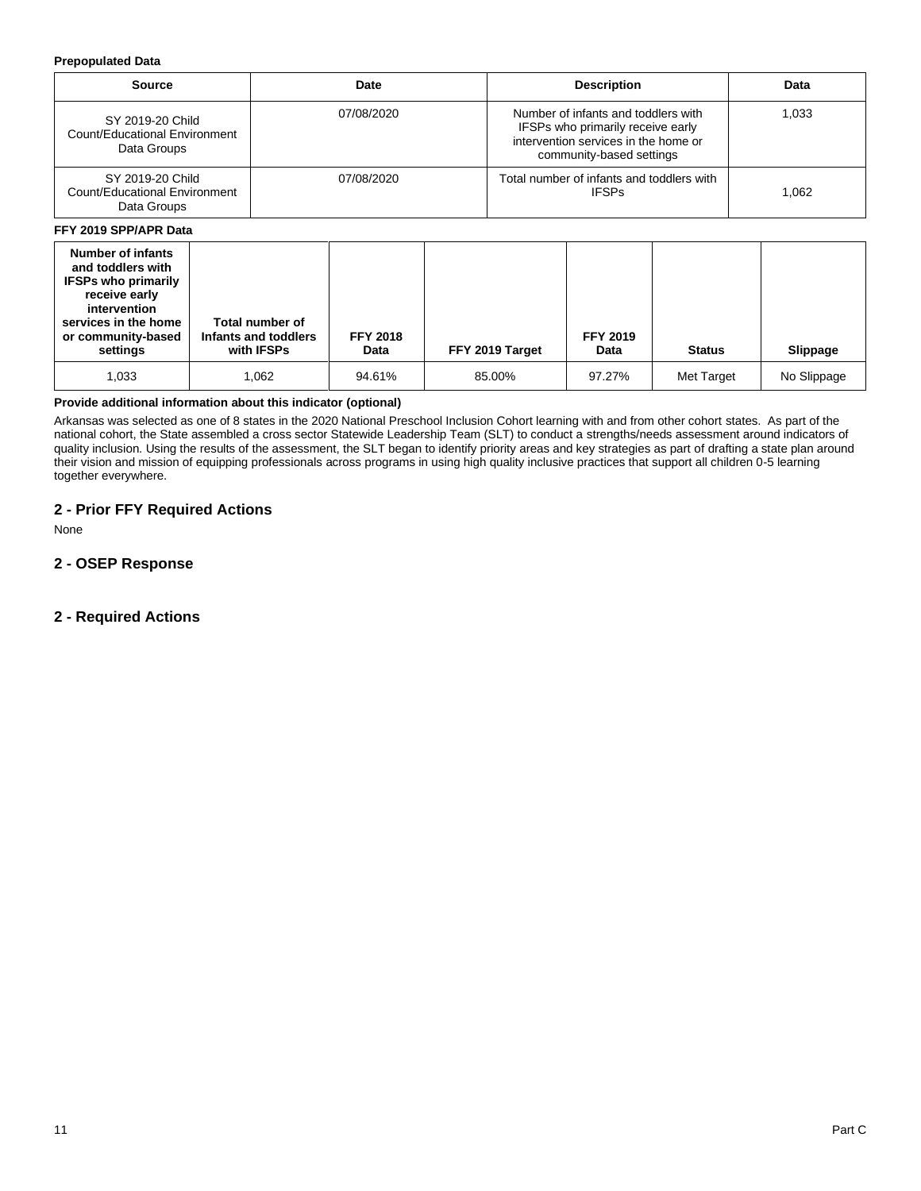**Prepopulated Data**

| Source | Date | Description | Data |
|---|---|---|---|
| SY 2019-20 Child Count/Educational Environment Data Groups | 07/08/2020 | Number of infants and toddlers with IFSPs who primarily receive early intervention services in the home or community-based settings | 1,033 |
| SY 2019-20 Child Count/Educational Environment Data Groups | 07/08/2020 | Total number of infants and toddlers with IFSPs | 1,062 |

**FFY 2019 SPP/APR Data**

| Number of infants and toddlers with IFSPs who primarily receive early intervention services in the home or community-based settings | Total number of Infants and toddlers with IFSPs | FFY 2018 Data | FFY 2019 Target | FFY 2019 Data | Status | Slippage |
|---|---|---|---|---|---|---|
| 1,033 | 1,062 | 94.61% | 85.00% | 97.27% | Met Target | No Slippage |

**Provide additional information about this indicator (optional)**

Arkansas was selected as one of 8 states in the 2020 National Preschool Inclusion Cohort learning with and from other cohort states. As part of the national cohort, the State assembled a cross sector Statewide Leadership Team (SLT) to conduct a strengths/needs assessment around indicators of quality inclusion. Using the results of the assessment, the SLT began to identify priority areas and key strategies as part of drafting a state plan around their vision and mission of equipping professionals across programs in using high quality inclusive practices that support all children 0-5 learning together everywhere.

## 2 - Prior FFY Required Actions

None

## 2 - OSEP Response

## 2 - Required Actions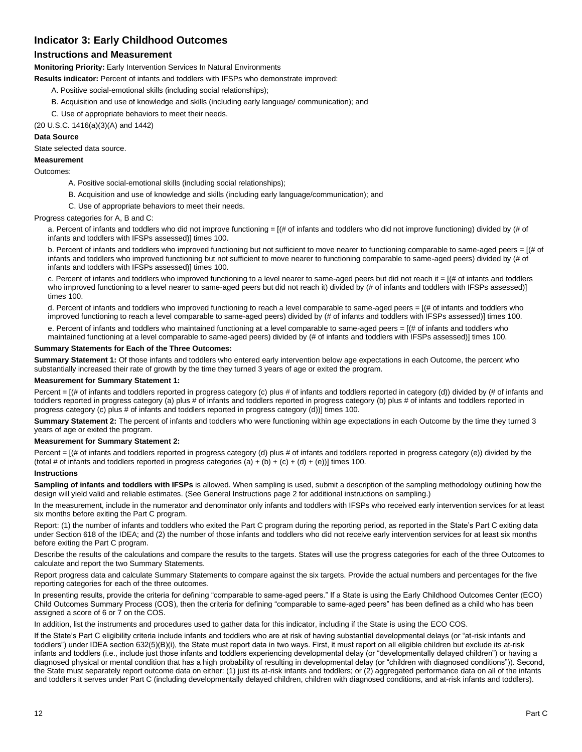## Indicator 3: Early Childhood Outcomes

### Instructions and Measurement

**Monitoring Priority:** Early Intervention Services In Natural Environments

**Results indicator:** Percent of infants and toddlers with IFSPs who demonstrate improved:

A. Positive social-emotional skills (including social relationships);

B. Acquisition and use of knowledge and skills (including early language/ communication); and

C. Use of appropriate behaviors to meet their needs.

(20 U.S.C. 1416(a)(3)(A) and 1442)

**Data Source**

State selected data source.

**Measurement**

Outcomes:

A. Positive social-emotional skills (including social relationships);

B. Acquisition and use of knowledge and skills (including early language/communication); and

C. Use of appropriate behaviors to meet their needs.

Progress categories for A, B and C:

a. Percent of infants and toddlers who did not improve functioning = [(# of infants and toddlers who did not improve functioning) divided by (# of infants and toddlers with IFSPs assessed)] times 100.

b. Percent of infants and toddlers who improved functioning but not sufficient to move nearer to functioning comparable to same-aged peers = [(# of infants and toddlers who improved functioning but not sufficient to move nearer to functioning comparable to same-aged peers) divided by (# of infants and toddlers with IFSPs assessed)] times 100.

c. Percent of infants and toddlers who improved functioning to a level nearer to same-aged peers but did not reach it = [(# of infants and toddlers who improved functioning to a level nearer to same-aged peers but did not reach it) divided by (# of infants and toddlers with IFSPs assessed)] times 100.

d. Percent of infants and toddlers who improved functioning to reach a level comparable to same-aged peers = [(# of infants and toddlers who improved functioning to reach a level comparable to same-aged peers) divided by (# of infants and toddlers with IFSPs assessed)] times 100.

e. Percent of infants and toddlers who maintained functioning at a level comparable to same-aged peers = [(# of infants and toddlers who maintained functioning at a level comparable to same-aged peers) divided by (# of infants and toddlers with IFSPs assessed)] times 100.

**Summary Statements for Each of the Three Outcomes:**

**Summary Statement 1:** Of those infants and toddlers who entered early intervention below age expectations in each Outcome, the percent who substantially increased their rate of growth by the time they turned 3 years of age or exited the program.

**Measurement for Summary Statement 1:**

Percent = [(# of infants and toddlers reported in progress category (c) plus # of infants and toddlers reported in category (d)) divided by (# of infants and toddlers reported in progress category (a) plus # of infants and toddlers reported in progress category (b) plus # of infants and toddlers reported in progress category (c) plus # of infants and toddlers reported in progress category (d))] times 100.

**Summary Statement 2:** The percent of infants and toddlers who were functioning within age expectations in each Outcome by the time they turned 3 years of age or exited the program.

**Measurement for Summary Statement 2:**

Percent = [(# of infants and toddlers reported in progress category (d) plus # of infants and toddlers reported in progress category (e)) divided by the (total # of infants and toddlers reported in progress categories (a) + (b) + (c) + (d) + (e))] times 100.

**Instructions**

**Sampling of infants and toddlers with IFSPs** is allowed. When sampling is used, submit a description of the sampling methodology outlining how the design will yield valid and reliable estimates. (See General Instructions page 2 for additional instructions on sampling.)

In the measurement, include in the numerator and denominator only infants and toddlers with IFSPs who received early intervention services for at least six months before exiting the Part C program.

Report: (1) the number of infants and toddlers who exited the Part C program during the reporting period, as reported in the State's Part C exiting data under Section 618 of the IDEA; and (2) the number of those infants and toddlers who did not receive early intervention services for at least six months before exiting the Part C program.

Describe the results of the calculations and compare the results to the targets. States will use the progress categories for each of the three Outcomes to calculate and report the two Summary Statements.

Report progress data and calculate Summary Statements to compare against the six targets. Provide the actual numbers and percentages for the five reporting categories for each of the three outcomes.

In presenting results, provide the criteria for defining "comparable to same-aged peers." If a State is using the Early Childhood Outcomes Center (ECO) Child Outcomes Summary Process (COS), then the criteria for defining "comparable to same-aged peers" has been defined as a child who has been assigned a score of 6 or 7 on the COS.

In addition, list the instruments and procedures used to gather data for this indicator, including if the State is using the ECO COS.

If the State's Part C eligibility criteria include infants and toddlers who are at risk of having substantial developmental delays (or "at-risk infants and toddlers") under IDEA section 632(5)(B)(i), the State must report data in two ways. First, it must report on all eligible children but exclude its at-risk infants and toddlers (i.e., include just those infants and toddlers experiencing developmental delay (or "developmentally delayed children") or having a diagnosed physical or mental condition that has a high probability of resulting in developmental delay (or "children with diagnosed conditions")). Second, the State must separately report outcome data on either: (1) just its at-risk infants and toddlers; or (2) aggregated performance data on all of the infants and toddlers it serves under Part C (including developmentally delayed children, children with diagnosed conditions, and at-risk infants and toddlers).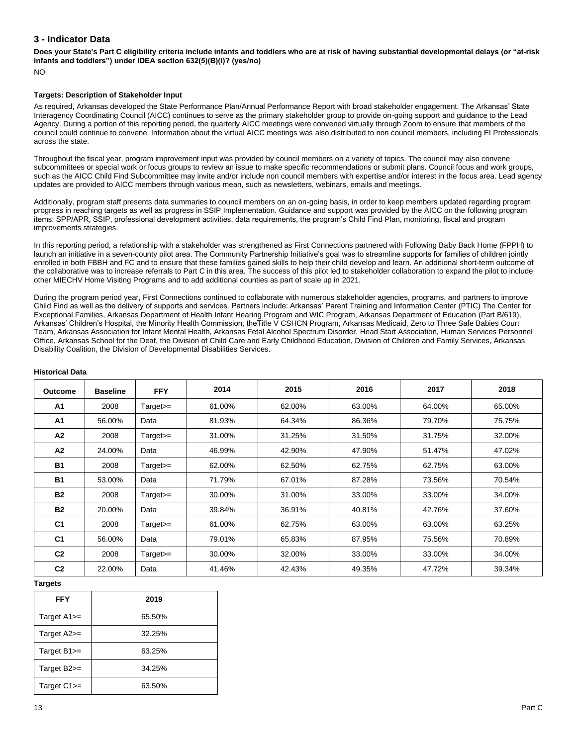## 3 - Indicator Data

**Does your State's Part C eligibility criteria include infants and toddlers who are at risk of having substantial developmental delays (or "at-risk infants and toddlers") under IDEA section 632(5)(B)(i)? (yes/no)**

NO

**Targets: Description of Stakeholder Input**

As required, Arkansas developed the State Performance Plan/Annual Performance Report with broad stakeholder engagement. The Arkansas' State Interagency Coordinating Council (AICC) continues to serve as the primary stakeholder group to provide on-going support and guidance to the Lead Agency. During a portion of this reporting period, the quarterly AICC meetings were convened virtually through Zoom to ensure that members of the council could continue to convene. Information about the virtual AICC meetings was also distributed to non council members, including EI Professionals across the state.

Throughout the fiscal year, program improvement input was provided by council members on a variety of topics. The council may also convene subcommittees or special work or focus groups to review an issue to make specific recommendations or submit plans. Council focus and work groups, such as the AICC Child Find Subcommittee may invite and/or include non council members with expertise and/or interest in the focus area. Lead agency updates are provided to AICC members through various mean, such as newsletters, webinars, emails and meetings.

Additionally, program staff presents data summaries to council members on an on-going basis, in order to keep members updated regarding program progress in reaching targets as well as progress in SSIP Implementation. Guidance and support was provided by the AICC on the following program items: SPP/APR, SSIP, professional development activities, data requirements, the program's Child Find Plan, monitoring, fiscal and program improvements strategies.

In this reporting period, a relationship with a stakeholder was strengthened as First Connections partnered with Following Baby Back Home (FPPH) to launch an initiative in a seven-county pilot area. The Community Partnership Initiative's goal was to streamline supports for families of children jointly enrolled in both FBBH and FC and to ensure that these families gained skills to help their child develop and learn. An additional short-term outcome of the collaborative was to increase referrals to Part C in this area. The success of this pilot led to stakeholder collaboration to expand the pilot to include other MIECHV Home Visiting Programs and to add additional counties as part of scale up in 2021.

During the program period year, First Connections continued to collaborate with numerous stakeholder agencies, programs, and partners to improve Child Find as well as the delivery of supports and services. Partners include: Arkansas' Parent Training and Information Center (PTIC) The Center for Exceptional Families, Arkansas Department of Health Infant Hearing Program and WIC Program, Arkansas Department of Education (Part B/619), Arkansas' Children's Hospital, the Minority Health Commission, theTitle V CSHCN Program, Arkansas Medicaid, Zero to Three Safe Babies Court Team, Arkansas Association for Infant Mental Health, Arkansas Fetal Alcohol Spectrum Disorder, Head Start Association, Human Services Personnel Office, Arkansas School for the Deaf, the Division of Child Care and Early Childhood Education, Division of Children and Family Services, Arkansas Disability Coalition, the Division of Developmental Disabilities Services.

**Historical Data**

| Outcome | Baseline | FFY | 2014 | 2015 | 2016 | 2017 | 2018 |
|---|---|---|---|---|---|---|---|
| A1 | 2008 | Target>= | 61.00% | 62.00% | 63.00% | 64.00% | 65.00% |
| A1 | 56.00% | Data | 81.93% | 64.34% | 86.36% | 79.70% | 75.75% |
| A2 | 2008 | Target>= | 31.00% | 31.25% | 31.50% | 31.75% | 32.00% |
| A2 | 24.00% | Data | 46.99% | 42.90% | 47.90% | 51.47% | 47.02% |
| B1 | 2008 | Target>= | 62.00% | 62.50% | 62.75% | 62.75% | 63.00% |
| B1 | 53.00% | Data | 71.79% | 67.01% | 87.28% | 73.56% | 70.54% |
| B2 | 2008 | Target>= | 30.00% | 31.00% | 33.00% | 33.00% | 34.00% |
| B2 | 20.00% | Data | 39.84% | 36.91% | 40.81% | 42.76% | 37.60% |
| C1 | 2008 | Target>= | 61.00% | 62.75% | 63.00% | 63.00% | 63.25% |
| C1 | 56.00% | Data | 79.01% | 65.83% | 87.95% | 75.56% | 70.89% |
| C2 | 2008 | Target>= | 30.00% | 32.00% | 33.00% | 33.00% | 34.00% |
| C2 | 22.00% | Data | 41.46% | 42.43% | 49.35% | 47.72% | 39.34% |

**Targets**

| FFY | 2019 |
|---|---|
| Target A1>= | 65.50% |
| Target A2>= | 32.25% |
| Target B1>= | 63.25% |
| Target B2>= | 34.25% |
| Target C1>= | 63.50% |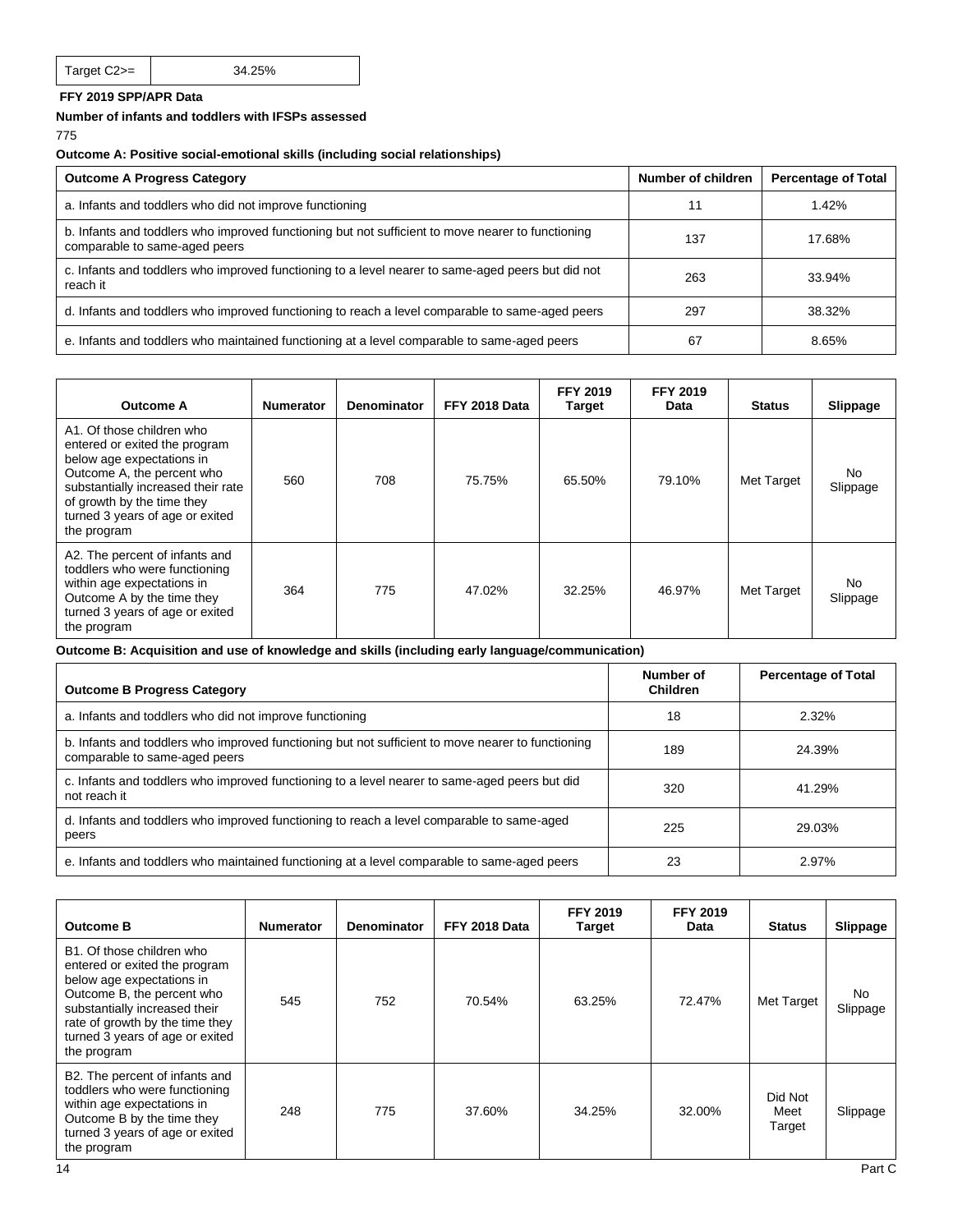| Target C2>= | 34.25% |
|---|---|

**FFY 2019 SPP/APR Data**

**Number of infants and toddlers with IFSPs assessed**

775

**Outcome A: Positive social-emotional skills (including social relationships)**

| Outcome A Progress Category | Number of children | Percentage of Total |
|---|---|---|
| a. Infants and toddlers who did not improve functioning | 11 | 1.42% |
| b. Infants and toddlers who improved functioning but not sufficient to move nearer to functioning comparable to same-aged peers | 137 | 17.68% |
| c. Infants and toddlers who improved functioning to a level nearer to same-aged peers but did not reach it | 263 | 33.94% |
| d. Infants and toddlers who improved functioning to reach a level comparable to same-aged peers | 297 | 38.32% |
| e. Infants and toddlers who maintained functioning at a level comparable to same-aged peers | 67 | 8.65% |

| Outcome A | Numerator | Denominator | FFY 2018 Data | FFY 2019 Target | FFY 2019 Data | Status | Slippage |
|---|---|---|---|---|---|---|---|
| A1. Of those children who entered or exited the program below age expectations in Outcome A, the percent who substantially increased their rate of growth by the time they turned 3 years of age or exited the program | 560 | 708 | 75.75% | 65.50% | 79.10% | Met Target | No Slippage |
| A2. The percent of infants and toddlers who were functioning within age expectations in Outcome A by the time they turned 3 years of age or exited the program | 364 | 775 | 47.02% | 32.25% | 46.97% | Met Target | No Slippage |

**Outcome B: Acquisition and use of knowledge and skills (including early language/communication)**

| Outcome B Progress Category | Number of Children | Percentage of Total |
|---|---|---|
| a. Infants and toddlers who did not improve functioning | 18 | 2.32% |
| b. Infants and toddlers who improved functioning but not sufficient to move nearer to functioning comparable to same-aged peers | 189 | 24.39% |
| c. Infants and toddlers who improved functioning to a level nearer to same-aged peers but did not reach it | 320 | 41.29% |
| d. Infants and toddlers who improved functioning to reach a level comparable to same-aged peers | 225 | 29.03% |
| e. Infants and toddlers who maintained functioning at a level comparable to same-aged peers | 23 | 2.97% |

| Outcome B | Numerator | Denominator | FFY 2018 Data | FFY 2019 Target | FFY 2019 Data | Status | Slippage |
|---|---|---|---|---|---|---|---|
| B1. Of those children who entered or exited the program below age expectations in Outcome B, the percent who substantially increased their rate of growth by the time they turned 3 years of age or exited the program | 545 | 752 | 70.54% | 63.25% | 72.47% | Met Target | No Slippage |
| B2. The percent of infants and toddlers who were functioning within age expectations in Outcome B by the time they turned 3 years of age or exited the program | 248 | 775 | 37.60% | 34.25% | 32.00% | Did Not Meet Target | Slippage |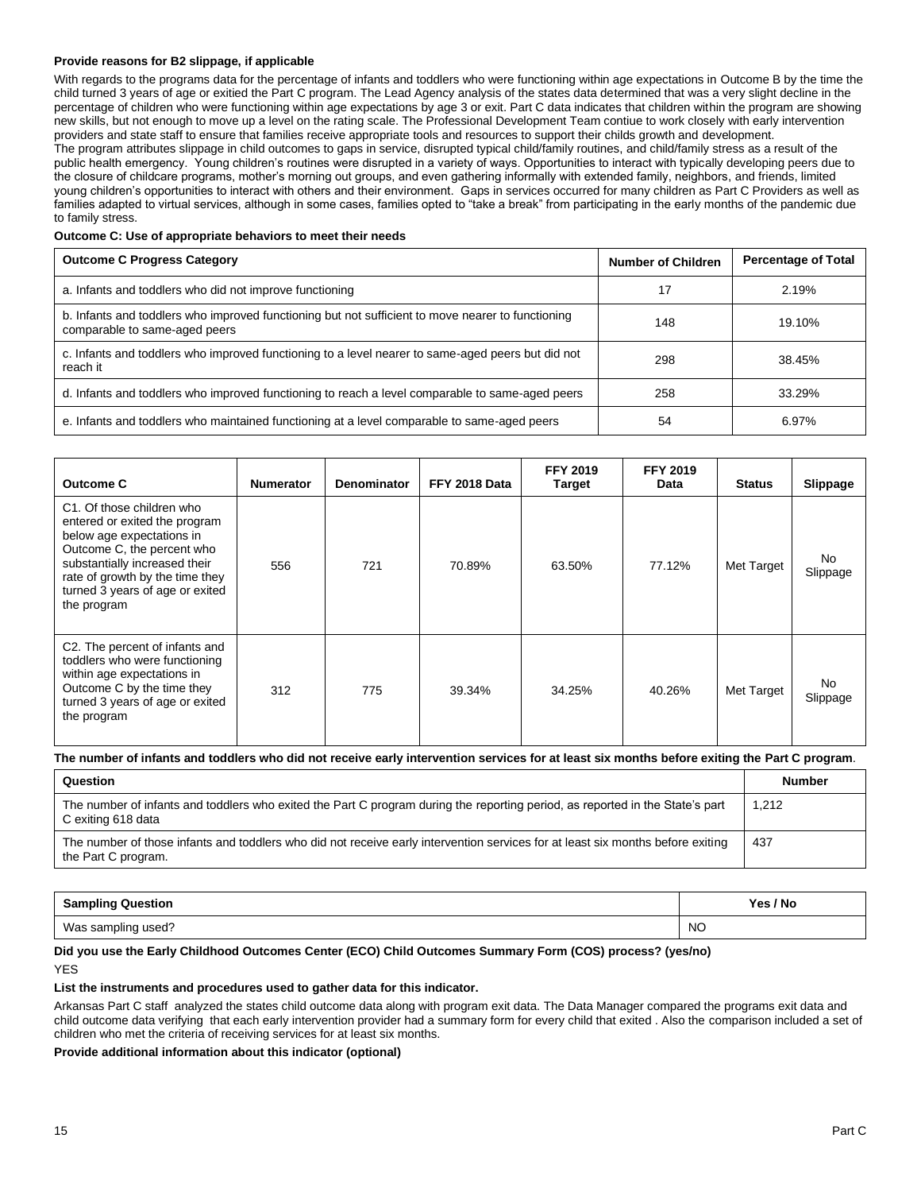**Provide reasons for B2 slippage, if applicable**

With regards to the programs data for the percentage of infants and toddlers who were functioning within age expectations in Outcome B by the time the child turned 3 years of age or exitied the Part C program. The Lead Agency analysis of the states data determined that was a very slight decline in the percentage of children who were functioning within age expectations by age 3 or exit. Part C data indicates that children within the program are showing new skills, but not enough to move up a level on the rating scale. The Professional Development Team contiue to work closely with early intervention providers and state staff to ensure that families receive appropriate tools and resources to support their childs growth and development.
The program attributes slippage in child outcomes to gaps in service, disrupted typical child/family routines, and child/family stress as a result of the public health emergency. Young children's routines were disrupted in a variety of ways. Opportunities to interact with typically developing peers due to the closure of childcare programs, mother's morning out groups, and even gathering informally with extended family, neighbors, and friends, limited young children's opportunities to interact with others and their environment. Gaps in services occurred for many children as Part C Providers as well as families adapted to virtual services, although in some cases, families opted to "take a break" from participating in the early months of the pandemic due to family stress.

**Outcome C: Use of appropriate behaviors to meet their needs**

| Outcome C Progress Category | Number of Children | Percentage of Total |
|---|---|---|
| a. Infants and toddlers who did not improve functioning | 17 | 2.19% |
| b. Infants and toddlers who improved functioning but not sufficient to move nearer to functioning comparable to same-aged peers | 148 | 19.10% |
| c. Infants and toddlers who improved functioning to a level nearer to same-aged peers but did not reach it | 298 | 38.45% |
| d. Infants and toddlers who improved functioning to reach a level comparable to same-aged peers | 258 | 33.29% |
| e. Infants and toddlers who maintained functioning at a level comparable to same-aged peers | 54 | 6.97% |

| Outcome C | Numerator | Denominator | FFY 2018 Data | FFY 2019 Target | FFY 2019 Data | Status | Slippage |
|---|---|---|---|---|---|---|---|
| C1. Of those children who entered or exited the program below age expectations in Outcome C, the percent who substantially increased their rate of growth by the time they turned 3 years of age or exited the program | 556 | 721 | 70.89% | 63.50% | 77.12% | Met Target | No Slippage |
| C2. The percent of infants and toddlers who were functioning within age expectations in Outcome C by the time they turned 3 years of age or exited the program | 312 | 775 | 39.34% | 34.25% | 40.26% | Met Target | No Slippage |

**The number of infants and toddlers who did not receive early intervention services for at least six months before exiting the Part C program**.

| Question | Number |
|---|---|
| The number of infants and toddlers who exited the Part C program during the reporting period, as reported in the State's part C exiting 618 data | 1,212 |
| The number of those infants and toddlers who did not receive early intervention services for at least six months before exiting the Part C program. | 437 |

| Sampling Question | Yes / No |
|---|---|
| Was sampling used? | NO |

**Did you use the Early Childhood Outcomes Center (ECO) Child Outcomes Summary Form (COS) process? (yes/no)**

YES

**List the instruments and procedures used to gather data for this indicator.**

Arkansas Part C staff analyzed the states child outcome data along with program exit data. The Data Manager compared the programs exit data and child outcome data verifying that each early intervention provider had a summary form for every child that exited . Also the comparison included a set of children who met the criteria of receiving services for at least six months.

**Provide additional information about this indicator (optional)**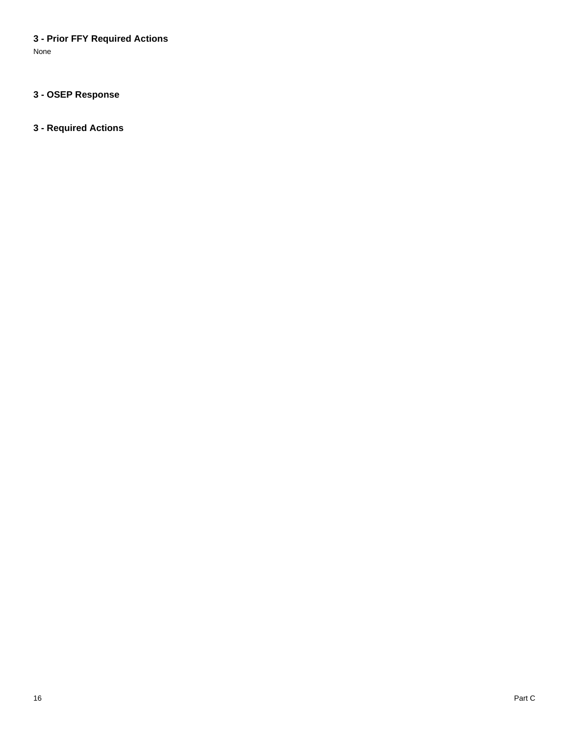### 3 - Prior FFY Required Actions

None

### 3 - OSEP Response

### 3 - Required Actions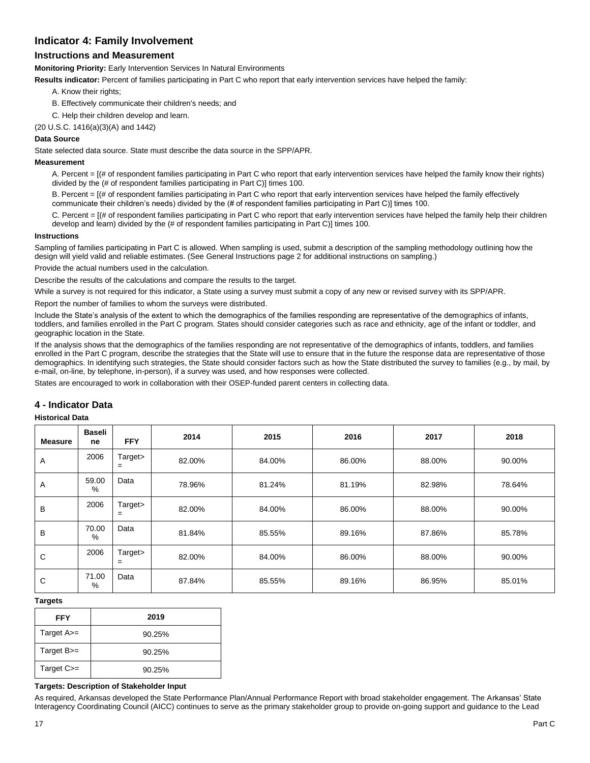## Indicator 4: Family Involvement

### Instructions and Measurement

**Monitoring Priority:** Early Intervention Services In Natural Environments

**Results indicator:** Percent of families participating in Part C who report that early intervention services have helped the family:

A. Know their rights;

B. Effectively communicate their children's needs; and

C. Help their children develop and learn.

(20 U.S.C. 1416(a)(3)(A) and 1442)

**Data Source**

State selected data source. State must describe the data source in the SPP/APR.

**Measurement**

A. Percent = [(# of respondent families participating in Part C who report that early intervention services have helped the family know their rights) divided by the (# of respondent families participating in Part C)] times 100.

B. Percent = [(# of respondent families participating in Part C who report that early intervention services have helped the family effectively communicate their children's needs) divided by the (# of respondent families participating in Part C)] times 100.

C. Percent = [(# of respondent families participating in Part C who report that early intervention services have helped the family help their children develop and learn) divided by the (# of respondent families participating in Part C)] times 100.

**Instructions**

Sampling of families participating in Part C is allowed. When sampling is used, submit a description of the sampling methodology outlining how the design will yield valid and reliable estimates. (See General Instructions page 2 for additional instructions on sampling.)

Provide the actual numbers used in the calculation.

Describe the results of the calculations and compare the results to the target.

While a survey is not required for this indicator, a State using a survey must submit a copy of any new or revised survey with its SPP/APR.

Report the number of families to whom the surveys were distributed.

Include the State's analysis of the extent to which the demographics of the families responding are representative of the demographics of infants, toddlers, and families enrolled in the Part C program. States should consider categories such as race and ethnicity, age of the infant or toddler, and geographic location in the State.

If the analysis shows that the demographics of the families responding are not representative of the demographics of infants, toddlers, and families enrolled in the Part C program, describe the strategies that the State will use to ensure that in the future the response data are representative of those demographics. In identifying such strategies, the State should consider factors such as how the State distributed the survey to families (e.g., by mail, by e-mail, on-line, by telephone, in-person), if a survey was used, and how responses were collected.

States are encouraged to work in collaboration with their OSEP-funded parent centers in collecting data.

## 4 - Indicator Data

**Historical Data**

| Measure | Baseline | FFY | 2014 | 2015 | 2016 | 2017 | 2018 |
|---|---|---|---|---|---|---|---|
| A | 2006 | Target>= | 82.00% | 84.00% | 86.00% | 88.00% | 90.00% |
| A | 59.00% | Data | 78.96% | 81.24% | 81.19% | 82.98% | 78.64% |
| B | 2006 | Target>= | 82.00% | 84.00% | 86.00% | 88.00% | 90.00% |
| B | 70.00% | Data | 81.84% | 85.55% | 89.16% | 87.86% | 85.78% |
| C | 2006 | Target>= | 82.00% | 84.00% | 86.00% | 88.00% | 90.00% |
| C | 71.00% | Data | 87.84% | 85.55% | 89.16% | 86.95% | 85.01% |

**Targets**

| FFY | 2019 |
|---|---|
| Target A>= | 90.25% |
| Target B>= | 90.25% |
| Target C>= | 90.25% |

**Targets: Description of Stakeholder Input**

As required, Arkansas developed the State Performance Plan/Annual Performance Report with broad stakeholder engagement. The Arkansas' State Interagency Coordinating Council (AICC) continues to serve as the primary stakeholder group to provide on-going support and guidance to the Lead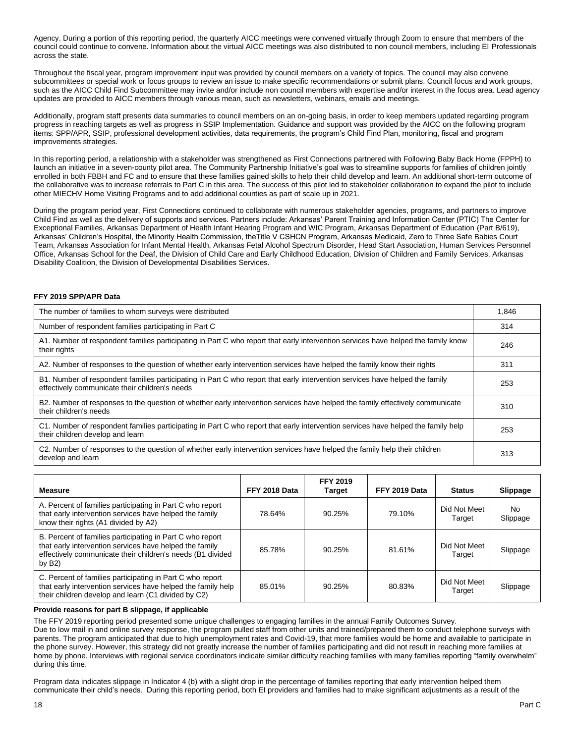Agency. During a portion of this reporting period, the quarterly AICC meetings were convened virtually through Zoom to ensure that members of the council could continue to convene. Information about the virtual AICC meetings was also distributed to non council members, including EI Professionals across the state.

Throughout the fiscal year, program improvement input was provided by council members on a variety of topics. The council may also convene subcommittees or special work or focus groups to review an issue to make specific recommendations or submit plans. Council focus and work groups, such as the AICC Child Find Subcommittee may invite and/or include non council members with expertise and/or interest in the focus area. Lead agency updates are provided to AICC members through various mean, such as newsletters, webinars, emails and meetings.

Additionally, program staff presents data summaries to council members on an on-going basis, in order to keep members updated regarding program progress in reaching targets as well as progress in SSIP Implementation. Guidance and support was provided by the AICC on the following program items: SPP/APR, SSIP, professional development activities, data requirements, the program's Child Find Plan, monitoring, fiscal and program improvements strategies.

In this reporting period, a relationship with a stakeholder was strengthened as First Connections partnered with Following Baby Back Home (FPPH) to launch an initiative in a seven-county pilot area. The Community Partnership Initiative's goal was to streamline supports for families of children jointly enrolled in both FBBH and FC and to ensure that these families gained skills to help their child develop and learn. An additional short-term outcome of the collaborative was to increase referrals to Part C in this area. The success of this pilot led to stakeholder collaboration to expand the pilot to include other MIECHV Home Visiting Programs and to add additional counties as part of scale up in 2021.

During the program period year, First Connections continued to collaborate with numerous stakeholder agencies, programs, and partners to improve Child Find as well as the delivery of supports and services. Partners include: Arkansas' Parent Training and Information Center (PTIC) The Center for Exceptional Families, Arkansas Department of Health Infant Hearing Program and WIC Program, Arkansas Department of Education (Part B/619), Arkansas' Children's Hospital, the Minority Health Commission, theTitle V CSHCN Program, Arkansas Medicaid, Zero to Three Safe Babies Court Team, Arkansas Association for Infant Mental Health, Arkansas Fetal Alcohol Spectrum Disorder, Head Start Association, Human Services Personnel Office, Arkansas School for the Deaf, the Division of Child Care and Early Childhood Education, Division of Children and Family Services, Arkansas Disability Coalition, the Division of Developmental Disabilities Services.

**FFY 2019 SPP/APR Data**

| | |
|---|---|
| The number of families to whom surveys were distributed | 1,846 |
| Number of respondent families participating in Part C | 314 |
| A1. Number of respondent families participating in Part C who report that early intervention services have helped the family know their rights | 246 |
| A2. Number of responses to the question of whether early intervention services have helped the family know their rights | 311 |
| B1. Number of respondent families participating in Part C who report that early intervention services have helped the family effectively communicate their children's needs | 253 |
| B2. Number of responses to the question of whether early intervention services have helped the family effectively communicate their children's needs | 310 |
| C1. Number of respondent families participating in Part C who report that early intervention services have helped the family help their children develop and learn | 253 |
| C2. Number of responses to the question of whether early intervention services have helped the family help their children develop and learn | 313 |

| Measure | FFY 2018 Data | FFY 2019 Target | FFY 2019 Data | Status | Slippage |
|---|---|---|---|---|---|
| A. Percent of families participating in Part C who report that early intervention services have helped the family know their rights (A1 divided by A2) | 78.64% | 90.25% | 79.10% | Did Not Meet Target | No Slippage |
| B. Percent of families participating in Part C who report that early intervention services have helped the family effectively communicate their children's needs (B1 divided by B2) | 85.78% | 90.25% | 81.61% | Did Not Meet Target | Slippage |
| C. Percent of families participating in Part C who report that early intervention services have helped the family help their children develop and learn (C1 divided by C2) | 85.01% | 90.25% | 80.83% | Did Not Meet Target | Slippage |

**Provide reasons for part B slippage, if applicable**

The FFY 2019 reporting period presented some unique challenges to engaging families in the annual Family Outcomes Survey. Due to low mail in and online survey response, the program pulled staff from other units and trained/prepared them to conduct telephone surveys with parents. The program anticipated that due to high unemployment rates and Covid-19, that more families would be home and available to participate in the phone survey. However, this strategy did not greatly increase the number of families participating and did not result in reaching more families at home by phone. Interviews with regional service coordinators indicate similar difficulty reaching families with many families reporting "family overwhelm" during this time.

Program data indicates slippage in Indicator 4 (b) with a slight drop in the percentage of families reporting that early intervention helped them communicate their child's needs. During this reporting period, both EI providers and families had to make significant adjustments as a result of the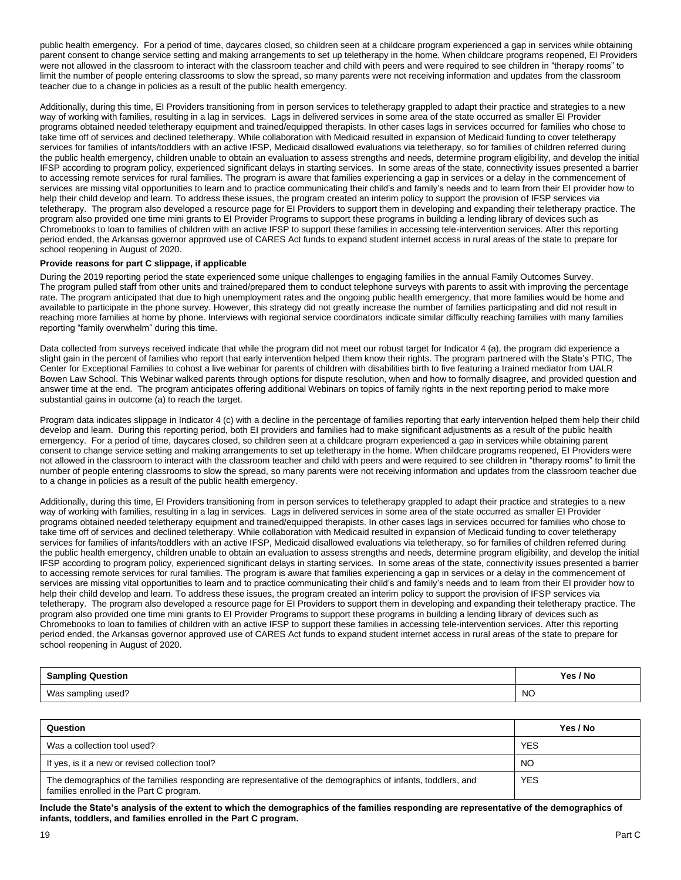public health emergency. For a period of time, daycares closed, so children seen at a childcare program experienced a gap in services while obtaining parent consent to change service setting and making arrangements to set up teletherapy in the home. When childcare programs reopened, EI Providers were not allowed in the classroom to interact with the classroom teacher and child with peers and were required to see children in "therapy rooms" to limit the number of people entering classrooms to slow the spread, so many parents were not receiving information and updates from the classroom teacher due to a change in policies as a result of the public health emergency.

Additionally, during this time, EI Providers transitioning from in person services to teletherapy grappled to adapt their practice and strategies to a new way of working with families, resulting in a lag in services. Lags in delivered services in some area of the state occurred as smaller EI Provider programs obtained needed teletherapy equipment and trained/equipped therapists. In other cases lags in services occurred for families who chose to take time off of services and declined teletherapy. While collaboration with Medicaid resulted in expansion of Medicaid funding to cover teletherapy services for families of infants/toddlers with an active IFSP, Medicaid disallowed evaluations via teletherapy, so for families of children referred during the public health emergency, children unable to obtain an evaluation to assess strengths and needs, determine program eligibility, and develop the initial IFSP according to program policy, experienced significant delays in starting services. In some areas of the state, connectivity issues presented a barrier to accessing remote services for rural families. The program is aware that families experiencing a gap in services or a delay in the commencement of services are missing vital opportunities to learn and to practice communicating their child's and family's needs and to learn from their EI provider how to help their child develop and learn. To address these issues, the program created an interim policy to support the provision of IFSP services via teletherapy. The program also developed a resource page for EI Providers to support them in developing and expanding their teletherapy practice. The program also provided one time mini grants to EI Provider Programs to support these programs in building a lending library of devices such as Chromebooks to loan to families of children with an active IFSP to support these families in accessing tele-intervention services. After this reporting period ended, the Arkansas governor approved use of CARES Act funds to expand student internet access in rural areas of the state to prepare for school reopening in August of 2020.

**Provide reasons for part C slippage, if applicable**

During the 2019 reporting period the state experienced some unique challenges to engaging families in the annual Family Outcomes Survey. The program pulled staff from other units and trained/prepared them to conduct telephone surveys with parents to assit with improving the percentage rate. The program anticipated that due to high unemployment rates and the ongoing public health emergency, that more families would be home and available to participate in the phone survey. However, this strategy did not greatly increase the number of families participating and did not result in reaching more families at home by phone. Interviews with regional service coordinators indicate similar difficulty reaching families with many families reporting "family overwhelm" during this time.

Data collected from surveys received indicate that while the program did not meet our robust target for Indicator 4 (a), the program did experience a slight gain in the percent of families who report that early intervention helped them know their rights. The program partnered with the State's PTIC, The Center for Exceptional Families to cohost a live webinar for parents of children with disabilities birth to five featuring a trained mediator from UALR Bowen Law School. This Webinar walked parents through options for dispute resolution, when and how to formally disagree, and provided question and answer time at the end. The program anticipates offering additional Webinars on topics of family rights in the next reporting period to make more substantial gains in outcome (a) to reach the target.

Program data indicates slippage in Indicator 4 (c) with a decline in the percentage of families reporting that early intervention helped them help their child develop and learn. During this reporting period, both EI providers and families had to make significant adjustments as a result of the public health emergency. For a period of time, daycares closed, so children seen at a childcare program experienced a gap in services while obtaining parent consent to change service setting and making arrangements to set up teletherapy in the home. When childcare programs reopened, EI Providers were not allowed in the classroom to interact with the classroom teacher and child with peers and were required to see children in "therapy rooms" to limit the number of people entering classrooms to slow the spread, so many parents were not receiving information and updates from the classroom teacher due to a change in policies as a result of the public health emergency.

Additionally, during this time, EI Providers transitioning from in person services to teletherapy grappled to adapt their practice and strategies to a new way of working with families, resulting in a lag in services. Lags in delivered services in some area of the state occurred as smaller EI Provider programs obtained needed teletherapy equipment and trained/equipped therapists. In other cases lags in services occurred for families who chose to take time off of services and declined teletherapy. While collaboration with Medicaid resulted in expansion of Medicaid funding to cover teletherapy services for families of infants/toddlers with an active IFSP, Medicaid disallowed evaluations via teletherapy, so for families of children referred during the public health emergency, children unable to obtain an evaluation to assess strengths and needs, determine program eligibility, and develop the initial IFSP according to program policy, experienced significant delays in starting services. In some areas of the state, connectivity issues presented a barrier to accessing remote services for rural families. The program is aware that families experiencing a gap in services or a delay in the commencement of services are missing vital opportunities to learn and to practice communicating their child's and family's needs and to learn from their EI provider how to help their child develop and learn. To address these issues, the program created an interim policy to support the provision of IFSP services via teletherapy. The program also developed a resource page for EI Providers to support them in developing and expanding their teletherapy practice. The program also provided one time mini grants to EI Provider Programs to support these programs in building a lending library of devices such as Chromebooks to loan to families of children with an active IFSP to support these families in accessing tele-intervention services. After this reporting period ended, the Arkansas governor approved use of CARES Act funds to expand student internet access in rural areas of the state to prepare for school reopening in August of 2020.

| Sampling Question | Yes / No |
| --- | --- |
| Was sampling used? | NO |

| Question | Yes / No |
| --- | --- |
| Was a collection tool used? | YES |
| If yes, is it a new or revised collection tool? | NO |
| The demographics of the families responding are representative of the demographics of infants, toddlers, and families enrolled in the Part C program. | YES |

**Include the State's analysis of the extent to which the demographics of the families responding are representative of the demographics of infants, toddlers, and families enrolled in the Part C program.**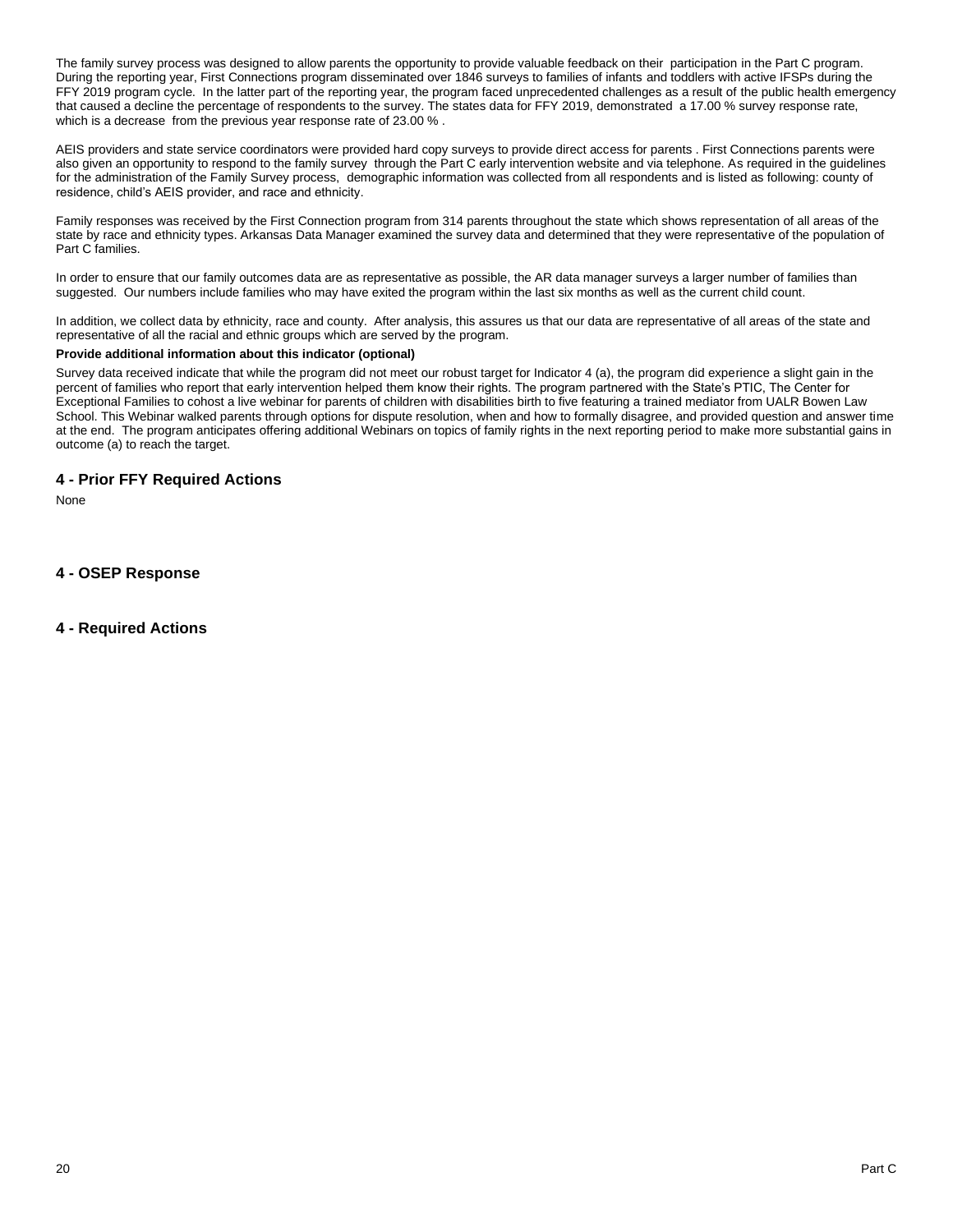The family survey process was designed to allow parents the opportunity to provide valuable feedback on their participation in the Part C program. During the reporting year, First Connections program disseminated over 1846 surveys to families of infants and toddlers with active IFSPs during the FFY 2019 program cycle. In the latter part of the reporting year, the program faced unprecedented challenges as a result of the public health emergency that caused a decline the percentage of respondents to the survey. The states data for FFY 2019, demonstrated a 17.00 % survey response rate, which is a decrease from the previous year response rate of 23.00 % .

AEIS providers and state service coordinators were provided hard copy surveys to provide direct access for parents . First Connections parents were also given an opportunity to respond to the family survey through the Part C early intervention website and via telephone. As required in the guidelines for the administration of the Family Survey process, demographic information was collected from all respondents and is listed as following: county of residence, child's AEIS provider, and race and ethnicity.

Family responses was received by the First Connection program from 314 parents throughout the state which shows representation of all areas of the state by race and ethnicity types. Arkansas Data Manager examined the survey data and determined that they were representative of the population of Part C families.

In order to ensure that our family outcomes data are as representative as possible, the AR data manager surveys a larger number of families than suggested. Our numbers include families who may have exited the program within the last six months as well as the current child count.

In addition, we collect data by ethnicity, race and county. After analysis, this assures us that our data are representative of all areas of the state and representative of all the racial and ethnic groups which are served by the program.

**Provide additional information about this indicator (optional)**

Survey data received indicate that while the program did not meet our robust target for Indicator 4 (a), the program did experience a slight gain in the percent of families who report that early intervention helped them know their rights. The program partnered with the State's PTIC, The Center for Exceptional Families to cohost a live webinar for parents of children with disabilities birth to five featuring a trained mediator from UALR Bowen Law School. This Webinar walked parents through options for dispute resolution, when and how to formally disagree, and provided question and answer time at the end. The program anticipates offering additional Webinars on topics of family rights in the next reporting period to make more substantial gains in outcome (a) to reach the target.

## 4 - Prior FFY Required Actions

None

## 4 - OSEP Response

## 4 - Required Actions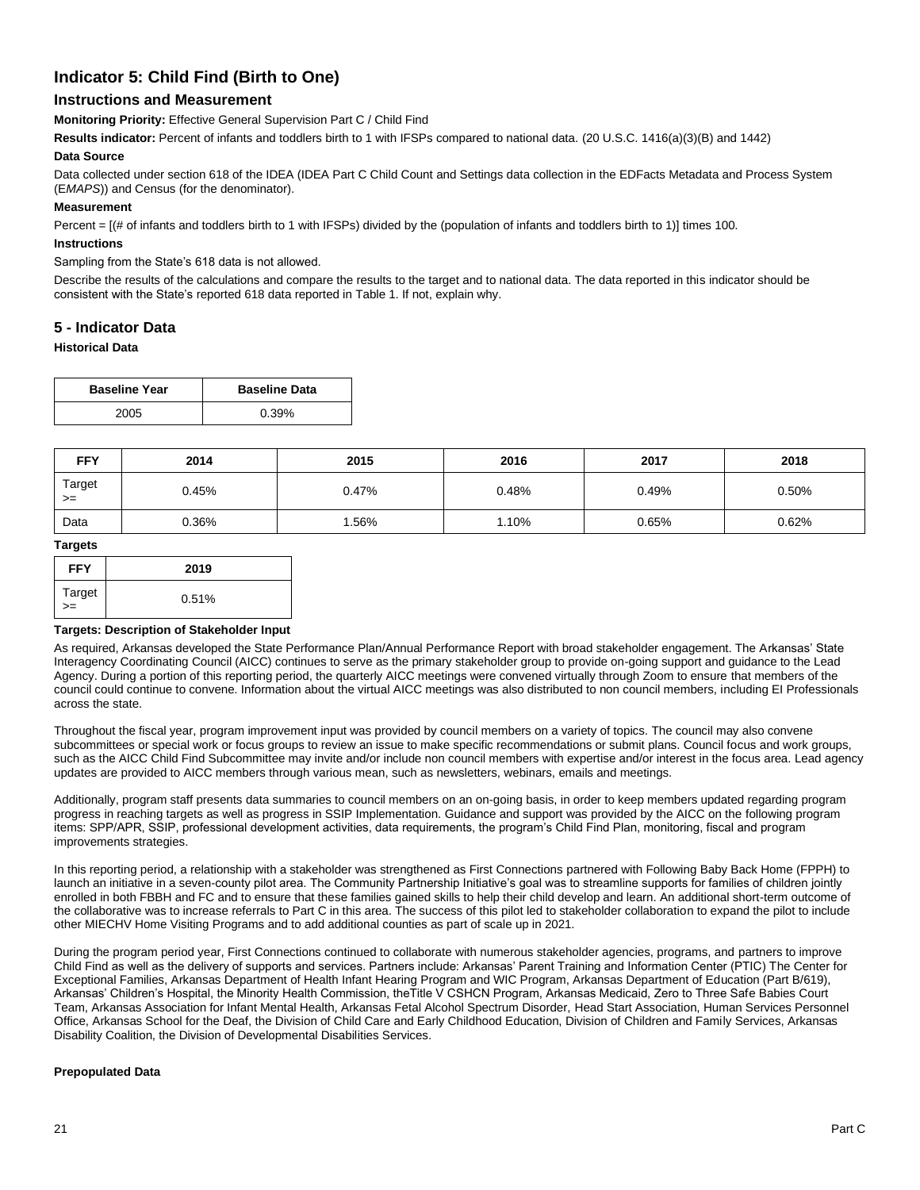## Indicator 5: Child Find (Birth to One)

### Instructions and Measurement

**Monitoring Priority:** Effective General Supervision Part C / Child Find

**Results indicator:** Percent of infants and toddlers birth to 1 with IFSPs compared to national data. (20 U.S.C. 1416(a)(3)(B) and 1442)

**Data Source**

Data collected under section 618 of the IDEA (IDEA Part C Child Count and Settings data collection in the EDFacts Metadata and Process System (E*MAPS*)) and Census (for the denominator).

**Measurement**

Percent = [(# of infants and toddlers birth to 1 with IFSPs) divided by the (population of infants and toddlers birth to 1)] times 100.

**Instructions**

Sampling from the State's 618 data is not allowed.

Describe the results of the calculations and compare the results to the target and to national data. The data reported in this indicator should be consistent with the State's reported 618 data reported in Table 1. If not, explain why.

## 5 - Indicator Data

**Historical Data**

| Baseline Year | Baseline Data |
| --- | --- |
| 2005 | 0.39% |

| FFY | 2014 | 2015 | 2016 | 2017 | 2018 |
| --- | --- | --- | --- | --- | --- |
| Target >= | 0.45% | 0.47% | 0.48% | 0.49% | 0.50% |
| Data | 0.36% | 1.56% | 1.10% | 0.65% | 0.62% |

**Targets**

| FFY | 2019 |
| --- | --- |
| Target >= | 0.51% |

**Targets: Description of Stakeholder Input**

As required, Arkansas developed the State Performance Plan/Annual Performance Report with broad stakeholder engagement. The Arkansas' State Interagency Coordinating Council (AICC) continues to serve as the primary stakeholder group to provide on-going support and guidance to the Lead Agency. During a portion of this reporting period, the quarterly AICC meetings were convened virtually through Zoom to ensure that members of the council could continue to convene. Information about the virtual AICC meetings was also distributed to non council members, including EI Professionals across the state.

Throughout the fiscal year, program improvement input was provided by council members on a variety of topics. The council may also convene subcommittees or special work or focus groups to review an issue to make specific recommendations or submit plans. Council focus and work groups, such as the AICC Child Find Subcommittee may invite and/or include non council members with expertise and/or interest in the focus area. Lead agency updates are provided to AICC members through various mean, such as newsletters, webinars, emails and meetings.

Additionally, program staff presents data summaries to council members on an on-going basis, in order to keep members updated regarding program progress in reaching targets as well as progress in SSIP Implementation. Guidance and support was provided by the AICC on the following program items: SPP/APR, SSIP, professional development activities, data requirements, the program's Child Find Plan, monitoring, fiscal and program improvements strategies.

In this reporting period, a relationship with a stakeholder was strengthened as First Connections partnered with Following Baby Back Home (FPPH) to launch an initiative in a seven-county pilot area. The Community Partnership Initiative's goal was to streamline supports for families of children jointly enrolled in both FBBH and FC and to ensure that these families gained skills to help their child develop and learn. An additional short-term outcome of the collaborative was to increase referrals to Part C in this area. The success of this pilot led to stakeholder collaboration to expand the pilot to include other MIECHV Home Visiting Programs and to add additional counties as part of scale up in 2021.

During the program period year, First Connections continued to collaborate with numerous stakeholder agencies, programs, and partners to improve Child Find as well as the delivery of supports and services. Partners include: Arkansas' Parent Training and Information Center (PTIC) The Center for Exceptional Families, Arkansas Department of Health Infant Hearing Program and WIC Program, Arkansas Department of Education (Part B/619), Arkansas' Children's Hospital, the Minority Health Commission, theTitle V CSHCN Program, Arkansas Medicaid, Zero to Three Safe Babies Court Team, Arkansas Association for Infant Mental Health, Arkansas Fetal Alcohol Spectrum Disorder, Head Start Association, Human Services Personnel Office, Arkansas School for the Deaf, the Division of Child Care and Early Childhood Education, Division of Children and Family Services, Arkansas Disability Coalition, the Division of Developmental Disabilities Services.

**Prepopulated Data**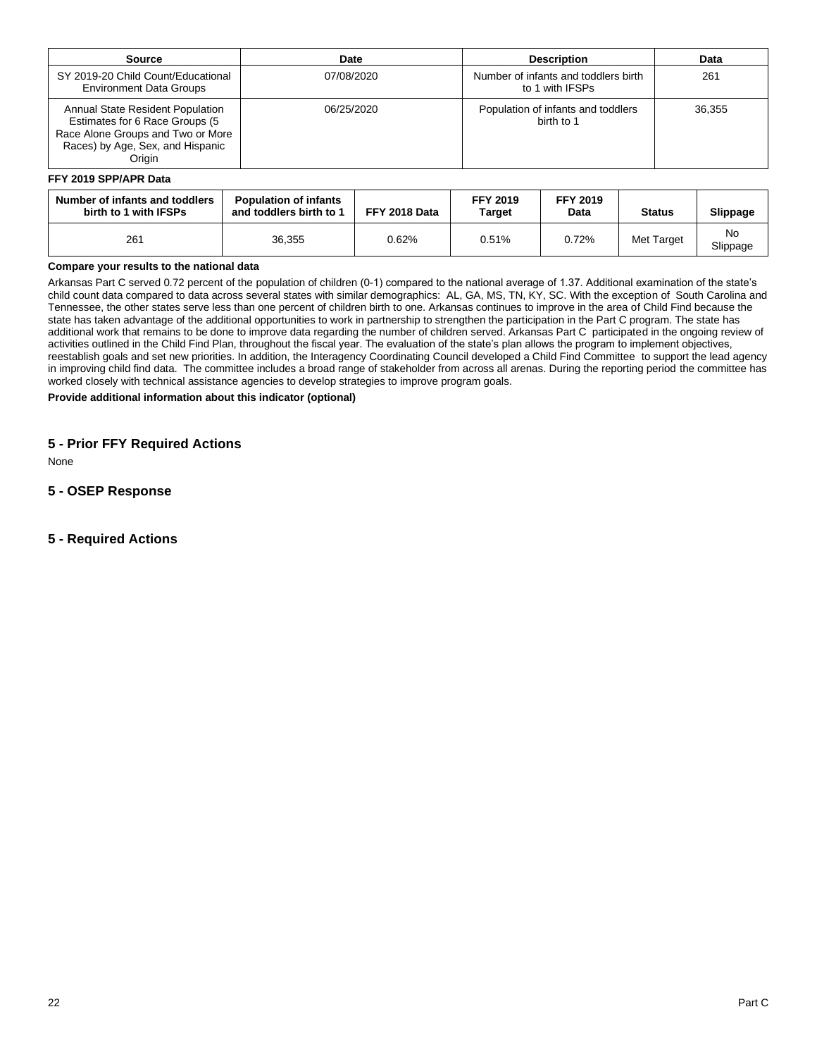| Source | Date | Description | Data |
| --- | --- | --- | --- |
| SY 2019-20 Child Count/Educational Environment Data Groups | 07/08/2020 | Number of infants and toddlers birth to 1 with IFSPs | 261 |
| Annual State Resident Population Estimates for 6 Race Groups (5 Race Alone Groups and Two or More Races) by Age, Sex, and Hispanic Origin | 06/25/2020 | Population of infants and toddlers birth to 1 | 36,355 |

**FFY 2019 SPP/APR Data**

| Number of infants and toddlers birth to 1 with IFSPs | Population of infants and toddlers birth to 1 | FFY 2018 Data | FFY 2019 Target | FFY 2019 Data | Status | Slippage |
| --- | --- | --- | --- | --- | --- | --- |
| 261 | 36,355 | 0.62% | 0.51% | 0.72% | Met Target | No Slippage |

**Compare your results to the national data**

Arkansas Part C served 0.72 percent of the population of children (0-1) compared to the national average of 1.37. Additional examination of the state's child count data compared to data across several states with similar demographics: AL, GA, MS, TN, KY, SC. With the exception of South Carolina and Tennessee, the other states serve less than one percent of children birth to one. Arkansas continues to improve in the area of Child Find because the state has taken advantage of the additional opportunities to work in partnership to strengthen the participation in the Part C program. The state has additional work that remains to be done to improve data regarding the number of children served. Arkansas Part C participated in the ongoing review of activities outlined in the Child Find Plan, throughout the fiscal year. The evaluation of the state's plan allows the program to implement objectives, reestablish goals and set new priorities. In addition, the Interagency Coordinating Council developed a Child Find Committee to support the lead agency in improving child find data. The committee includes a broad range of stakeholder from across all arenas. During the reporting period the committee has worked closely with technical assistance agencies to develop strategies to improve program goals.

**Provide additional information about this indicator (optional)**

## 5 - Prior FFY Required Actions

None

## 5 - OSEP Response

## 5 - Required Actions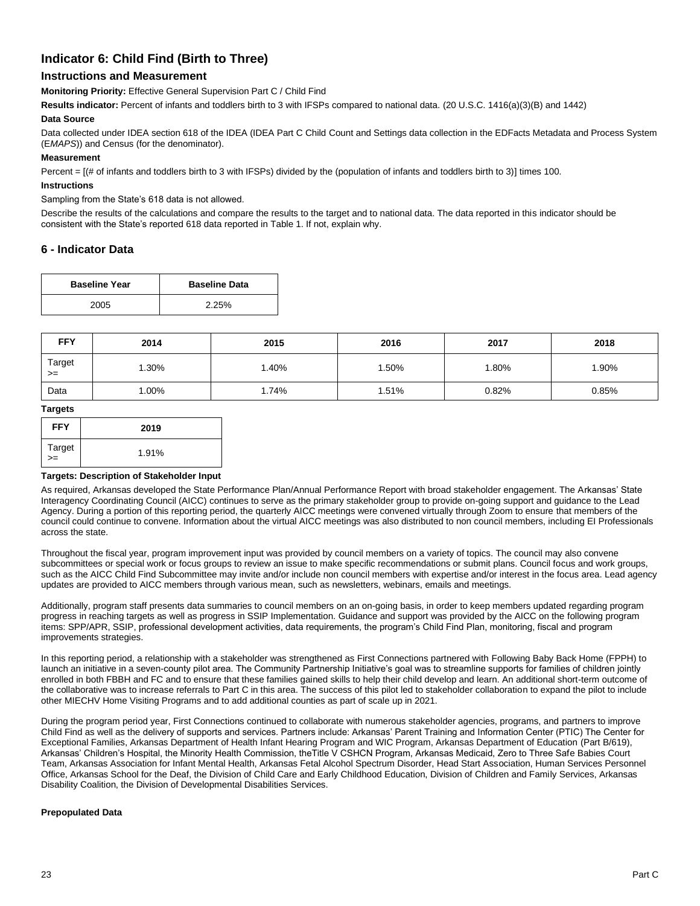## Indicator 6: Child Find (Birth to Three)

### Instructions and Measurement

**Monitoring Priority:** Effective General Supervision Part C / Child Find

**Results indicator:** Percent of infants and toddlers birth to 3 with IFSPs compared to national data. (20 U.S.C. 1416(a)(3)(B) and 1442)

**Data Source**

Data collected under IDEA section 618 of the IDEA (IDEA Part C Child Count and Settings data collection in the EDFacts Metadata and Process System (E*MAPS*)) and Census (for the denominator).

**Measurement**

Percent = [(# of infants and toddlers birth to 3 with IFSPs) divided by the (population of infants and toddlers birth to 3)] times 100.

**Instructions**

Sampling from the State's 618 data is not allowed.

Describe the results of the calculations and compare the results to the target and to national data. The data reported in this indicator should be consistent with the State's reported 618 data reported in Table 1. If not, explain why.

## 6 - Indicator Data

| Baseline Year | Baseline Data |
|---|---|
| 2005 | 2.25% |

| FFY | 2014 | 2015 | 2016 | 2017 | 2018 |
|---|---|---|---|---|---|
| Target >= | 1.30% | 1.40% | 1.50% | 1.80% | 1.90% |
| Data | 1.00% | 1.74% | 1.51% | 0.82% | 0.85% |

**Targets**

| FFY | 2019 |
|---|---|
| Target >= | 1.91% |

**Targets: Description of Stakeholder Input**

As required, Arkansas developed the State Performance Plan/Annual Performance Report with broad stakeholder engagement. The Arkansas' State Interagency Coordinating Council (AICC) continues to serve as the primary stakeholder group to provide on-going support and guidance to the Lead Agency. During a portion of this reporting period, the quarterly AICC meetings were convened virtually through Zoom to ensure that members of the council could continue to convene. Information about the virtual AICC meetings was also distributed to non council members, including EI Professionals across the state.

Throughout the fiscal year, program improvement input was provided by council members on a variety of topics. The council may also convene subcommittees or special work or focus groups to review an issue to make specific recommendations or submit plans. Council focus and work groups, such as the AICC Child Find Subcommittee may invite and/or include non council members with expertise and/or interest in the focus area. Lead agency updates are provided to AICC members through various mean, such as newsletters, webinars, emails and meetings.

Additionally, program staff presents data summaries to council members on an on-going basis, in order to keep members updated regarding program progress in reaching targets as well as progress in SSIP Implementation. Guidance and support was provided by the AICC on the following program items: SPP/APR, SSIP, professional development activities, data requirements, the program's Child Find Plan, monitoring, fiscal and program improvements strategies.

In this reporting period, a relationship with a stakeholder was strengthened as First Connections partnered with Following Baby Back Home (FPPH) to launch an initiative in a seven-county pilot area. The Community Partnership Initiative's goal was to streamline supports for families of children jointly enrolled in both FBBH and FC and to ensure that these families gained skills to help their child develop and learn. An additional short-term outcome of the collaborative was to increase referrals to Part C in this area. The success of this pilot led to stakeholder collaboration to expand the pilot to include other MIECHV Home Visiting Programs and to add additional counties as part of scale up in 2021.

During the program period year, First Connections continued to collaborate with numerous stakeholder agencies, programs, and partners to improve Child Find as well as the delivery of supports and services. Partners include: Arkansas' Parent Training and Information Center (PTIC) The Center for Exceptional Families, Arkansas Department of Health Infant Hearing Program and WIC Program, Arkansas Department of Education (Part B/619), Arkansas' Children's Hospital, the Minority Health Commission, theTitle V CSHCN Program, Arkansas Medicaid, Zero to Three Safe Babies Court Team, Arkansas Association for Infant Mental Health, Arkansas Fetal Alcohol Spectrum Disorder, Head Start Association, Human Services Personnel Office, Arkansas School for the Deaf, the Division of Child Care and Early Childhood Education, Division of Children and Family Services, Arkansas Disability Coalition, the Division of Developmental Disabilities Services.

**Prepopulated Data**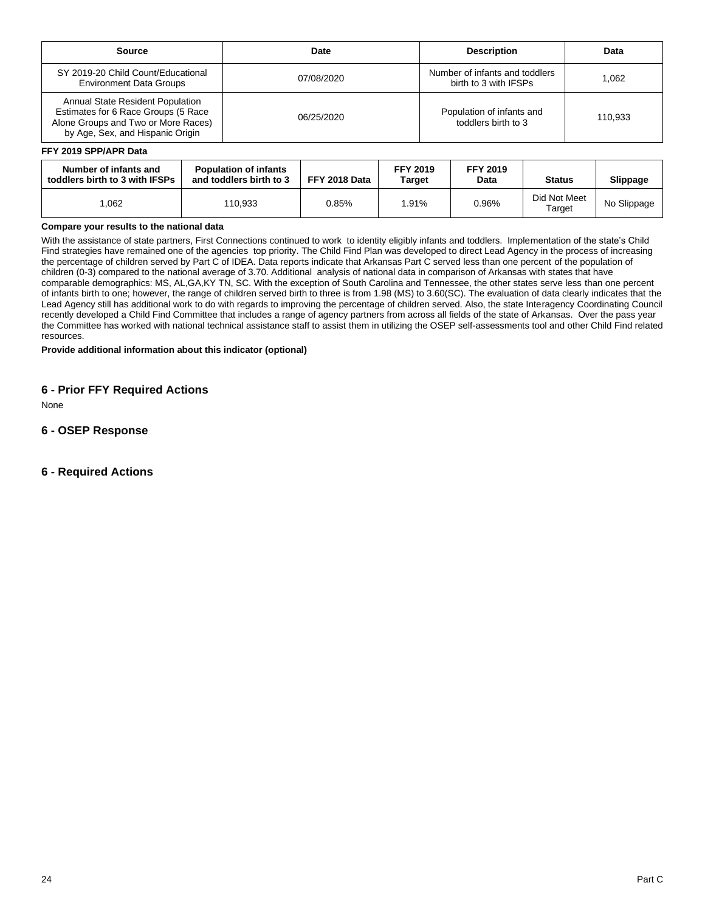| Source | Date | Description | Data |
|---|---|---|---|
| SY 2019-20 Child Count/Educational Environment Data Groups | 07/08/2020 | Number of infants and toddlers birth to 3 with IFSPs | 1,062 |
| Annual State Resident Population Estimates for 6 Race Groups (5 Race Alone Groups and Two or More Races) by Age, Sex, and Hispanic Origin | 06/25/2020 | Population of infants and toddlers birth to 3 | 110,933 |

**FFY 2019 SPP/APR Data**

| Number of infants and toddlers birth to 3 with IFSPs | Population of infants and toddlers birth to 3 | FFY 2018 Data | FFY 2019 Target | FFY 2019 Data | Status | Slippage |
|---|---|---|---|---|---|---|
| 1,062 | 110,933 | 0.85% | 1.91% | 0.96% | Did Not Meet Target | No Slippage |

**Compare your results to the national data**

With the assistance of state partners, First Connections continued to work to identity eligibly infants and toddlers. Implementation of the state's Child Find strategies have remained one of the agencies top priority. The Child Find Plan was developed to direct Lead Agency in the process of increasing the percentage of children served by Part C of IDEA. Data reports indicate that Arkansas Part C served less than one percent of the population of children (0-3) compared to the national average of 3.70. Additional analysis of national data in comparison of Arkansas with states that have comparable demographics: MS, AL,GA,KY TN, SC. With the exception of South Carolina and Tennessee, the other states serve less than one percent of infants birth to one; however, the range of children served birth to three is from 1.98 (MS) to 3.60(SC). The evaluation of data clearly indicates that the Lead Agency still has additional work to do with regards to improving the percentage of children served. Also, the state Interagency Coordinating Council recently developed a Child Find Committee that includes a range of agency partners from across all fields of the state of Arkansas. Over the pass year the Committee has worked with national technical assistance staff to assist them in utilizing the OSEP self-assessments tool and other Child Find related resources.

**Provide additional information about this indicator (optional)**

## 6 - Prior FFY Required Actions

None

## 6 - OSEP Response

## 6 - Required Actions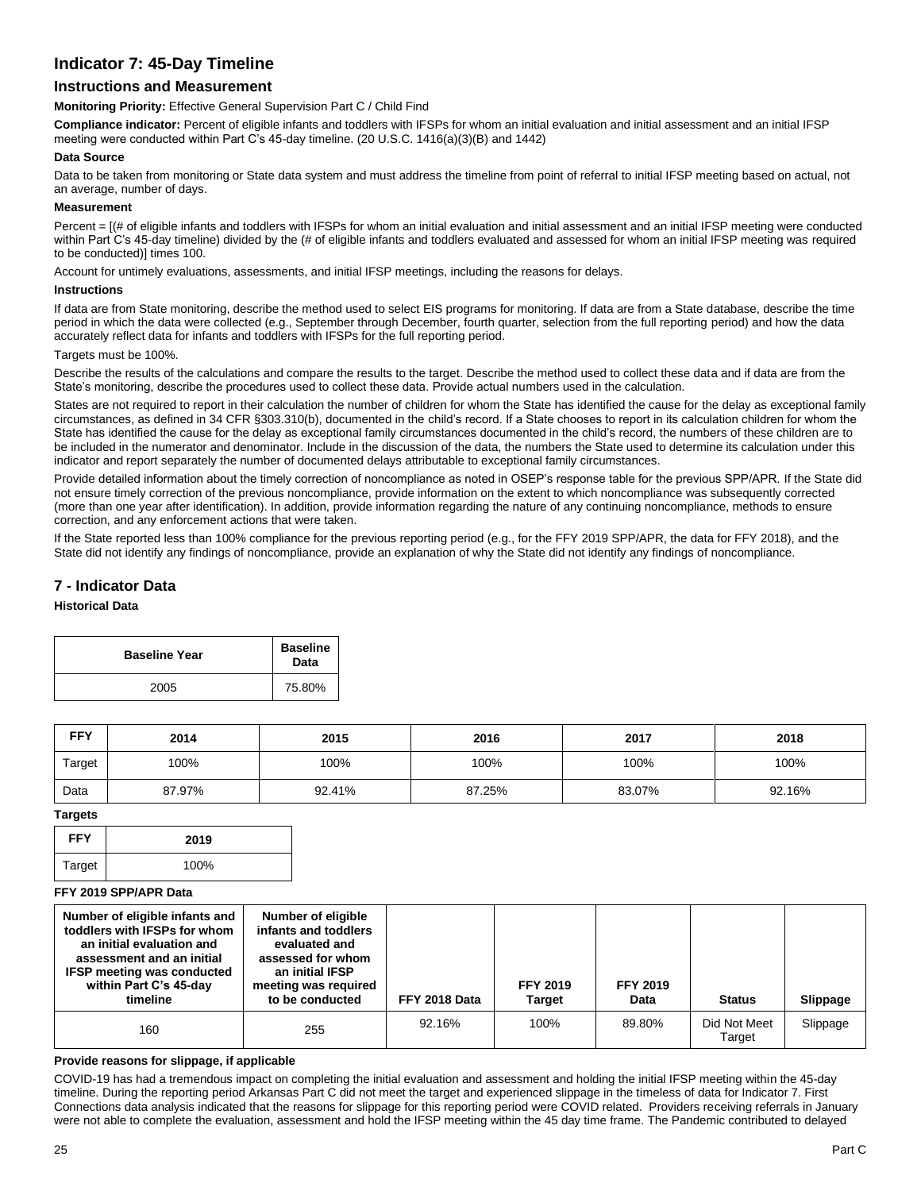## Indicator 7: 45-Day Timeline

### Instructions and Measurement

**Monitoring Priority:** Effective General Supervision Part C / Child Find

**Compliance indicator:** Percent of eligible infants and toddlers with IFSPs for whom an initial evaluation and initial assessment and an initial IFSP meeting were conducted within Part C's 45-day timeline. (20 U.S.C. 1416(a)(3)(B) and 1442)

**Data Source**

Data to be taken from monitoring or State data system and must address the timeline from point of referral to initial IFSP meeting based on actual, not an average, number of days.

**Measurement**

Percent = [(# of eligible infants and toddlers with IFSPs for whom an initial evaluation and initial assessment and an initial IFSP meeting were conducted within Part C's 45-day timeline) divided by the (# of eligible infants and toddlers evaluated and assessed for whom an initial IFSP meeting was required to be conducted)] times 100.

Account for untimely evaluations, assessments, and initial IFSP meetings, including the reasons for delays.

**Instructions**

If data are from State monitoring, describe the method used to select EIS programs for monitoring. If data are from a State database, describe the time period in which the data were collected (e.g., September through December, fourth quarter, selection from the full reporting period) and how the data accurately reflect data for infants and toddlers with IFSPs for the full reporting period.

Targets must be 100%.

Describe the results of the calculations and compare the results to the target. Describe the method used to collect these data and if data are from the State's monitoring, describe the procedures used to collect these data. Provide actual numbers used in the calculation.

States are not required to report in their calculation the number of children for whom the State has identified the cause for the delay as exceptional family circumstances, as defined in 34 CFR §303.310(b), documented in the child's record. If a State chooses to report in its calculation children for whom the State has identified the cause for the delay as exceptional family circumstances documented in the child's record, the numbers of these children are to be included in the numerator and denominator. Include in the discussion of the data, the numbers the State used to determine its calculation under this indicator and report separately the number of documented delays attributable to exceptional family circumstances.

Provide detailed information about the timely correction of noncompliance as noted in OSEP's response table for the previous SPP/APR. If the State did not ensure timely correction of the previous noncompliance, provide information on the extent to which noncompliance was subsequently corrected (more than one year after identification). In addition, provide information regarding the nature of any continuing noncompliance, methods to ensure correction, and any enforcement actions that were taken.

If the State reported less than 100% compliance for the previous reporting period (e.g., for the FFY 2019 SPP/APR, the data for FFY 2018), and the State did not identify any findings of noncompliance, provide an explanation of why the State did not identify any findings of noncompliance.

## 7 - Indicator Data

**Historical Data**

| Baseline Year | Baseline Data |
|---|---|
| 2005 | 75.80% |

| FFY | 2014 | 2015 | 2016 | 2017 | 2018 |
|---|---|---|---|---|---|
| Target | 100% | 100% | 100% | 100% | 100% |
| Data | 87.97% | 92.41% | 87.25% | 83.07% | 92.16% |

**Targets**

| FFY | 2019 |
|---|---|
| Target | 100% |

**FFY 2019 SPP/APR Data**

| Number of eligible infants and toddlers with IFSPs for whom an initial evaluation and assessment and an initial IFSP meeting was conducted within Part C's 45-day timeline | Number of eligible infants and toddlers evaluated and assessed for whom an initial IFSP meeting was required to be conducted | FFY 2018 Data | FFY 2019 Target | FFY 2019 Data | Status | Slippage |
|---|---|---|---|---|---|---|
| 160 | 255 | 92.16% | 100% | 89.80% | Did Not Meet Target | Slippage |

**Provide reasons for slippage, if applicable**

COVID-19 has had a tremendous impact on completing the initial evaluation and assessment and holding the initial IFSP meeting within the 45-day timeline. During the reporting period Arkansas Part C did not meet the target and experienced slippage in the timeless of data for Indicator 7. First Connections data analysis indicated that the reasons for slippage for this reporting period were COVID related. Providers receiving referrals in January were not able to complete the evaluation, assessment and hold the IFSP meeting within the 45 day time frame. The Pandemic contributed to delayed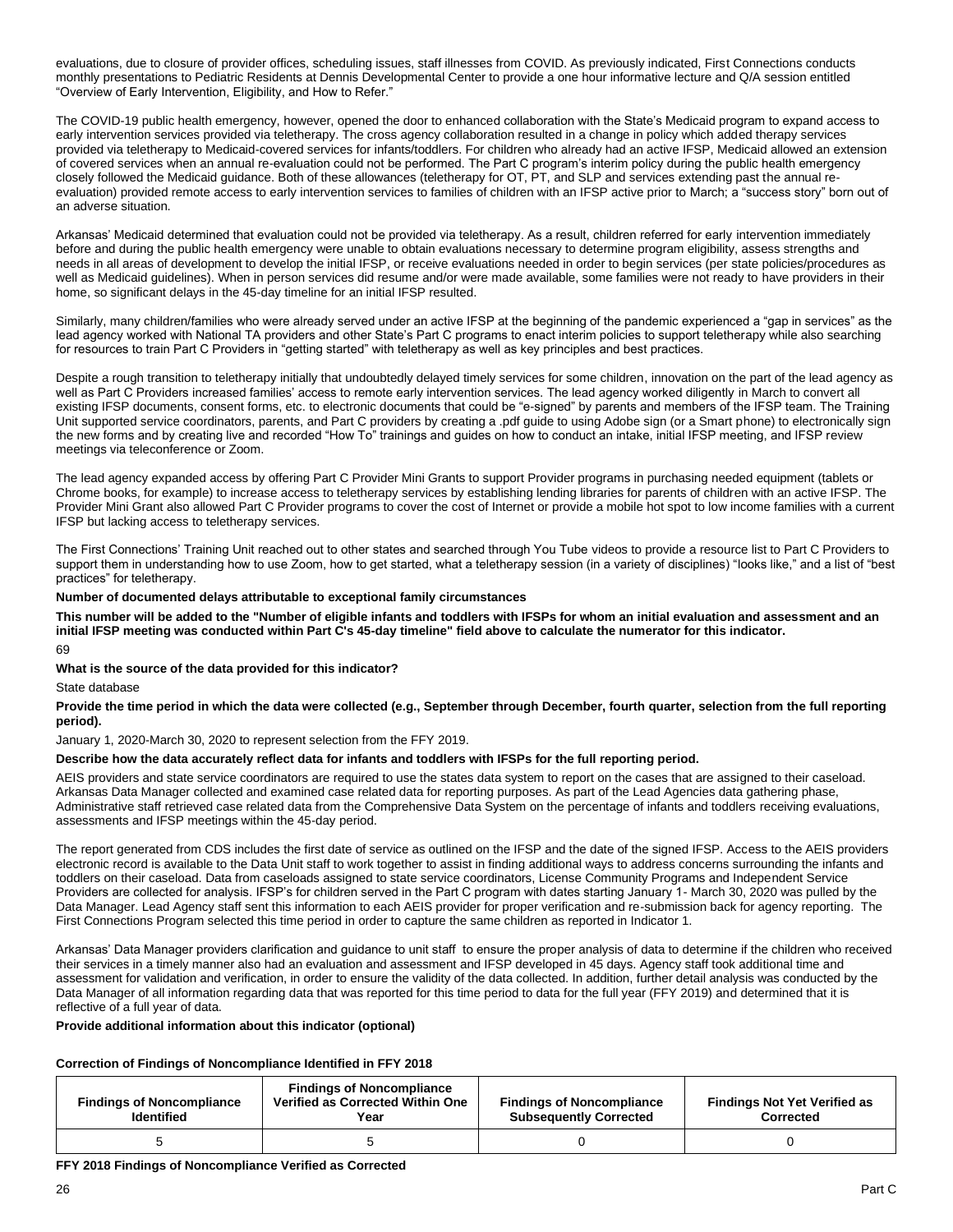evaluations, due to closure of provider offices, scheduling issues, staff illnesses from COVID. As previously indicated, First Connections conducts monthly presentations to Pediatric Residents at Dennis Developmental Center to provide a one hour informative lecture and Q/A session entitled "Overview of Early Intervention, Eligibility, and How to Refer."

The COVID-19 public health emergency, however, opened the door to enhanced collaboration with the State's Medicaid program to expand access to early intervention services provided via teletherapy. The cross agency collaboration resulted in a change in policy which added therapy services provided via teletherapy to Medicaid-covered services for infants/toddlers. For children who already had an active IFSP, Medicaid allowed an extension of covered services when an annual re-evaluation could not be performed. The Part C program's interim policy during the public health emergency closely followed the Medicaid guidance. Both of these allowances (teletherapy for OT, PT, and SLP and services extending past the annual re-evaluation) provided remote access to early intervention services to families of children with an IFSP active prior to March; a "success story" born out of an adverse situation.

Arkansas' Medicaid determined that evaluation could not be provided via teletherapy. As a result, children referred for early intervention immediately before and during the public health emergency were unable to obtain evaluations necessary to determine program eligibility, assess strengths and needs in all areas of development to develop the initial IFSP, or receive evaluations needed in order to begin services (per state policies/procedures as well as Medicaid guidelines). When in person services did resume and/or were made available, some families were not ready to have providers in their home, so significant delays in the 45-day timeline for an initial IFSP resulted.

Similarly, many children/families who were already served under an active IFSP at the beginning of the pandemic experienced a "gap in services" as the lead agency worked with National TA providers and other State's Part C programs to enact interim policies to support teletherapy while also searching for resources to train Part C Providers in "getting started" with teletherapy as well as key principles and best practices.

Despite a rough transition to teletherapy initially that undoubtedly delayed timely services for some children, innovation on the part of the lead agency as well as Part C Providers increased families' access to remote early intervention services. The lead agency worked diligently in March to convert all existing IFSP documents, consent forms, etc. to electronic documents that could be "e-signed" by parents and members of the IFSP team. The Training Unit supported service coordinators, parents, and Part C providers by creating a .pdf guide to using Adobe sign (or a Smart phone) to electronically sign the new forms and by creating live and recorded "How To" trainings and guides on how to conduct an intake, initial IFSP meeting, and IFSP review meetings via teleconference or Zoom.

The lead agency expanded access by offering Part C Provider Mini Grants to support Provider programs in purchasing needed equipment (tablets or Chrome books, for example) to increase access to teletherapy services by establishing lending libraries for parents of children with an active IFSP. The Provider Mini Grant also allowed Part C Provider programs to cover the cost of Internet or provide a mobile hot spot to low income families with a current IFSP but lacking access to teletherapy services.

The First Connections' Training Unit reached out to other states and searched through You Tube videos to provide a resource list to Part C Providers to support them in understanding how to use Zoom, how to get started, what a teletherapy session (in a variety of disciplines) "looks like," and a list of "best practices" for teletherapy.

**Number of documented delays attributable to exceptional family circumstances**

**This number will be added to the "Number of eligible infants and toddlers with IFSPs for whom an initial evaluation and assessment and an initial IFSP meeting was conducted within Part C's 45-day timeline" field above to calculate the numerator for this indicator.**

69

**What is the source of the data provided for this indicator?**

State database

**Provide the time period in which the data were collected (e.g., September through December, fourth quarter, selection from the full reporting period).**

January 1, 2020-March 30, 2020 to represent selection from the FFY 2019.

**Describe how the data accurately reflect data for infants and toddlers with IFSPs for the full reporting period.**

AEIS providers and state service coordinators are required to use the states data system to report on the cases that are assigned to their caseload. Arkansas Data Manager collected and examined case related data for reporting purposes. As part of the Lead Agencies data gathering phase, Administrative staff retrieved case related data from the Comprehensive Data System on the percentage of infants and toddlers receiving evaluations, assessments and IFSP meetings within the 45-day period.

The report generated from CDS includes the first date of service as outlined on the IFSP and the date of the signed IFSP. Access to the AEIS providers electronic record is available to the Data Unit staff to work together to assist in finding additional ways to address concerns surrounding the infants and toddlers on their caseload. Data from caseloads assigned to state service coordinators, License Community Programs and Independent Service Providers are collected for analysis. IFSP's for children served in the Part C program with dates starting January 1- March 30, 2020 was pulled by the Data Manager. Lead Agency staff sent this information to each AEIS provider for proper verification and re-submission back for agency reporting. The First Connections Program selected this time period in order to capture the same children as reported in Indicator 1.

Arkansas' Data Manager providers clarification and guidance to unit staff to ensure the proper analysis of data to determine if the children who received their services in a timely manner also had an evaluation and assessment and IFSP developed in 45 days. Agency staff took additional time and assessment for validation and verification, in order to ensure the validity of the data collected. In addition, further detail analysis was conducted by the Data Manager of all information regarding data that was reported for this time period to data for the full year (FFY 2019) and determined that it is reflective of a full year of data.

**Provide additional information about this indicator (optional)**

**Correction of Findings of Noncompliance Identified in FFY 2018**

| Findings of Noncompliance Identified | Findings of Noncompliance Verified as Corrected Within One Year | Findings of Noncompliance Subsequently Corrected | Findings Not Yet Verified as Corrected |
|---|---|---|---|
| 5 | 5 | 0 | 0 |

**FFY 2018 Findings of Noncompliance Verified as Corrected**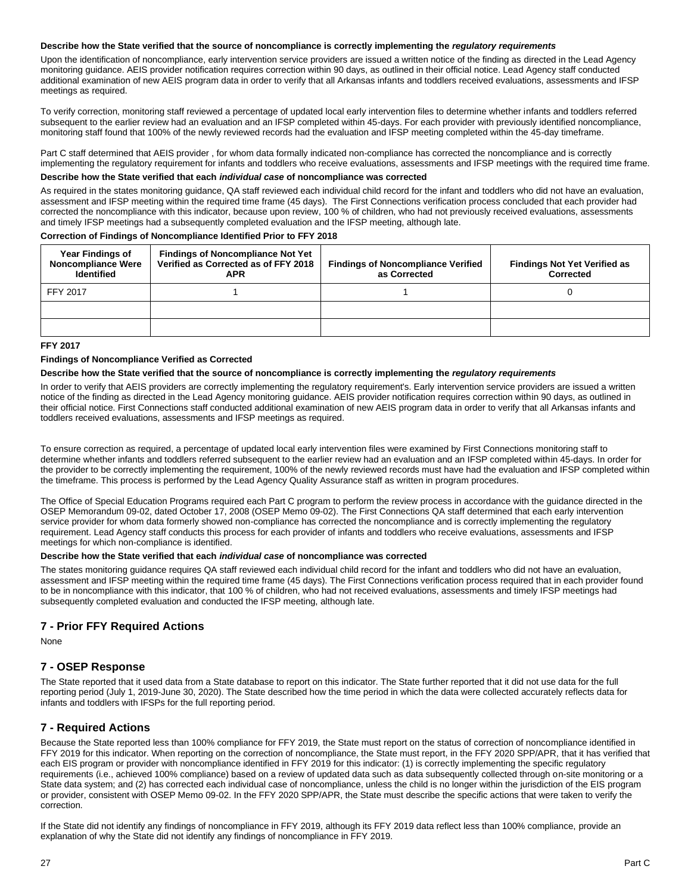**Describe how the State verified that the source of noncompliance is correctly implementing the *regulatory requirements***

Upon the identification of noncompliance, early intervention service providers are issued a written notice of the finding as directed in the Lead Agency monitoring guidance. AEIS provider notification requires correction within 90 days, as outlined in their official notice. Lead Agency staff conducted additional examination of new AEIS program data in order to verify that all Arkansas infants and toddlers received evaluations, assessments and IFSP meetings as required.

To verify correction, monitoring staff reviewed a percentage of updated local early intervention files to determine whether infants and toddlers referred subsequent to the earlier review had an evaluation and an IFSP completed within 45-days. For each provider with previously identified noncompliance, monitoring staff found that 100% of the newly reviewed records had the evaluation and IFSP meeting completed within the 45-day timeframe.

Part C staff determined that AEIS provider , for whom data formally indicated non-compliance has corrected the noncompliance and is correctly implementing the regulatory requirement for infants and toddlers who receive evaluations, assessments and IFSP meetings with the required time frame.

**Describe how the State verified that each *individual case* of noncompliance was corrected**

As required in the states monitoring guidance, QA staff reviewed each individual child record for the infant and toddlers who did not have an evaluation, assessment and IFSP meeting within the required time frame (45 days). The First Connections verification process concluded that each provider had corrected the noncompliance with this indicator, because upon review, 100 % of children, who had not previously received evaluations, assessments and timely IFSP meetings had a subsequently completed evaluation and the IFSP meeting, although late.

**Correction of Findings of Noncompliance Identified Prior to FFY 2018**

| Year Findings of Noncompliance Were Identified | Findings of Noncompliance Not Yet Verified as Corrected as of FFY 2018 APR | Findings of Noncompliance Verified as Corrected | Findings Not Yet Verified as Corrected |
|---|---|---|---|
| FFY 2017 | 1 | 1 | 0 |
| | | | |
| | | | |

**FFY 2017**

**Findings of Noncompliance Verified as Corrected**

**Describe how the State verified that the source of noncompliance is correctly implementing the *regulatory requirements***

In order to verify that AEIS providers are correctly implementing the regulatory requirement's. Early intervention service providers are issued a written notice of the finding as directed in the Lead Agency monitoring guidance. AEIS provider notification requires correction within 90 days, as outlined in their official notice. First Connections staff conducted additional examination of new AEIS program data in order to verify that all Arkansas infants and toddlers received evaluations, assessments and IFSP meetings as required.

To ensure correction as required, a percentage of updated local early intervention files were examined by First Connections monitoring staff to determine whether infants and toddlers referred subsequent to the earlier review had an evaluation and an IFSP completed within 45-days. In order for the provider to be correctly implementing the requirement, 100% of the newly reviewed records must have had the evaluation and IFSP completed within the timeframe. This process is performed by the Lead Agency Quality Assurance staff as written in program procedures.

The Office of Special Education Programs required each Part C program to perform the review process in accordance with the guidance directed in the OSEP Memorandum 09-02, dated October 17, 2008 (OSEP Memo 09-02). The First Connections QA staff determined that each early intervention service provider for whom data formerly showed non-compliance has corrected the noncompliance and is correctly implementing the regulatory requirement. Lead Agency staff conducts this process for each provider of infants and toddlers who receive evaluations, assessments and IFSP meetings for which non-compliance is identified.

**Describe how the State verified that each *individual case* of noncompliance was corrected**

The states monitoring guidance requires QA staff reviewed each individual child record for the infant and toddlers who did not have an evaluation, assessment and IFSP meeting within the required time frame (45 days). The First Connections verification process required that in each provider found to be in noncompliance with this indicator, that 100 % of children, who had not received evaluations, assessments and timely IFSP meetings had subsequently completed evaluation and conducted the IFSP meeting, although late.

## 7 - Prior FFY Required Actions

None

## 7 - OSEP Response

The State reported that it used data from a State database to report on this indicator. The State further reported that it did not use data for the full reporting period (July 1, 2019-June 30, 2020). The State described how the time period in which the data were collected accurately reflects data for infants and toddlers with IFSPs for the full reporting period.

## 7 - Required Actions

Because the State reported less than 100% compliance for FFY 2019, the State must report on the status of correction of noncompliance identified in FFY 2019 for this indicator. When reporting on the correction of noncompliance, the State must report, in the FFY 2020 SPP/APR, that it has verified that each EIS program or provider with noncompliance identified in FFY 2019 for this indicator: (1) is correctly implementing the specific regulatory requirements (i.e., achieved 100% compliance) based on a review of updated data such as data subsequently collected through on-site monitoring or a State data system; and (2) has corrected each individual case of noncompliance, unless the child is no longer within the jurisdiction of the EIS program or provider, consistent with OSEP Memo 09-02. In the FFY 2020 SPP/APR, the State must describe the specific actions that were taken to verify the correction.

If the State did not identify any findings of noncompliance in FFY 2019, although its FFY 2019 data reflect less than 100% compliance, provide an explanation of why the State did not identify any findings of noncompliance in FFY 2019.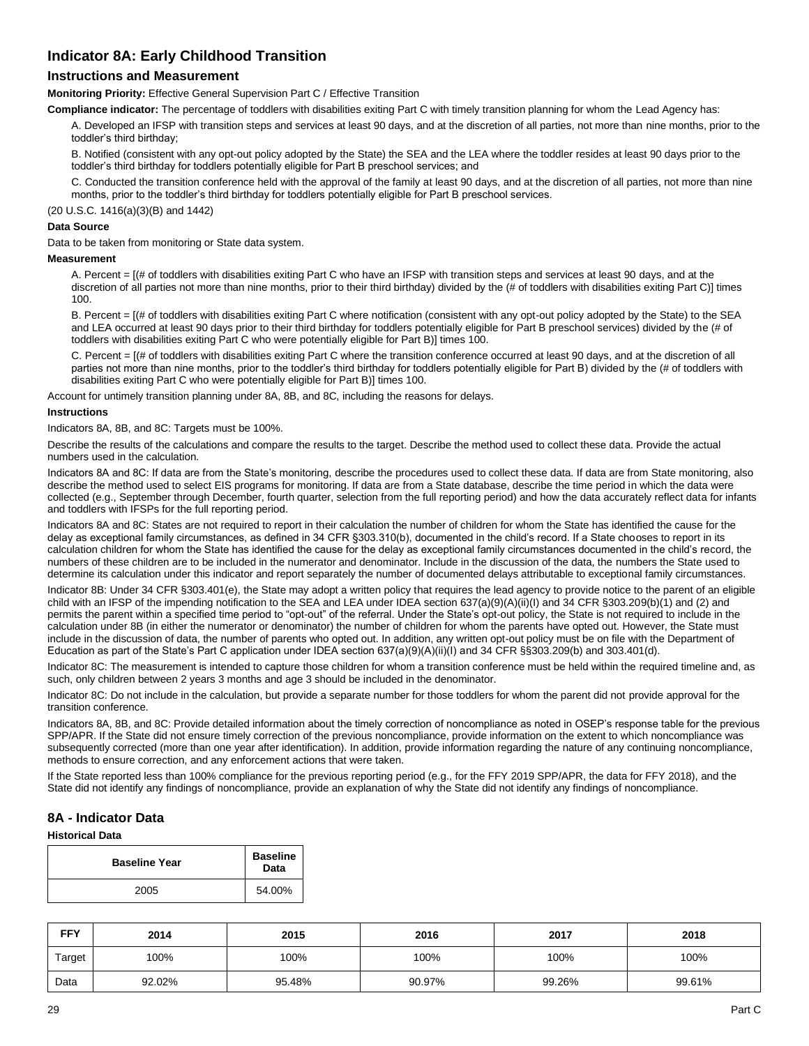# Indicator 8A: Early Childhood Transition

## Instructions and Measurement

**Monitoring Priority:** Effective General Supervision Part C / Effective Transition

**Compliance indicator:** The percentage of toddlers with disabilities exiting Part C with timely transition planning for whom the Lead Agency has:

A. Developed an IFSP with transition steps and services at least 90 days, and at the discretion of all parties, not more than nine months, prior to the toddler's third birthday;

B. Notified (consistent with any opt-out policy adopted by the State) the SEA and the LEA where the toddler resides at least 90 days prior to the toddler's third birthday for toddlers potentially eligible for Part B preschool services; and

C. Conducted the transition conference held with the approval of the family at least 90 days, and at the discretion of all parties, not more than nine months, prior to the toddler's third birthday for toddlers potentially eligible for Part B preschool services.

(20 U.S.C. 1416(a)(3)(B) and 1442)

**Data Source**

Data to be taken from monitoring or State data system.

**Measurement**

A. Percent = [(# of toddlers with disabilities exiting Part C who have an IFSP with transition steps and services at least 90 days, and at the discretion of all parties not more than nine months, prior to their third birthday) divided by the (# of toddlers with disabilities exiting Part C)] times 100.

B. Percent = [(# of toddlers with disabilities exiting Part C where notification (consistent with any opt-out policy adopted by the State) to the SEA and LEA occurred at least 90 days prior to their third birthday for toddlers potentially eligible for Part B preschool services) divided by the (# of toddlers with disabilities exiting Part C who were potentially eligible for Part B)] times 100.

C. Percent = [(# of toddlers with disabilities exiting Part C where the transition conference occurred at least 90 days, and at the discretion of all parties not more than nine months, prior to the toddler's third birthday for toddlers potentially eligible for Part B) divided by the (# of toddlers with disabilities exiting Part C who were potentially eligible for Part B)] times 100.

Account for untimely transition planning under 8A, 8B, and 8C, including the reasons for delays.

**Instructions**

Indicators 8A, 8B, and 8C: Targets must be 100%.

Describe the results of the calculations and compare the results to the target. Describe the method used to collect these data. Provide the actual numbers used in the calculation.

Indicators 8A and 8C: If data are from the State's monitoring, describe the procedures used to collect these data. If data are from State monitoring, also describe the method used to select EIS programs for monitoring. If data are from a State database, describe the time period in which the data were collected (e.g., September through December, fourth quarter, selection from the full reporting period) and how the data accurately reflect data for infants and toddlers with IFSPs for the full reporting period.

Indicators 8A and 8C: States are not required to report in their calculation the number of children for whom the State has identified the cause for the delay as exceptional family circumstances, as defined in 34 CFR §303.310(b), documented in the child's record. If a State chooses to report in its calculation children for whom the State has identified the cause for the delay as exceptional family circumstances documented in the child's record, the numbers of these children are to be included in the numerator and denominator. Include in the discussion of the data, the numbers the State used to determine its calculation under this indicator and report separately the number of documented delays attributable to exceptional family circumstances.

Indicator 8B: Under 34 CFR §303.401(e), the State may adopt a written policy that requires the lead agency to provide notice to the parent of an eligible child with an IFSP of the impending notification to the SEA and LEA under IDEA section 637(a)(9)(A)(ii)(I) and 34 CFR §303.209(b)(1) and (2) and permits the parent within a specified time period to "opt-out" of the referral. Under the State's opt-out policy, the State is not required to include in the calculation under 8B (in either the numerator or denominator) the number of children for whom the parents have opted out. However, the State must include in the discussion of data, the number of parents who opted out. In addition, any written opt-out policy must be on file with the Department of Education as part of the State's Part C application under IDEA section 637(a)(9)(A)(ii)(I) and 34 CFR §§303.209(b) and 303.401(d).

Indicator 8C: The measurement is intended to capture those children for whom a transition conference must be held within the required timeline and, as such, only children between 2 years 3 months and age 3 should be included in the denominator.

Indicator 8C: Do not include in the calculation, but provide a separate number for those toddlers for whom the parent did not provide approval for the transition conference.

Indicators 8A, 8B, and 8C: Provide detailed information about the timely correction of noncompliance as noted in OSEP's response table for the previous SPP/APR. If the State did not ensure timely correction of the previous noncompliance, provide information on the extent to which noncompliance was subsequently corrected (more than one year after identification). In addition, provide information regarding the nature of any continuing noncompliance, methods to ensure correction, and any enforcement actions that were taken.

If the State reported less than 100% compliance for the previous reporting period (e.g., for the FFY 2019 SPP/APR, the data for FFY 2018), and the State did not identify any findings of noncompliance, provide an explanation of why the State did not identify any findings of noncompliance.

## 8A - Indicator Data

**Historical Data**

| Baseline Year | Baseline Data |
|---|---|
| 2005 | 54.00% |

| FFY | 2014 | 2015 | 2016 | 2017 | 2018 |
|---|---|---|---|---|---|
| Target | 100% | 100% | 100% | 100% | 100% |
| Data | 92.02% | 95.48% | 90.97% | 99.26% | 99.61% |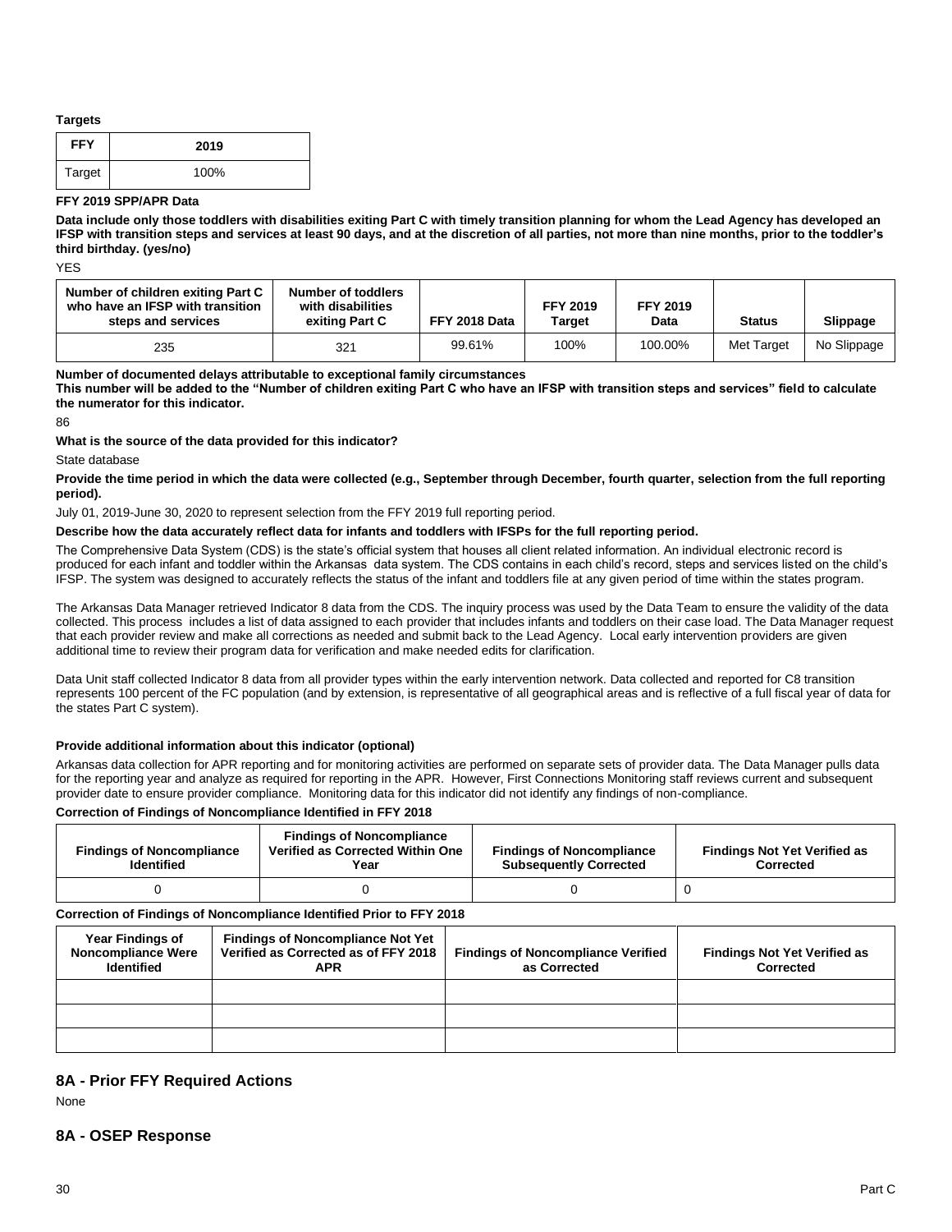**Targets**

| FFY | 2019 |
|---|---|
| Target | 100% |

**FFY 2019 SPP/APR Data**

**Data include only those toddlers with disabilities exiting Part C with timely transition planning for whom the Lead Agency has developed an IFSP with transition steps and services at least 90 days, and at the discretion of all parties, not more than nine months, prior to the toddler's third birthday. (yes/no)**

YES

| Number of children exiting Part C who have an IFSP with transition steps and services | Number of toddlers with disabilities exiting Part C | FFY 2018 Data | FFY 2019 Target | FFY 2019 Data | Status | Slippage |
|---|---|---|---|---|---|---|
| 235 | 321 | 99.61% | 100% | 100.00% | Met Target | No Slippage |

**Number of documented delays attributable to exceptional family circumstances**
**This number will be added to the "Number of children exiting Part C who have an IFSP with transition steps and services" field to calculate the numerator for this indicator.**

86

**What is the source of the data provided for this indicator?**

State database

**Provide the time period in which the data were collected (e.g., September through December, fourth quarter, selection from the full reporting period).**

July 01, 2019-June 30, 2020 to represent selection from the FFY 2019 full reporting period.

**Describe how the data accurately reflect data for infants and toddlers with IFSPs for the full reporting period.**

The Comprehensive Data System (CDS) is the state's official system that houses all client related information. An individual electronic record is produced for each infant and toddler within the Arkansas data system. The CDS contains in each child's record, steps and services listed on the child's IFSP. The system was designed to accurately reflects the status of the infant and toddlers file at any given period of time within the states program.

The Arkansas Data Manager retrieved Indicator 8 data from the CDS. The inquiry process was used by the Data Team to ensure the validity of the data collected. This process includes a list of data assigned to each provider that includes infants and toddlers on their case load. The Data Manager request that each provider review and make all corrections as needed and submit back to the Lead Agency. Local early intervention providers are given additional time to review their program data for verification and make needed edits for clarification.

Data Unit staff collected Indicator 8 data from all provider types within the early intervention network. Data collected and reported for C8 transition represents 100 percent of the FC population (and by extension, is representative of all geographical areas and is reflective of a full fiscal year of data for the states Part C system).

**Provide additional information about this indicator (optional)**

Arkansas data collection for APR reporting and for monitoring activities are performed on separate sets of provider data. The Data Manager pulls data for the reporting year and analyze as required for reporting in the APR. However, First Connections Monitoring staff reviews current and subsequent provider date to ensure provider compliance. Monitoring data for this indicator did not identify any findings of non-compliance.

**Correction of Findings of Noncompliance Identified in FFY 2018**

| Findings of Noncompliance Identified | Findings of Noncompliance Verified as Corrected Within One Year | Findings of Noncompliance Subsequently Corrected | Findings Not Yet Verified as Corrected |
|---|---|---|---|
| 0 | 0 | 0 | 0 |

**Correction of Findings of Noncompliance Identified Prior to FFY 2018**

| Year Findings of Noncompliance Were Identified | Findings of Noncompliance Not Yet Verified as Corrected as of FFY 2018 APR | Findings of Noncompliance Verified as Corrected | Findings Not Yet Verified as Corrected |
|---|---|---|---|
| | | | |
| | | | |
| | | | |

## 8A - Prior FFY Required Actions

None

## 8A - OSEP Response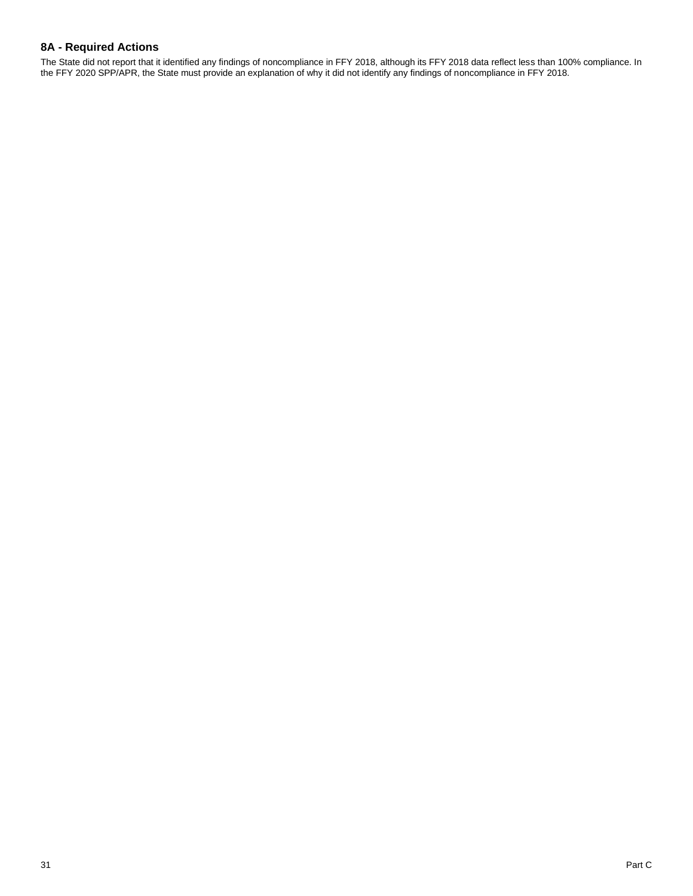### 8A - Required Actions

The State did not report that it identified any findings of noncompliance in FFY 2018, although its FFY 2018 data reflect less than 100% compliance. In the FFY 2020 SPP/APR, the State must provide an explanation of why it did not identify any findings of noncompliance in FFY 2018.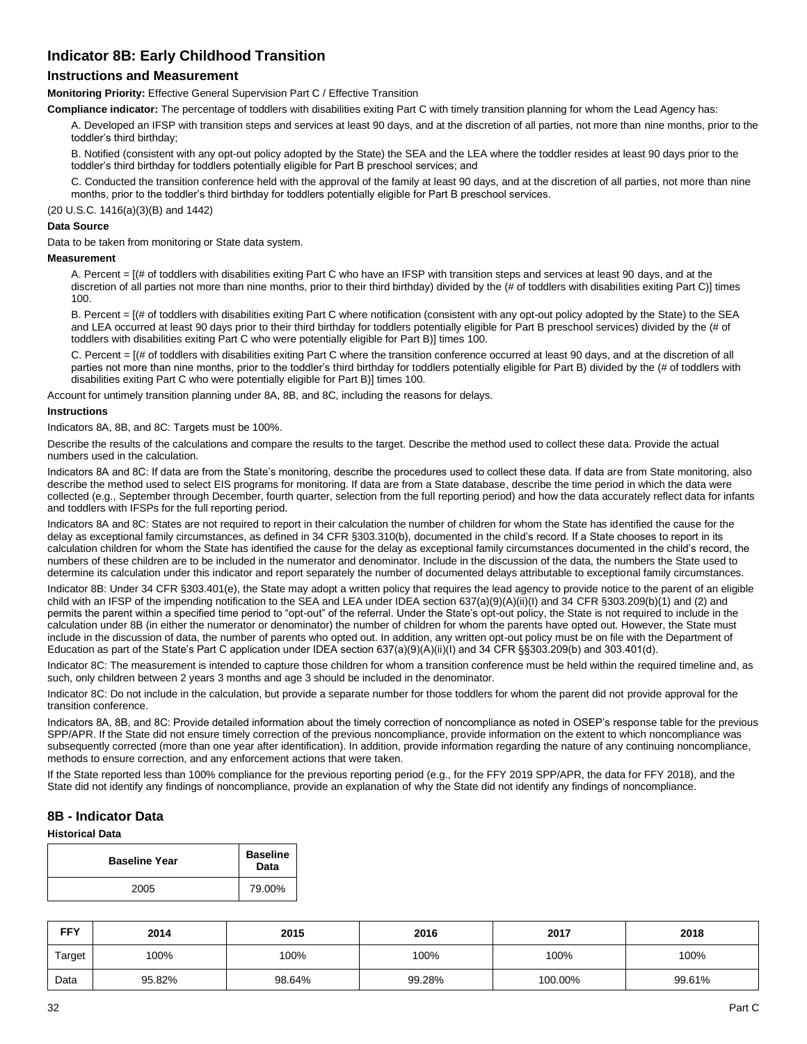## Indicator 8B: Early Childhood Transition

### Instructions and Measurement

**Monitoring Priority:** Effective General Supervision Part C / Effective Transition

**Compliance indicator:** The percentage of toddlers with disabilities exiting Part C with timely transition planning for whom the Lead Agency has:

A. Developed an IFSP with transition steps and services at least 90 days, and at the discretion of all parties, not more than nine months, prior to the toddler's third birthday;

B. Notified (consistent with any opt-out policy adopted by the State) the SEA and the LEA where the toddler resides at least 90 days prior to the toddler's third birthday for toddlers potentially eligible for Part B preschool services; and

C. Conducted the transition conference held with the approval of the family at least 90 days, and at the discretion of all parties, not more than nine months, prior to the toddler's third birthday for toddlers potentially eligible for Part B preschool services.

(20 U.S.C. 1416(a)(3)(B) and 1442)

**Data Source**

Data to be taken from monitoring or State data system.

**Measurement**

A. Percent = [(# of toddlers with disabilities exiting Part C who have an IFSP with transition steps and services at least 90 days, and at the discretion of all parties not more than nine months, prior to their third birthday) divided by the (# of toddlers with disabilities exiting Part C)] times 100.

B. Percent = [(# of toddlers with disabilities exiting Part C where notification (consistent with any opt-out policy adopted by the State) to the SEA and LEA occurred at least 90 days prior to their third birthday for toddlers potentially eligible for Part B preschool services) divided by the (# of toddlers with disabilities exiting Part C who were potentially eligible for Part B)] times 100.

C. Percent = [(# of toddlers with disabilities exiting Part C where the transition conference occurred at least 90 days, and at the discretion of all parties not more than nine months, prior to the toddler's third birthday for toddlers potentially eligible for Part B) divided by the (# of toddlers with disabilities exiting Part C who were potentially eligible for Part B)] times 100.

Account for untimely transition planning under 8A, 8B, and 8C, including the reasons for delays.

**Instructions**

Indicators 8A, 8B, and 8C: Targets must be 100%.

Describe the results of the calculations and compare the results to the target. Describe the method used to collect these data. Provide the actual numbers used in the calculation.

Indicators 8A and 8C: If data are from the State's monitoring, describe the procedures used to collect these data. If data are from State monitoring, also describe the method used to select EIS programs for monitoring. If data are from a State database, describe the time period in which the data were collected (e.g., September through December, fourth quarter, selection from the full reporting period) and how the data accurately reflect data for infants and toddlers with IFSPs for the full reporting period.

Indicators 8A and 8C: States are not required to report in their calculation the number of children for whom the State has identified the cause for the delay as exceptional family circumstances, as defined in 34 CFR §303.310(b), documented in the child's record. If a State chooses to report in its calculation children for whom the State has identified the cause for the delay as exceptional family circumstances documented in the child's record, the numbers of these children are to be included in the numerator and denominator. Include in the discussion of the data, the numbers the State used to determine its calculation under this indicator and report separately the number of documented delays attributable to exceptional family circumstances.

Indicator 8B: Under 34 CFR §303.401(e), the State may adopt a written policy that requires the lead agency to provide notice to the parent of an eligible child with an IFSP of the impending notification to the SEA and LEA under IDEA section 637(a)(9)(A)(ii)(I) and 34 CFR §303.209(b)(1) and (2) and permits the parent within a specified time period to "opt-out" of the referral. Under the State's opt-out policy, the State is not required to include in the calculation under 8B (in either the numerator or denominator) the number of children for whom the parents have opted out. However, the State must include in the discussion of data, the number of parents who opted out. In addition, any written opt-out policy must be on file with the Department of Education as part of the State's Part C application under IDEA section 637(a)(9)(A)(ii)(I) and 34 CFR §§303.209(b) and 303.401(d).

Indicator 8C: The measurement is intended to capture those children for whom a transition conference must be held within the required timeline and, as such, only children between 2 years 3 months and age 3 should be included in the denominator.

Indicator 8C: Do not include in the calculation, but provide a separate number for those toddlers for whom the parent did not provide approval for the transition conference.

Indicators 8A, 8B, and 8C: Provide detailed information about the timely correction of noncompliance as noted in OSEP's response table for the previous SPP/APR. If the State did not ensure timely correction of the previous noncompliance, provide information on the extent to which noncompliance was subsequently corrected (more than one year after identification). In addition, provide information regarding the nature of any continuing noncompliance, methods to ensure correction, and any enforcement actions that were taken.

If the State reported less than 100% compliance for the previous reporting period (e.g., for the FFY 2019 SPP/APR, the data for FFY 2018), and the State did not identify any findings of noncompliance, provide an explanation of why the State did not identify any findings of noncompliance.

## 8B - Indicator Data

**Historical Data**

| Baseline Year | Baseline Data |
|---|---|
| 2005 | 79.00% |

| FFY | 2014 | 2015 | 2016 | 2017 | 2018 |
|---|---|---|---|---|---|
| Target | 100% | 100% | 100% | 100% | 100% |
| Data | 95.82% | 98.64% | 99.28% | 100.00% | 99.61% |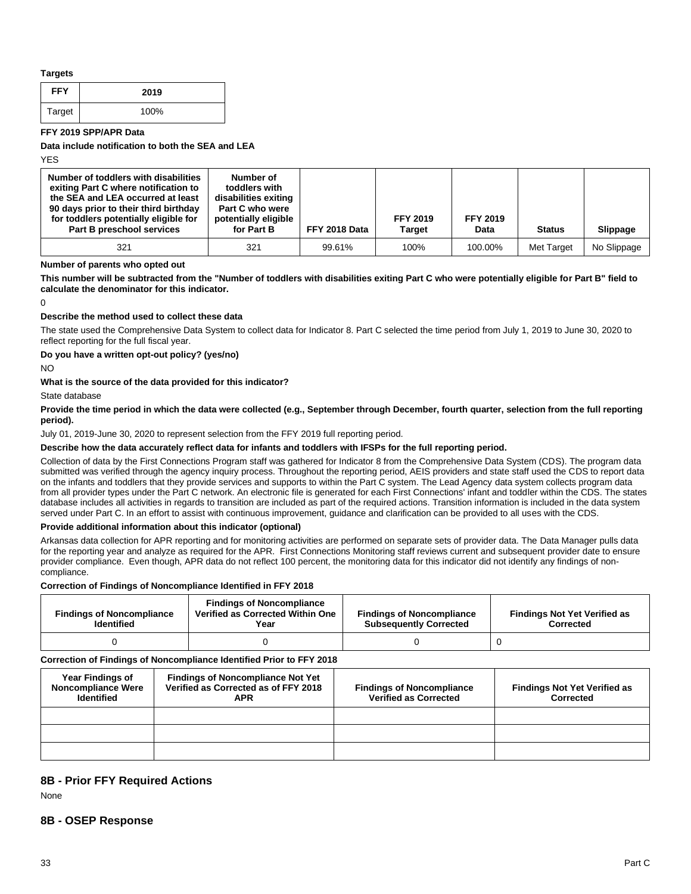**Targets**

| FFY | 2019 |
|---|---|
| Target | 100% |

**FFY 2019 SPP/APR Data**

**Data include notification to both the SEA and LEA**

YES

| Number of toddlers with disabilities exiting Part C where notification to the SEA and LEA occurred at least 90 days prior to their third birthday for toddlers potentially eligible for Part B preschool services | Number of toddlers with disabilities exiting Part C who were potentially eligible for Part B | FFY 2018 Data | FFY 2019 Target | FFY 2019 Data | Status | Slippage |
|---|---|---|---|---|---|---|
| 321 | 321 | 99.61% | 100% | 100.00% | Met Target | No Slippage |

**Number of parents who opted out**

**This number will be subtracted from the "Number of toddlers with disabilities exiting Part C who were potentially eligible for Part B" field to calculate the denominator for this indicator.**

0

**Describe the method used to collect these data**

The state used the Comprehensive Data System to collect data for Indicator 8. Part C selected the time period from July 1, 2019 to June 30, 2020 to reflect reporting for the full fiscal year.

**Do you have a written opt-out policy? (yes/no)**

NO

**What is the source of the data provided for this indicator?**

State database

**Provide the time period in which the data were collected (e.g., September through December, fourth quarter, selection from the full reporting period).**

July 01, 2019-June 30, 2020 to represent selection from the FFY 2019 full reporting period.

**Describe how the data accurately reflect data for infants and toddlers with IFSPs for the full reporting period.**

Collection of data by the First Connections Program staff was gathered for Indicator 8 from the Comprehensive Data System (CDS). The program data submitted was verified through the agency inquiry process. Throughout the reporting period, AEIS providers and state staff used the CDS to report data on the infants and toddlers that they provide services and supports to within the Part C system. The Lead Agency data system collects program data from all provider types under the Part C network. An electronic file is generated for each First Connections' infant and toddler within the CDS. The states database includes all activities in regards to transition are included as part of the required actions. Transition information is included in the data system served under Part C. In an effort to assist with continuous improvement, guidance and clarification can be provided to all uses with the CDS.

**Provide additional information about this indicator (optional)**

Arkansas data collection for APR reporting and for monitoring activities are performed on separate sets of provider data. The Data Manager pulls data for the reporting year and analyze as required for the APR. First Connections Monitoring staff reviews current and subsequent provider date to ensure provider compliance. Even though, APR data do not reflect 100 percent, the monitoring data for this indicator did not identify any findings of non-compliance.

**Correction of Findings of Noncompliance Identified in FFY 2018**

| Findings of Noncompliance Identified | Findings of Noncompliance Verified as Corrected Within One Year | Findings of Noncompliance Subsequently Corrected | Findings Not Yet Verified as Corrected |
|---|---|---|---|
| 0 | 0 | 0 | 0 |

**Correction of Findings of Noncompliance Identified Prior to FFY 2018**

| Year Findings of Noncompliance Were Identified | Findings of Noncompliance Not Yet Verified as Corrected as of FFY 2018 APR | Findings of Noncompliance Verified as Corrected | Findings Not Yet Verified as Corrected |
|---|---|---|---|
| | | | |
| | | | |
| | | | |

## 8B - Prior FFY Required Actions

None

## 8B - OSEP Response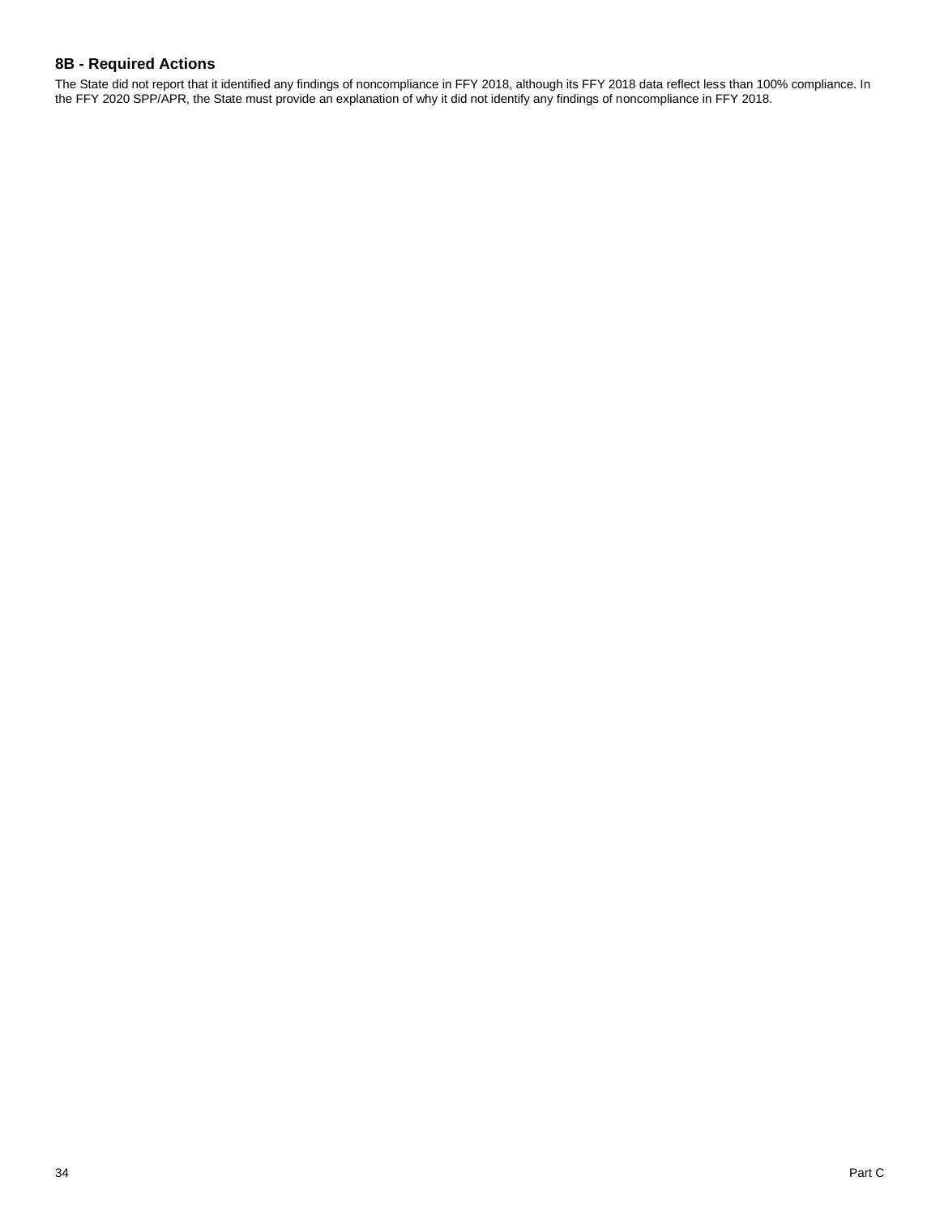## 8B - Required Actions

The State did not report that it identified any findings of noncompliance in FFY 2018, although its FFY 2018 data reflect less than 100% compliance. In the FFY 2020 SPP/APR, the State must provide an explanation of why it did not identify any findings of noncompliance in FFY 2018.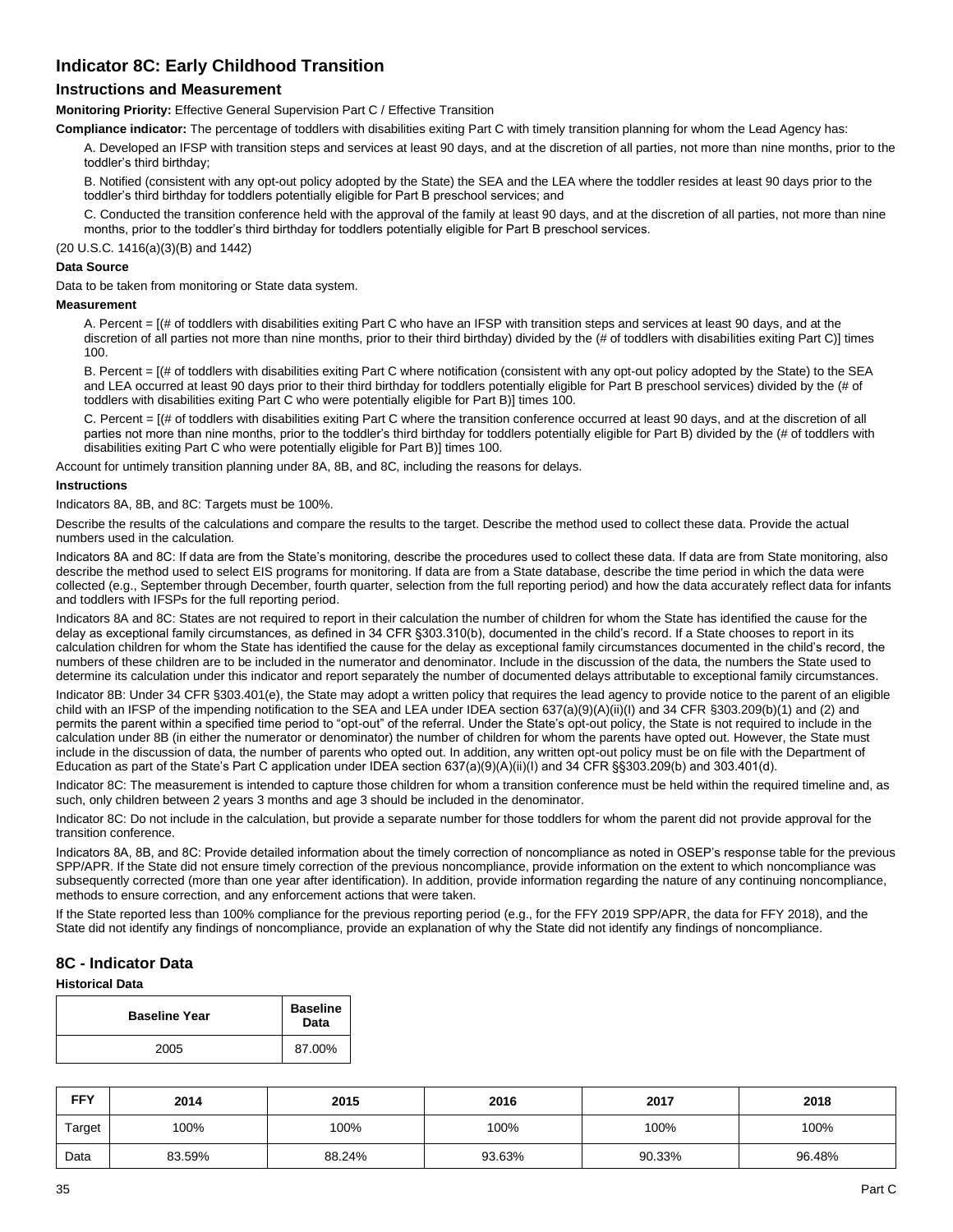## Indicator 8C: Early Childhood Transition

### Instructions and Measurement

**Monitoring Priority:** Effective General Supervision Part C / Effective Transition

**Compliance indicator:** The percentage of toddlers with disabilities exiting Part C with timely transition planning for whom the Lead Agency has:

A. Developed an IFSP with transition steps and services at least 90 days, and at the discretion of all parties, not more than nine months, prior to the toddler's third birthday;

B. Notified (consistent with any opt-out policy adopted by the State) the SEA and the LEA where the toddler resides at least 90 days prior to the toddler's third birthday for toddlers potentially eligible for Part B preschool services; and

C. Conducted the transition conference held with the approval of the family at least 90 days, and at the discretion of all parties, not more than nine months, prior to the toddler's third birthday for toddlers potentially eligible for Part B preschool services.

(20 U.S.C. 1416(a)(3)(B) and 1442)

**Data Source**

Data to be taken from monitoring or State data system.

**Measurement**

A. Percent = [(# of toddlers with disabilities exiting Part C who have an IFSP with transition steps and services at least 90 days, and at the discretion of all parties not more than nine months, prior to their third birthday) divided by the (# of toddlers with disabilities exiting Part C)] times 100.

B. Percent = [(# of toddlers with disabilities exiting Part C where notification (consistent with any opt-out policy adopted by the State) to the SEA and LEA occurred at least 90 days prior to their third birthday for toddlers potentially eligible for Part B preschool services) divided by the (# of toddlers with disabilities exiting Part C who were potentially eligible for Part B)] times 100.

C. Percent = [(# of toddlers with disabilities exiting Part C where the transition conference occurred at least 90 days, and at the discretion of all parties not more than nine months, prior to the toddler's third birthday for toddlers potentially eligible for Part B) divided by the (# of toddlers with disabilities exiting Part C who were potentially eligible for Part B)] times 100.

Account for untimely transition planning under 8A, 8B, and 8C, including the reasons for delays.

**Instructions**

Indicators 8A, 8B, and 8C: Targets must be 100%.

Describe the results of the calculations and compare the results to the target. Describe the method used to collect these data. Provide the actual numbers used in the calculation.

Indicators 8A and 8C: If data are from the State's monitoring, describe the procedures used to collect these data. If data are from State monitoring, also describe the method used to select EIS programs for monitoring. If data are from a State database, describe the time period in which the data were collected (e.g., September through December, fourth quarter, selection from the full reporting period) and how the data accurately reflect data for infants and toddlers with IFSPs for the full reporting period.

Indicators 8A and 8C: States are not required to report in their calculation the number of children for whom the State has identified the cause for the delay as exceptional family circumstances, as defined in 34 CFR §303.310(b), documented in the child's record. If a State chooses to report in its calculation children for whom the State has identified the cause for the delay as exceptional family circumstances documented in the child's record, the numbers of these children are to be included in the numerator and denominator. Include in the discussion of the data, the numbers the State used to determine its calculation under this indicator and report separately the number of documented delays attributable to exceptional family circumstances.

Indicator 8B: Under 34 CFR §303.401(e), the State may adopt a written policy that requires the lead agency to provide notice to the parent of an eligible child with an IFSP of the impending notification to the SEA and LEA under IDEA section 637(a)(9)(A)(ii)(I) and 34 CFR §303.209(b)(1) and (2) and permits the parent within a specified time period to "opt-out" of the referral. Under the State's opt-out policy, the State is not required to include in the calculation under 8B (in either the numerator or denominator) the number of children for whom the parents have opted out. However, the State must include in the discussion of data, the number of parents who opted out. In addition, any written opt-out policy must be on file with the Department of Education as part of the State's Part C application under IDEA section 637(a)(9)(A)(ii)(I) and 34 CFR §§303.209(b) and 303.401(d).

Indicator 8C: The measurement is intended to capture those children for whom a transition conference must be held within the required timeline and, as such, only children between 2 years 3 months and age 3 should be included in the denominator.

Indicator 8C: Do not include in the calculation, but provide a separate number for those toddlers for whom the parent did not provide approval for the transition conference.

Indicators 8A, 8B, and 8C: Provide detailed information about the timely correction of noncompliance as noted in OSEP's response table for the previous SPP/APR. If the State did not ensure timely correction of the previous noncompliance, provide information on the extent to which noncompliance was subsequently corrected (more than one year after identification). In addition, provide information regarding the nature of any continuing noncompliance, methods to ensure correction, and any enforcement actions that were taken.

If the State reported less than 100% compliance for the previous reporting period (e.g., for the FFY 2019 SPP/APR, the data for FFY 2018), and the State did not identify any findings of noncompliance, provide an explanation of why the State did not identify any findings of noncompliance.

## 8C - Indicator Data

**Historical Data**

| Baseline Year | Baseline Data |
|---|---|
| 2005 | 87.00% |

| FFY | 2014 | 2015 | 2016 | 2017 | 2018 |
|---|---|---|---|---|---|
| Target | 100% | 100% | 100% | 100% | 100% |
| Data | 83.59% | 88.24% | 93.63% | 90.33% | 96.48% |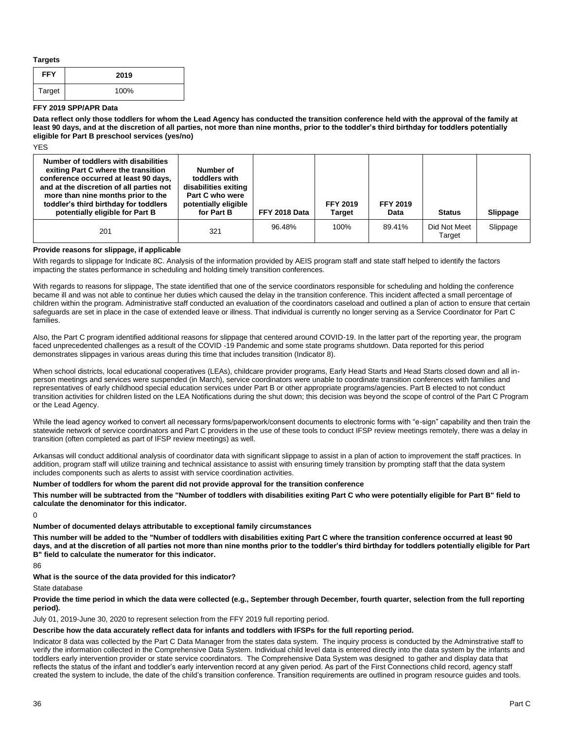**Targets**

| FFY | 2019 |
| --- | --- |
| Target | 100% |

**FFY 2019 SPP/APR Data**

**Data reflect only those toddlers for whom the Lead Agency has conducted the transition conference held with the approval of the family at least 90 days, and at the discretion of all parties, not more than nine months, prior to the toddler's third birthday for toddlers potentially eligible for Part B preschool services (yes/no)**

YES

| Number of toddlers with disabilities exiting Part C where the transition conference occurred at least 90 days, and at the discretion of all parties not more than nine months prior to the toddler's third birthday for toddlers potentially eligible for Part B | Number of toddlers with disabilities exiting Part C who were potentially eligible for Part B | FFY 2018 Data | FFY 2019 Target | FFY 2019 Data | Status | Slippage |
| --- | --- | --- | --- | --- | --- | --- |
| 201 | 321 | 96.48% | 100% | 89.41% | Did Not Meet Target | Slippage |

**Provide reasons for slippage, if applicable**

With regards to slippage for Indicate 8C. Analysis of the information provided by AEIS program staff and state staff helped to identify the factors impacting the states performance in scheduling and holding timely transition conferences.

With regards to reasons for slippage, The state identified that one of the service coordinators responsible for scheduling and holding the conference became ill and was not able to continue her duties which caused the delay in the transition conference. This incident affected a small percentage of children within the program. Administrative staff conducted an evaluation of the coordinators caseload and outlined a plan of action to ensure that certain safeguards are set in place in the case of extended leave or illness. That individual is currently no longer serving as a Service Coordinator for Part C families.

Also, the Part C program identified additional reasons for slippage that centered around COVID-19. In the latter part of the reporting year, the program faced unprecedented challenges as a result of the COVID -19 Pandemic and some state programs shutdown. Data reported for this period demonstrates slippages in various areas during this time that includes transition (Indicator 8).

When school districts, local educational cooperatives (LEAs), childcare provider programs, Early Head Starts and Head Starts closed down and all in-person meetings and services were suspended (in March), service coordinators were unable to coordinate transition conferences with families and representatives of early childhood special education services under Part B or other appropriate programs/agencies. Part B elected to not conduct transition activities for children listed on the LEA Notifications during the shut down; this decision was beyond the scope of control of the Part C Program or the Lead Agency.

While the lead agency worked to convert all necessary forms/paperwork/consent documents to electronic forms with "e-sign" capability and then train the statewide network of service coordinators and Part C providers in the use of these tools to conduct IFSP review meetings remotely, there was a delay in transition (often completed as part of IFSP review meetings) as well.

Arkansas will conduct additional analysis of coordinator data with significant slippage to assist in a plan of action to improvement the staff practices. In addition, program staff will utilize training and technical assistance to assist with ensuring timely transition by prompting staff that the data system includes components such as alerts to assist with service coordination activities.

**Number of toddlers for whom the parent did not provide approval for the transition conference**

**This number will be subtracted from the "Number of toddlers with disabilities exiting Part C who were potentially eligible for Part B" field to calculate the denominator for this indicator.**

0

**Number of documented delays attributable to exceptional family circumstances**

**This number will be added to the "Number of toddlers with disabilities exiting Part C where the transition conference occurred at least 90 days, and at the discretion of all parties not more than nine months prior to the toddler's third birthday for toddlers potentially eligible for Part B" field to calculate the numerator for this indicator.**

86

**What is the source of the data provided for this indicator?**

State database

**Provide the time period in which the data were collected (e.g., September through December, fourth quarter, selection from the full reporting period).**

July 01, 2019-June 30, 2020 to represent selection from the FFY 2019 full reporting period.

**Describe how the data accurately reflect data for infants and toddlers with IFSPs for the full reporting period.**

Indicator 8 data was collected by the Part C Data Manager from the states data system. The inquiry process is conducted by the Adminstrative staff to verify the information collected in the Comprehensive Data System. Individual child level data is entered directly into the data system by the infants and toddlers early intervention provider or state service coordinators. The Comprehensive Data System was designed to gather and display data that reflects the status of the infant and toddler's early intervention record at any given period. As part of the First Connections child record, agency staff created the system to include, the date of the child's transition conference. Transition requirements are outlined in program resource guides and tools.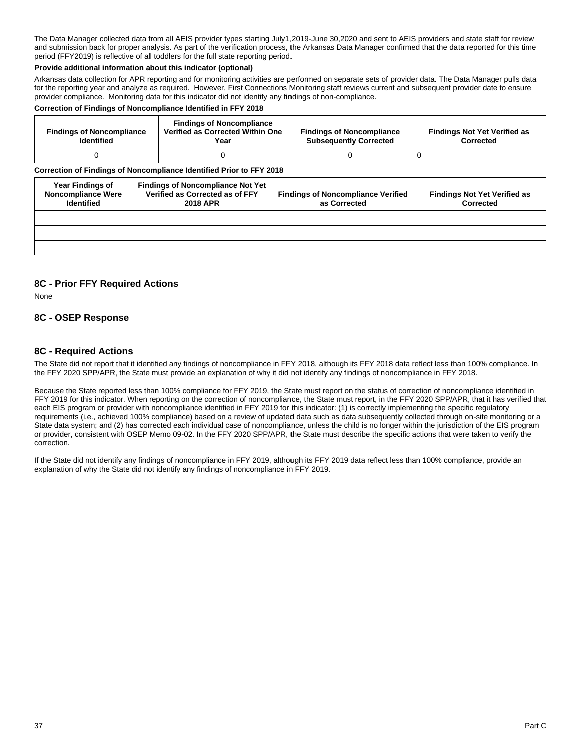The Data Manager collected data from all AEIS provider types starting July1,2019-June 30,2020 and sent to AEIS providers and state staff for review and submission back for proper analysis. As part of the verification process, the Arkansas Data Manager confirmed that the data reported for this time period (FFY2019) is reflective of all toddlers for the full state reporting period.

**Provide additional information about this indicator (optional)**

Arkansas data collection for APR reporting and for monitoring activities are performed on separate sets of provider data. The Data Manager pulls data for the reporting year and analyze as required. However, First Connections Monitoring staff reviews current and subsequent provider date to ensure provider compliance. Monitoring data for this indicator did not identify any findings of non-compliance.

**Correction of Findings of Noncompliance Identified in FFY 2018**

| Findings of Noncompliance Identified | Findings of Noncompliance Verified as Corrected Within One Year | Findings of Noncompliance Subsequently Corrected | Findings Not Yet Verified as Corrected |
|---|---|---|---|
| 0 | 0 | 0 | 0 |

**Correction of Findings of Noncompliance Identified Prior to FFY 2018**

| Year Findings of Noncompliance Were Identified | Findings of Noncompliance Not Yet Verified as Corrected as of FFY 2018 APR | Findings of Noncompliance Verified as Corrected | Findings Not Yet Verified as Corrected |
|---|---|---|---|
| | | | |
| | | | |
| | | | |

## 8C - Prior FFY Required Actions

None

## 8C - OSEP Response

## 8C - Required Actions

The State did not report that it identified any findings of noncompliance in FFY 2018, although its FFY 2018 data reflect less than 100% compliance. In the FFY 2020 SPP/APR, the State must provide an explanation of why it did not identify any findings of noncompliance in FFY 2018.

Because the State reported less than 100% compliance for FFY 2019, the State must report on the status of correction of noncompliance identified in FFY 2019 for this indicator. When reporting on the correction of noncompliance, the State must report, in the FFY 2020 SPP/APR, that it has verified that each EIS program or provider with noncompliance identified in FFY 2019 for this indicator: (1) is correctly implementing the specific regulatory requirements (i.e., achieved 100% compliance) based on a review of updated data such as data subsequently collected through on-site monitoring or a State data system; and (2) has corrected each individual case of noncompliance, unless the child is no longer within the jurisdiction of the EIS program or provider, consistent with OSEP Memo 09-02. In the FFY 2020 SPP/APR, the State must describe the specific actions that were taken to verify the correction.

If the State did not identify any findings of noncompliance in FFY 2019, although its FFY 2019 data reflect less than 100% compliance, provide an explanation of why the State did not identify any findings of noncompliance in FFY 2019.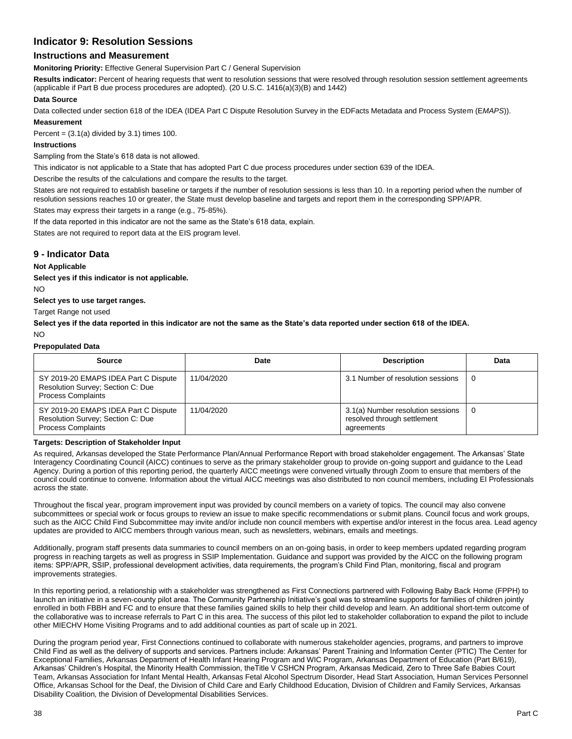## Indicator 9: Resolution Sessions

### Instructions and Measurement

**Monitoring Priority:** Effective General Supervision Part C / General Supervision

**Results indicator:** Percent of hearing requests that went to resolution sessions that were resolved through resolution session settlement agreements (applicable if Part B due process procedures are adopted). (20 U.S.C. 1416(a)(3)(B) and 1442)

**Data Source**

Data collected under section 618 of the IDEA (IDEA Part C Dispute Resolution Survey in the EDFacts Metadata and Process System (E*MAPS*)).

**Measurement**

Percent = (3.1(a) divided by 3.1) times 100.

**Instructions**

Sampling from the State's 618 data is not allowed.

This indicator is not applicable to a State that has adopted Part C due process procedures under section 639 of the IDEA.

Describe the results of the calculations and compare the results to the target.

States are not required to establish baseline or targets if the number of resolution sessions is less than 10. In a reporting period when the number of resolution sessions reaches 10 or greater, the State must develop baseline and targets and report them in the corresponding SPP/APR.

States may express their targets in a range (e.g., 75-85%).

If the data reported in this indicator are not the same as the State's 618 data, explain.

States are not required to report data at the EIS program level.

### 9 - Indicator Data

**Not Applicable**

**Select yes if this indicator is not applicable.**

NO

**Select yes to use target ranges.**

Target Range not used

**Select yes if the data reported in this indicator are not the same as the State's data reported under section 618 of the IDEA.**

NO

**Prepopulated Data**

| Source | Date | Description | Data |
|---|---|---|---|
| SY 2019-20 EMAPS IDEA Part C Dispute Resolution Survey; Section C: Due Process Complaints | 11/04/2020 | 3.1 Number of resolution sessions | 0 |
| SY 2019-20 EMAPS IDEA Part C Dispute Resolution Survey; Section C: Due Process Complaints | 11/04/2020 | 3.1(a) Number resolution sessions resolved through settlement agreements | 0 |

**Targets: Description of Stakeholder Input**

As required, Arkansas developed the State Performance Plan/Annual Performance Report with broad stakeholder engagement. The Arkansas' State Interagency Coordinating Council (AICC) continues to serve as the primary stakeholder group to provide on-going support and guidance to the Lead Agency. During a portion of this reporting period, the quarterly AICC meetings were convened virtually through Zoom to ensure that members of the council could continue to convene. Information about the virtual AICC meetings was also distributed to non council members, including EI Professionals across the state.

Throughout the fiscal year, program improvement input was provided by council members on a variety of topics. The council may also convene subcommittees or special work or focus groups to review an issue to make specific recommendations or submit plans. Council focus and work groups, such as the AICC Child Find Subcommittee may invite and/or include non council members with expertise and/or interest in the focus area. Lead agency updates are provided to AICC members through various mean, such as newsletters, webinars, emails and meetings.

Additionally, program staff presents data summaries to council members on an on-going basis, in order to keep members updated regarding program progress in reaching targets as well as progress in SSIP Implementation. Guidance and support was provided by the AICC on the following program items: SPP/APR, SSIP, professional development activities, data requirements, the program's Child Find Plan, monitoring, fiscal and program improvements strategies.

In this reporting period, a relationship with a stakeholder was strengthened as First Connections partnered with Following Baby Back Home (FPPH) to launch an initiative in a seven-county pilot area. The Community Partnership Initiative's goal was to streamline supports for families of children jointly enrolled in both FBBH and FC and to ensure that these families gained skills to help their child develop and learn. An additional short-term outcome of the collaborative was to increase referrals to Part C in this area. The success of this pilot led to stakeholder collaboration to expand the pilot to include other MIECHV Home Visiting Programs and to add additional counties as part of scale up in 2021.

During the program period year, First Connections continued to collaborate with numerous stakeholder agencies, programs, and partners to improve Child Find as well as the delivery of supports and services. Partners include: Arkansas' Parent Training and Information Center (PTIC) The Center for Exceptional Families, Arkansas Department of Health Infant Hearing Program and WIC Program, Arkansas Department of Education (Part B/619), Arkansas' Children's Hospital, the Minority Health Commission, theTitle V CSHCN Program, Arkansas Medicaid, Zero to Three Safe Babies Court Team, Arkansas Association for Infant Mental Health, Arkansas Fetal Alcohol Spectrum Disorder, Head Start Association, Human Services Personnel Office, Arkansas School for the Deaf, the Division of Child Care and Early Childhood Education, Division of Children and Family Services, Arkansas Disability Coalition, the Division of Developmental Disabilities Services.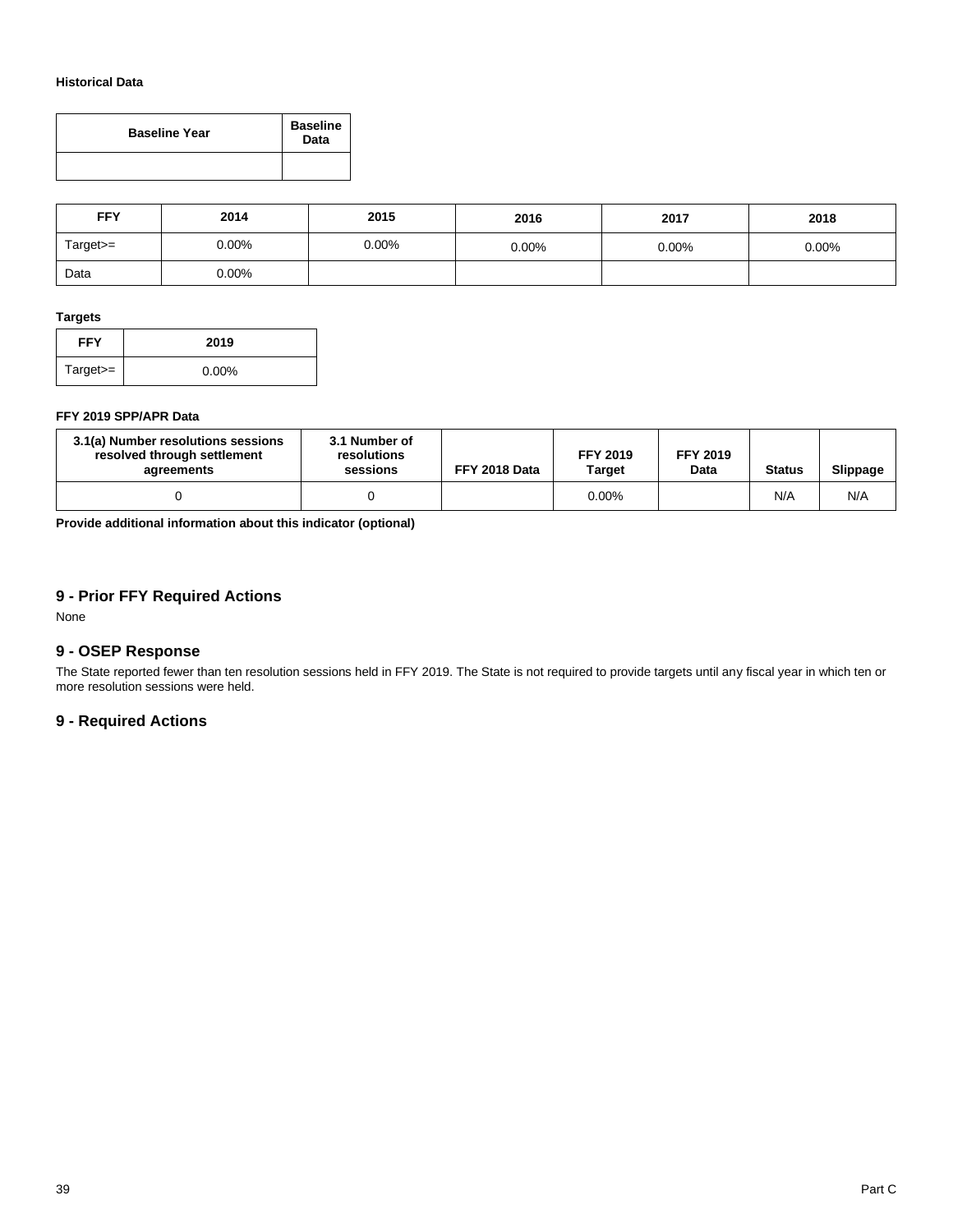**Historical Data**

| Baseline Year | Baseline Data |
|---|---|
| | |

| FFY | 2014 | 2015 | 2016 | 2017 | 2018 |
|---|---|---|---|---|---|
| Target>= | 0.00% | 0.00% | 0.00% | 0.00% | 0.00% |
| Data | 0.00% | | | | |

**Targets**

| FFY | 2019 |
|---|---|
| Target>= | 0.00% |

**FFY 2019 SPP/APR Data**

| 3.1(a) Number resolutions sessions resolved through settlement agreements | 3.1 Number of resolutions sessions | FFY 2018 Data | FFY 2019 Target | FFY 2019 Data | Status | Slippage |
|---|---|---|---|---|---|---|
| 0 | 0 | | 0.00% | | N/A | N/A |

**Provide additional information about this indicator (optional)**

## 9 - Prior FFY Required Actions

None

## 9 - OSEP Response

The State reported fewer than ten resolution sessions held in FFY 2019. The State is not required to provide targets until any fiscal year in which ten or more resolution sessions were held.

## 9 - Required Actions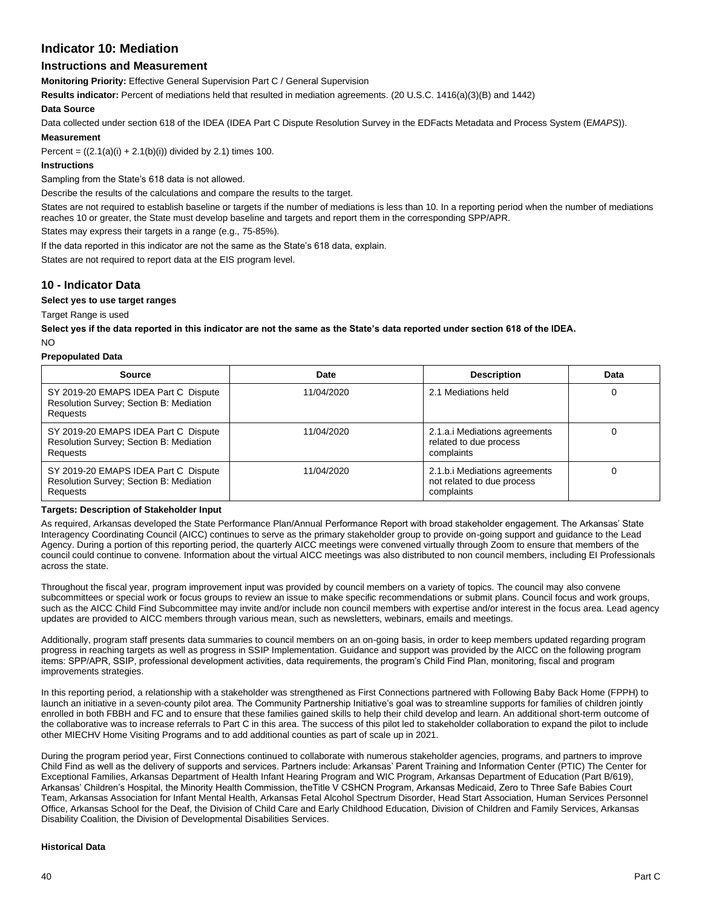## Indicator 10: Mediation

### Instructions and Measurement

**Monitoring Priority:** Effective General Supervision Part C / General Supervision

**Results indicator:** Percent of mediations held that resulted in mediation agreements. (20 U.S.C. 1416(a)(3)(B) and 1442)

**Data Source**

Data collected under section 618 of the IDEA (IDEA Part C Dispute Resolution Survey in the EDFacts Metadata and Process System (E*MAPS*)).

**Measurement**

Percent = ((2.1(a)(i) + 2.1(b)(i)) divided by 2.1) times 100.

**Instructions**

Sampling from the State's 618 data is not allowed.

Describe the results of the calculations and compare the results to the target.

States are not required to establish baseline or targets if the number of mediations is less than 10. In a reporting period when the number of mediations reaches 10 or greater, the State must develop baseline and targets and report them in the corresponding SPP/APR.

States may express their targets in a range (e.g., 75-85%).

If the data reported in this indicator are not the same as the State's 618 data, explain.

States are not required to report data at the EIS program level.

### 10 - Indicator Data

**Select yes to use target ranges**

Target Range is used

**Select yes if the data reported in this indicator are not the same as the State's data reported under section 618 of the IDEA.**

NO

**Prepopulated Data**

| Source | Date | Description | Data |
|---|---|---|---|
| SY 2019-20 EMAPS IDEA Part C Dispute Resolution Survey; Section B: Mediation Requests | 11/04/2020 | 2.1 Mediations held | 0 |
| SY 2019-20 EMAPS IDEA Part C Dispute Resolution Survey; Section B: Mediation Requests | 11/04/2020 | 2.1.a.i Mediations agreements related to due process complaints | 0 |
| SY 2019-20 EMAPS IDEA Part C Dispute Resolution Survey; Section B: Mediation Requests | 11/04/2020 | 2.1.b.i Mediations agreements not related to due process complaints | 0 |

**Targets: Description of Stakeholder Input**

As required, Arkansas developed the State Performance Plan/Annual Performance Report with broad stakeholder engagement. The Arkansas' State Interagency Coordinating Council (AICC) continues to serve as the primary stakeholder group to provide on-going support and guidance to the Lead Agency. During a portion of this reporting period, the quarterly AICC meetings were convened virtually through Zoom to ensure that members of the council could continue to convene. Information about the virtual AICC meetings was also distributed to non council members, including EI Professionals across the state.

Throughout the fiscal year, program improvement input was provided by council members on a variety of topics. The council may also convene subcommittees or special work or focus groups to review an issue to make specific recommendations or submit plans. Council focus and work groups, such as the AICC Child Find Subcommittee may invite and/or include non council members with expertise and/or interest in the focus area. Lead agency updates are provided to AICC members through various mean, such as newsletters, webinars, emails and meetings.

Additionally, program staff presents data summaries to council members on an on-going basis, in order to keep members updated regarding program progress in reaching targets as well as progress in SSIP Implementation. Guidance and support was provided by the AICC on the following program items: SPP/APR, SSIP, professional development activities, data requirements, the program's Child Find Plan, monitoring, fiscal and program improvements strategies.

In this reporting period, a relationship with a stakeholder was strengthened as First Connections partnered with Following Baby Back Home (FPPH) to launch an initiative in a seven-county pilot area. The Community Partnership Initiative's goal was to streamline supports for families of children jointly enrolled in both FBBH and FC and to ensure that these families gained skills to help their child develop and learn. An additional short-term outcome of the collaborative was to increase referrals to Part C in this area. The success of this pilot led to stakeholder collaboration to expand the pilot to include other MIECHV Home Visiting Programs and to add additional counties as part of scale up in 2021.

During the program period year, First Connections continued to collaborate with numerous stakeholder agencies, programs, and partners to improve Child Find as well as the delivery of supports and services. Partners include: Arkansas' Parent Training and Information Center (PTIC) The Center for Exceptional Families, Arkansas Department of Health Infant Hearing Program and WIC Program, Arkansas Department of Education (Part B/619), Arkansas' Children's Hospital, the Minority Health Commission, theTitle V CSHCN Program, Arkansas Medicaid, Zero to Three Safe Babies Court Team, Arkansas Association for Infant Mental Health, Arkansas Fetal Alcohol Spectrum Disorder, Head Start Association, Human Services Personnel Office, Arkansas School for the Deaf, the Division of Child Care and Early Childhood Education, Division of Children and Family Services, Arkansas Disability Coalition, the Division of Developmental Disabilities Services.

**Historical Data**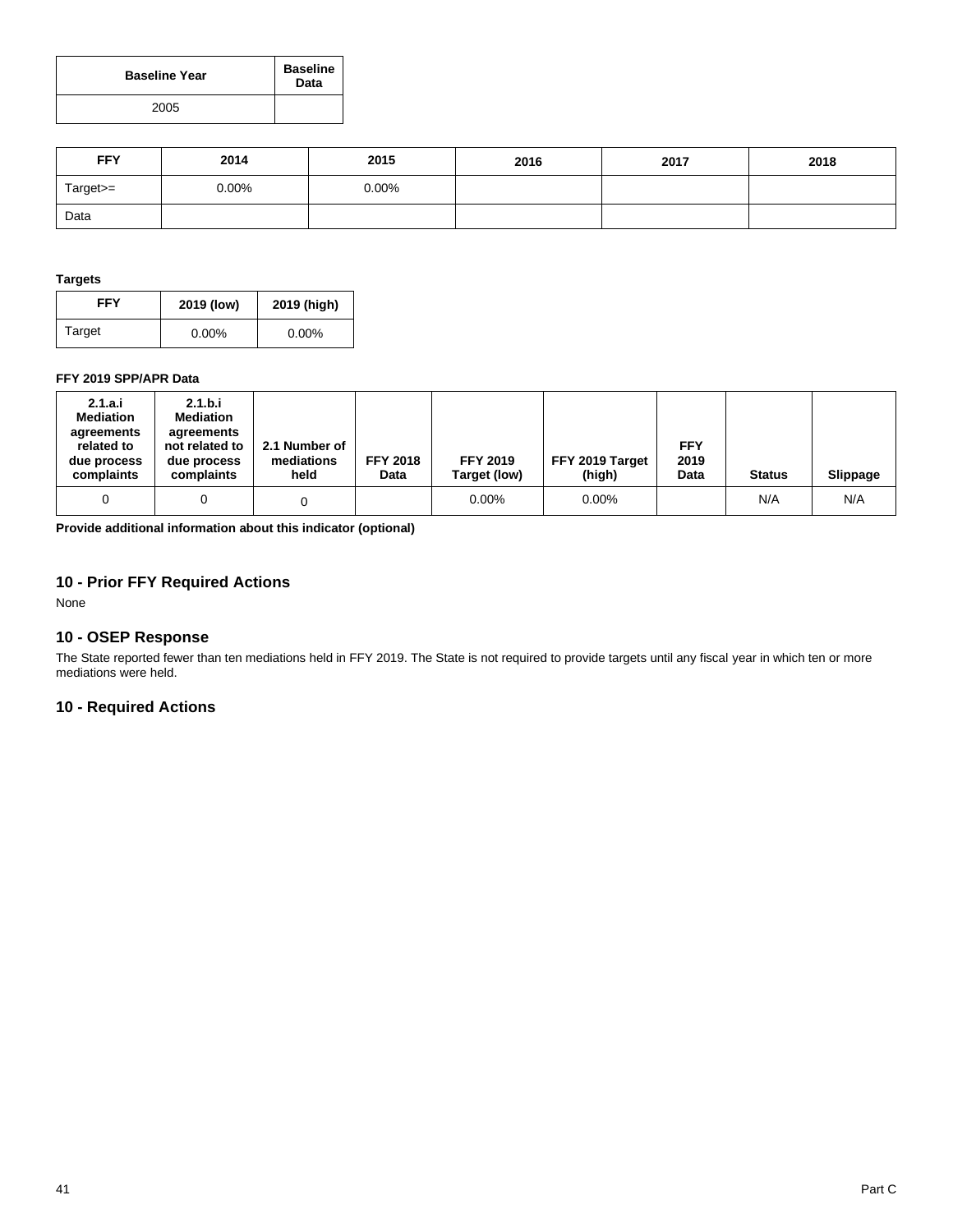| Baseline Year | Baseline Data |
| --- | --- |
| 2005 | |

| FFY | 2014 | 2015 | 2016 | 2017 | 2018 |
| --- | --- | --- | --- | --- | --- |
| Target>= | 0.00% | 0.00% | | | |
| Data | | | | | |

**Targets**

| FFY | 2019 (low) | 2019 (high) |
| --- | --- | --- |
| Target | 0.00% | 0.00% |

**FFY 2019 SPP/APR Data**

| 2.1.a.i Mediation agreements related to due process complaints | 2.1.b.i Mediation agreements not related to due process complaints | 2.1 Number of mediations held | FFY 2018 Data | FFY 2019 Target (low) | FFY 2019 Target (high) | FFY 2019 Data | Status | Slippage |
| --- | --- | --- | --- | --- | --- | --- | --- | --- |
| 0 | 0 | 0 | | 0.00% | 0.00% | | N/A | N/A |

**Provide additional information about this indicator (optional)**

## 10 - Prior FFY Required Actions

None

## 10 - OSEP Response

The State reported fewer than ten mediations held in FFY 2019. The State is not required to provide targets until any fiscal year in which ten or more mediations were held.

## 10 - Required Actions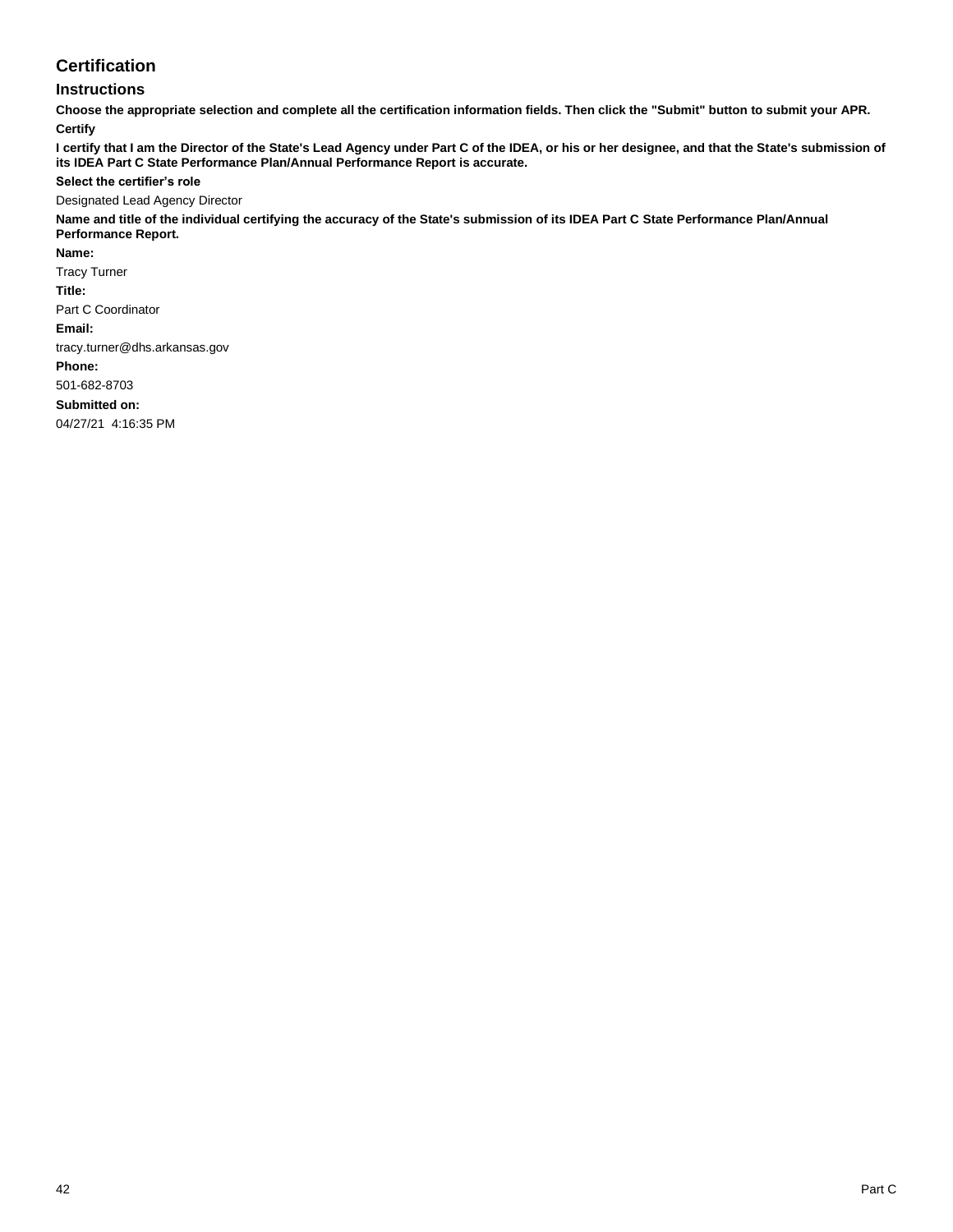## Certification

### Instructions

**Choose the appropriate selection and complete all the certification information fields. Then click the "Submit" button to submit your APR.**

**Certify**

**I certify that I am the Director of the State's Lead Agency under Part C of the IDEA, or his or her designee, and that the State's submission of its IDEA Part C State Performance Plan/Annual Performance Report is accurate.**

**Select the certifier's role**

Designated Lead Agency Director

**Name and title of the individual certifying the accuracy of the State's submission of its IDEA Part C State Performance Plan/Annual Performance Report.**

**Name:**

Tracy Turner

**Title:**

Part C Coordinator

**Email:**

tracy.turner@dhs.arkansas.gov

**Phone:**

501-682-8703

**Submitted on:**

04/27/21 4:16:35 PM